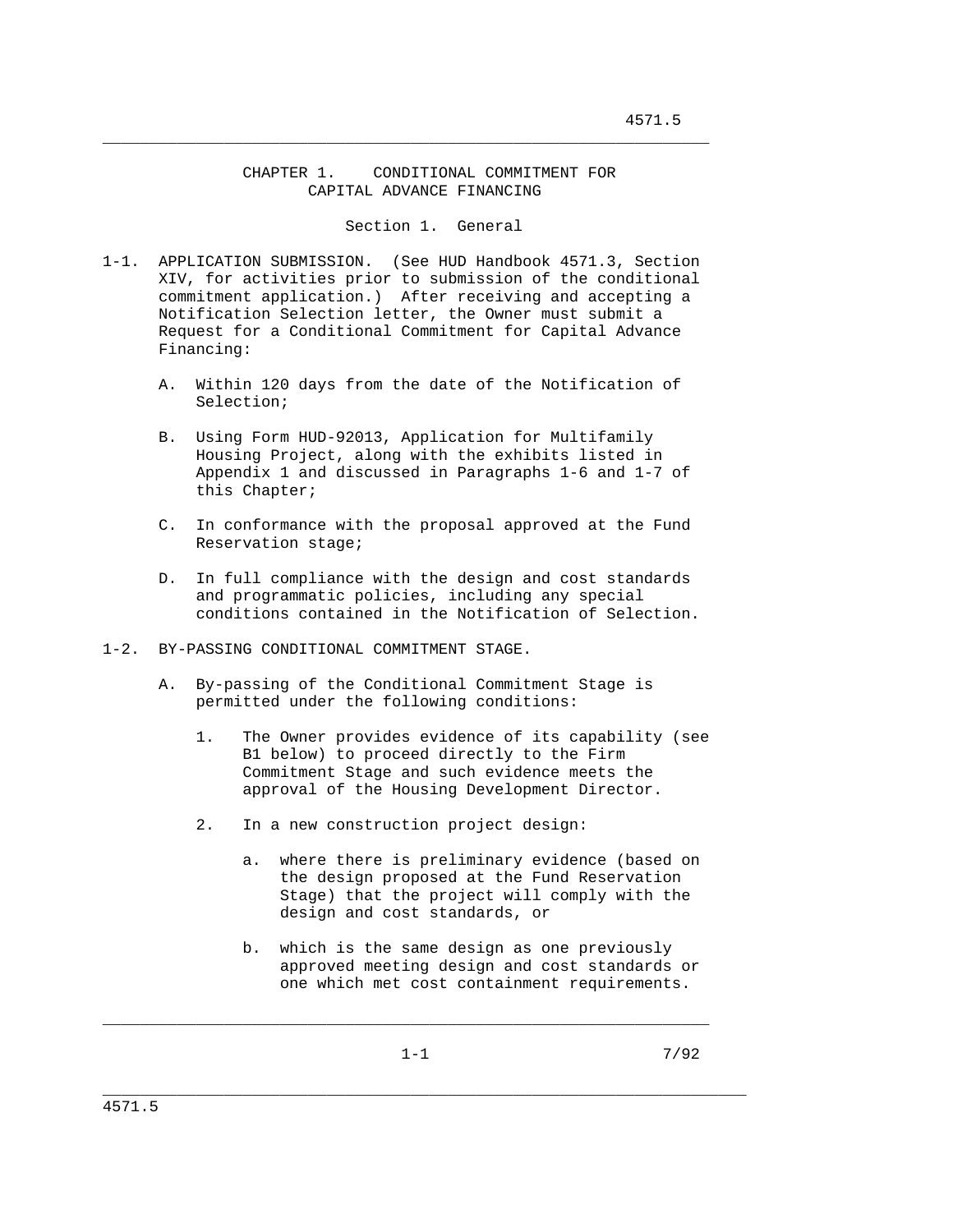# CHAPTER 1. CONDITIONAL COMMITMENT FOR CAPITAL ADVANCE FINANCING

## Section 1. General

1-1. APPLICATION SUBMISSION. (See HUD Handbook 4571.3, Section XIV, for activities prior to submission of the conditional commitment application.) After receiving and accepting a Notification Selection letter, the Owner must submit a Request for a Conditional Commitment for Capital Advance Financing:

   A. Within 120 days from the date of the Notification of Selection;

   B. Using Form HUD-92013, Application for Multifamily Housing Project, along with the exhibits listed in Appendix 1 and discussed in Paragraphs 1-6 and 1-7 of this Chapter;

   C. In conformance with the proposal approved at the Fund Reservation stage;

   D. In full compliance with the design and cost standards and programmatic policies, including any special conditions contained in the Notification of Selection.

1-2. BY-PASSING CONDITIONAL COMMITMENT STAGE.

   A. By-passing of the Conditional Commitment Stage is permitted under the following conditions:

      1. The Owner provides evidence of its capability (see B1 below) to proceed directly to the Firm Commitment Stage and such evidence meets the approval of the Housing Development Director.

      2. In a new construction project design:

         a. where there is preliminary evidence (based on the design proposed at the Fund Reservation Stage) that the project will comply with the design and cost standards, or

         b. which is the same design as one previously approved meeting design and cost standards or one which met cost containment requirements.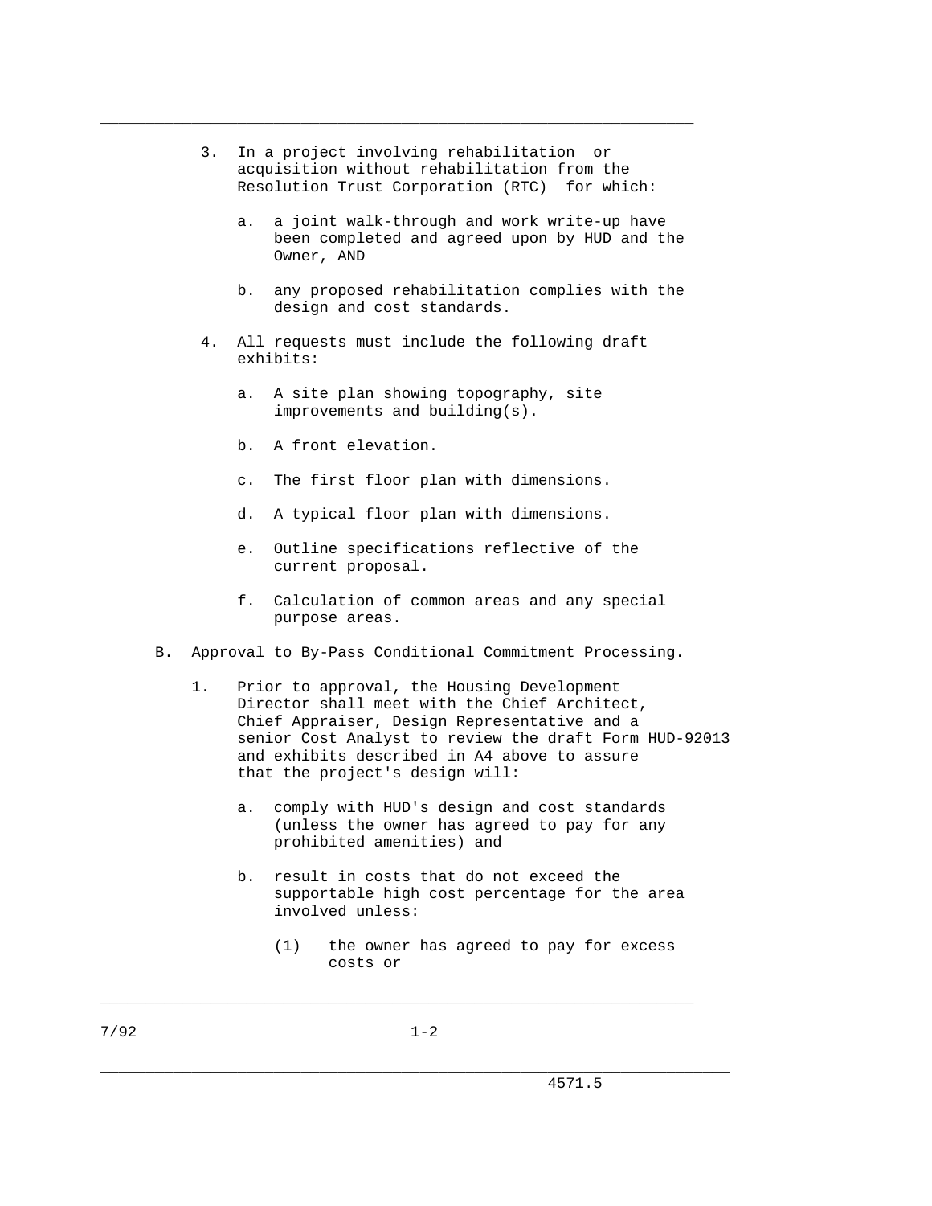3. In a project involving rehabilitation or acquisition without rehabilitation from the Resolution Trust Corporation (RTC) for which:

   a. a joint walk-through and work write-up have been completed and agreed upon by HUD and the Owner, AND

   b. any proposed rehabilitation complies with the design and cost standards.

4. All requests must include the following draft exhibits:

   a. A site plan showing topography, site improvements and building(s).

   b. A front elevation.

   c. The first floor plan with dimensions.

   d. A typical floor plan with dimensions.

   e. Outline specifications reflective of the current proposal.

   f. Calculation of common areas and any special purpose areas.

B. Approval to By-Pass Conditional Commitment Processing.

1. Prior to approval, the Housing Development Director shall meet with the Chief Architect, Chief Appraiser, Design Representative and a senior Cost Analyst to review the draft Form HUD-92013 and exhibits described in A4 above to assure that the project's design will:

   a. comply with HUD's design and cost standards (unless the owner has agreed to pay for any prohibited amenities) and

   b. result in costs that do not exceed the supportable high cost percentage for the area involved unless:

      (1) the owner has agreed to pay for excess costs or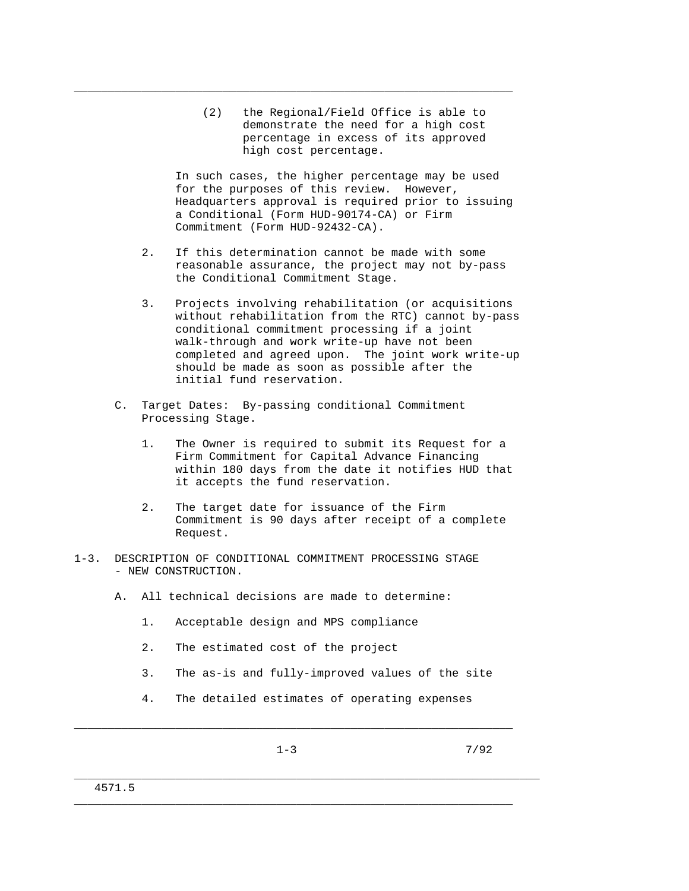(2) the Regional/Field Office is able to demonstrate the need for a high cost percentage in excess of its approved high cost percentage.

In such cases, the higher percentage may be used for the purposes of this review. However, Headquarters approval is required prior to issuing a Conditional (Form HUD-90174-CA) or Firm Commitment (Form HUD-92432-CA).

2. If this determination cannot be made with some reasonable assurance, the project may not by-pass the Conditional Commitment Stage.

3. Projects involving rehabilitation (or acquisitions without rehabilitation from the RTC) cannot by-pass conditional commitment processing if a joint walk-through and work write-up have not been completed and agreed upon. The joint work write-up should be made as soon as possible after the initial fund reservation.

C. Target Dates: By-passing conditional Commitment Processing Stage.

1. The Owner is required to submit its Request for a Firm Commitment for Capital Advance Financing within 180 days from the date it notifies HUD that it accepts the fund reservation.

2. The target date for issuance of the Firm Commitment is 90 days after receipt of a complete Request.

## 1-3. DESCRIPTION OF CONDITIONAL COMMITMENT PROCESSING STAGE - NEW CONSTRUCTION.

A. All technical decisions are made to determine:

1. Acceptable design and MPS compliance

2. The estimated cost of the project

3. The as-is and fully-improved values of the site

4. The detailed estimates of operating expenses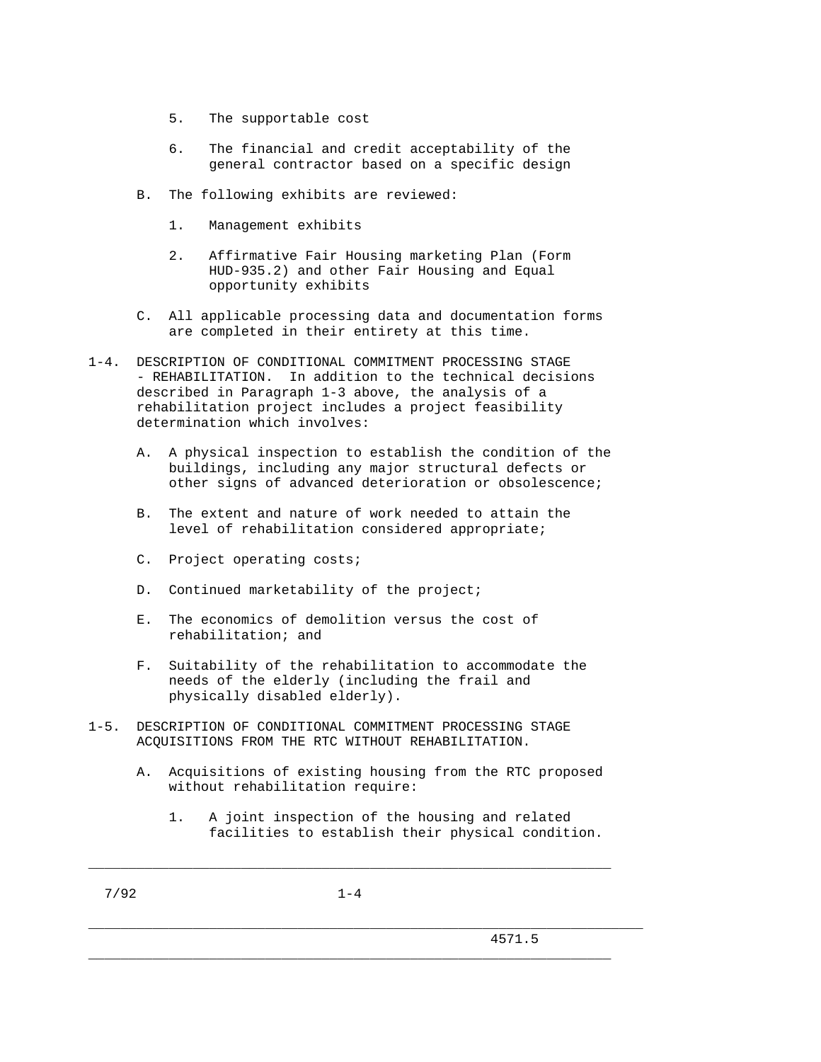5. The supportable cost

6. The financial and credit acceptability of the general contractor based on a specific design

B. The following exhibits are reviewed:

1. Management exhibits

2. Affirmative Fair Housing marketing Plan (Form HUD-935.2) and other Fair Housing and Equal opportunity exhibits

C. All applicable processing data and documentation forms are completed in their entirety at this time.

1-4. DESCRIPTION OF CONDITIONAL COMMITMENT PROCESSING STAGE - REHABILITATION. In addition to the technical decisions described in Paragraph 1-3 above, the analysis of a rehabilitation project includes a project feasibility determination which involves:

A. A physical inspection to establish the condition of the buildings, including any major structural defects or other signs of advanced deterioration or obsolescence;

B. The extent and nature of work needed to attain the level of rehabilitation considered appropriate;

C. Project operating costs;

D. Continued marketability of the project;

E. The economics of demolition versus the cost of rehabilitation; and

F. Suitability of the rehabilitation to accommodate the needs of the elderly (including the frail and physically disabled elderly).

1-5. DESCRIPTION OF CONDITIONAL COMMITMENT PROCESSING STAGE ACQUISITIONS FROM THE RTC WITHOUT REHABILITATION.

A. Acquisitions of existing housing from the RTC proposed without rehabilitation require:

1. A joint inspection of the housing and related facilities to establish their physical condition.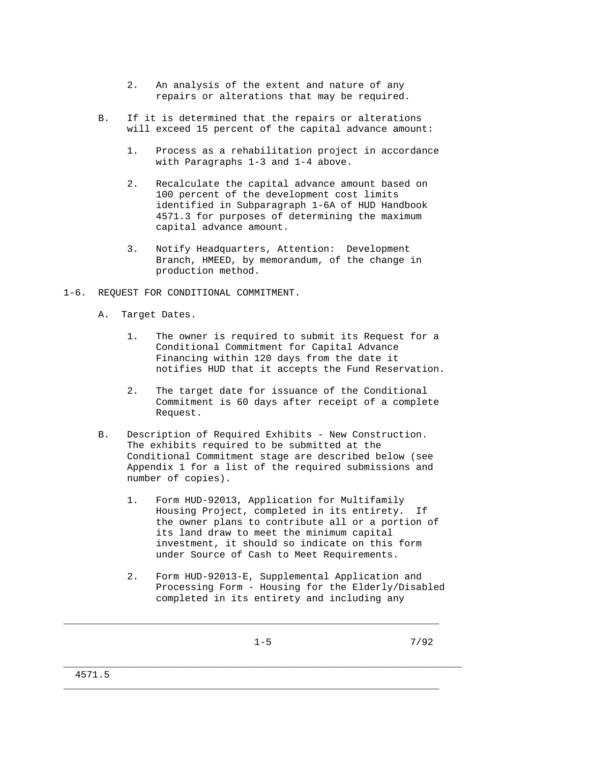2. An analysis of the extent and nature of any repairs or alterations that may be required.

B. If it is determined that the repairs or alterations will exceed 15 percent of the capital advance amount:

1. Process as a rehabilitation project in accordance with Paragraphs 1-3 and 1-4 above.

2. Recalculate the capital advance amount based on 100 percent of the development cost limits identified in Subparagraph 1-6A of HUD Handbook 4571.3 for purposes of determining the maximum capital advance amount.

3. Notify Headquarters, Attention: Development Branch, HMEED, by memorandum, of the change in production method.

## 1-6. REQUEST FOR CONDITIONAL COMMITMENT.

A. Target Dates.

1. The owner is required to submit its Request for a Conditional Commitment for Capital Advance Financing within 120 days from the date it notifies HUD that it accepts the Fund Reservation.

2. The target date for issuance of the Conditional Commitment is 60 days after receipt of a complete Request.

B. Description of Required Exhibits - New Construction. The exhibits required to be submitted at the Conditional Commitment stage are described below (see Appendix 1 for a list of the required submissions and number of copies).

1. Form HUD-92013, Application for Multifamily Housing Project, completed in its entirety. If the owner plans to contribute all or a portion of its land draw to meet the minimum capital investment, it should so indicate on this form under Source of Cash to Meet Requirements.

2. Form HUD-92013-E, Supplemental Application and Processing Form - Housing for the Elderly/Disabled completed in its entirety and including any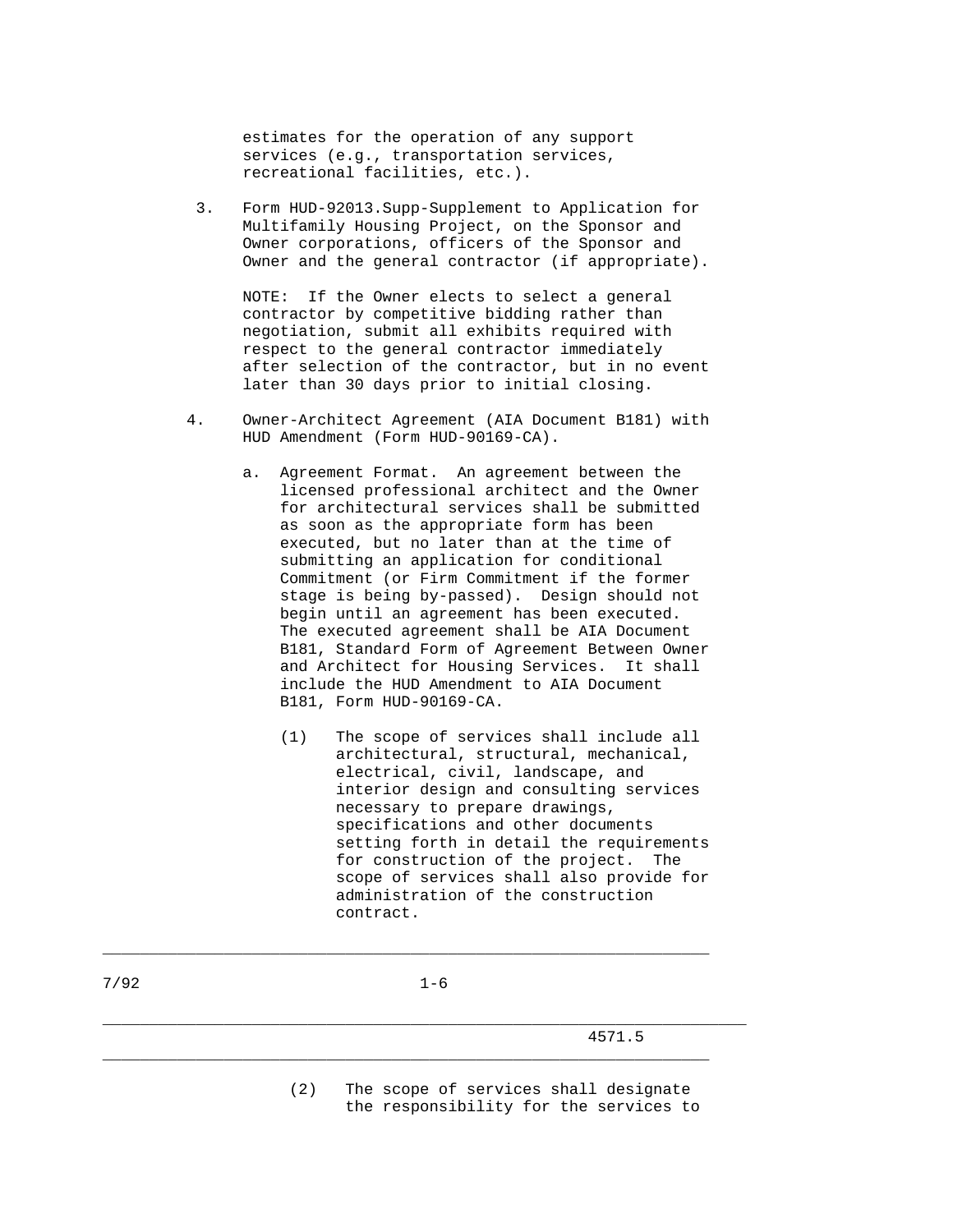estimates for the operation of any support services (e.g., transportation services, recreational facilities, etc.).

3. Form HUD-92013.Supp-Supplement to Application for Multifamily Housing Project, on the Sponsor and Owner corporations, officers of the Sponsor and Owner and the general contractor (if appropriate).

   NOTE: If the Owner elects to select a general contractor by competitive bidding rather than negotiation, submit all exhibits required with respect to the general contractor immediately after selection of the contractor, but in no event later than 30 days prior to initial closing.

4. Owner-Architect Agreement (AIA Document B181) with HUD Amendment (Form HUD-90169-CA).

   a. Agreement Format. An agreement between the licensed professional architect and the Owner for architectural services shall be submitted as soon as the appropriate form has been executed, but no later than at the time of submitting an application for conditional Commitment (or Firm Commitment if the former stage is being by-passed). Design should not begin until an agreement has been executed. The executed agreement shall be AIA Document B181, Standard Form of Agreement Between Owner and Architect for Housing Services. It shall include the HUD Amendment to AIA Document B181, Form HUD-90169-CA.

      (1) The scope of services shall include all architectural, structural, mechanical, electrical, civil, landscape, and interior design and consulting services necessary to prepare drawings, specifications and other documents setting forth in detail the requirements for construction of the project. The scope of services shall also provide for administration of the construction contract.

      (2) The scope of services shall designate the responsibility for the services to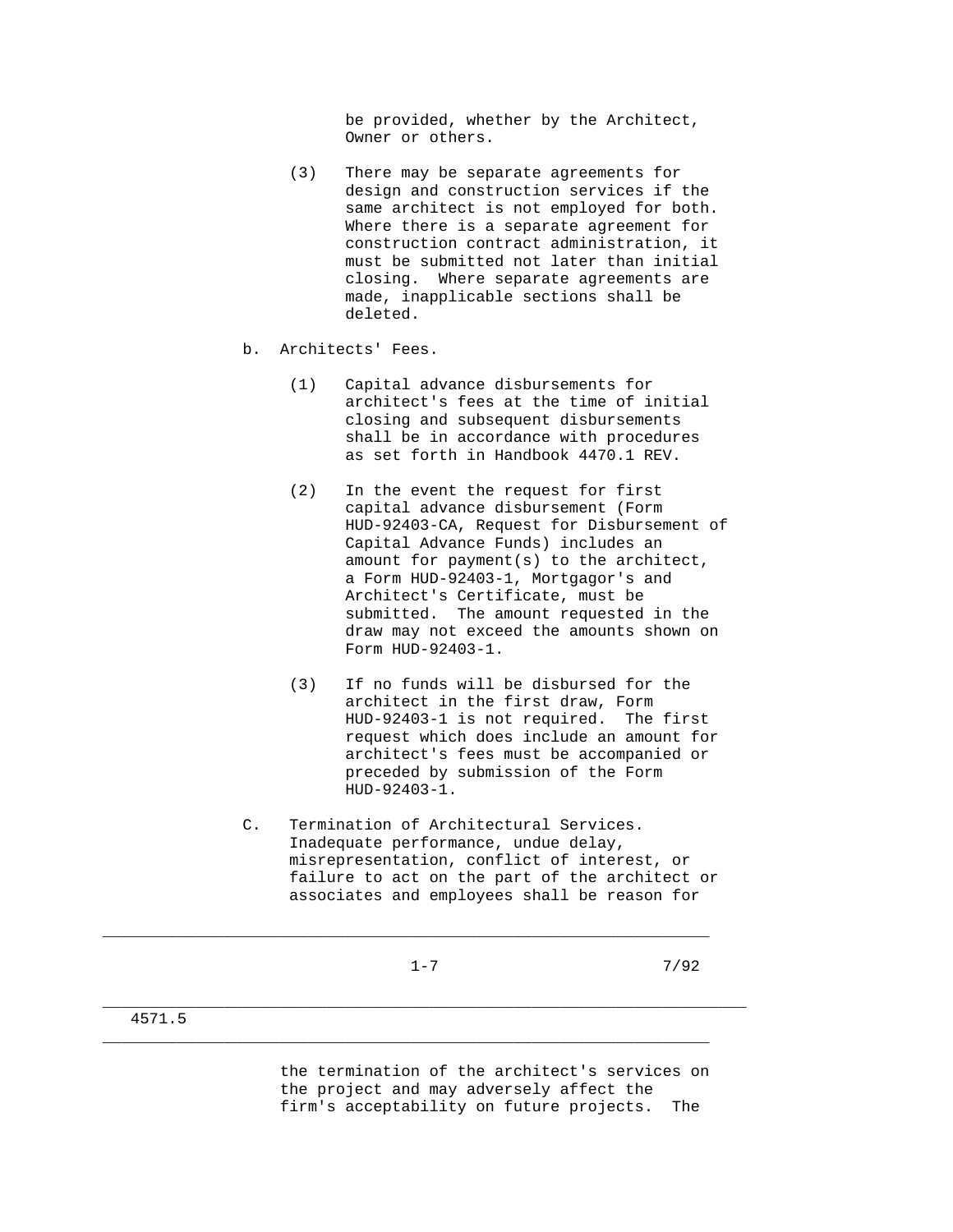be provided, whether by the Architect, Owner or others.

(3) There may be separate agreements for design and construction services if the same architect is not employed for both. Where there is a separate agreement for construction contract administration, it must be submitted not later than initial closing. Where separate agreements are made, inapplicable sections shall be deleted.

b. Architects' Fees.

(1) Capital advance disbursements for architect's fees at the time of initial closing and subsequent disbursements shall be in accordance with procedures as set forth in Handbook 4470.1 REV.

(2) In the event the request for first capital advance disbursement (Form HUD-92403-CA, Request for Disbursement of Capital Advance Funds) includes an amount for payment(s) to the architect, a Form HUD-92403-1, Mortgagor's and Architect's Certificate, must be submitted. The amount requested in the draw may not exceed the amounts shown on Form HUD-92403-1.

(3) If no funds will be disbursed for the architect in the first draw, Form HUD-92403-1 is not required. The first request which does include an amount for architect's fees must be accompanied or preceded by submission of the Form HUD-92403-1.

C. Termination of Architectural Services. Inadequate performance, undue delay, misrepresentation, conflict of interest, or failure to act on the part of the architect or associates and employees shall be reason for the termination of the architect's services on the project and may adversely affect the firm's acceptability on future projects. The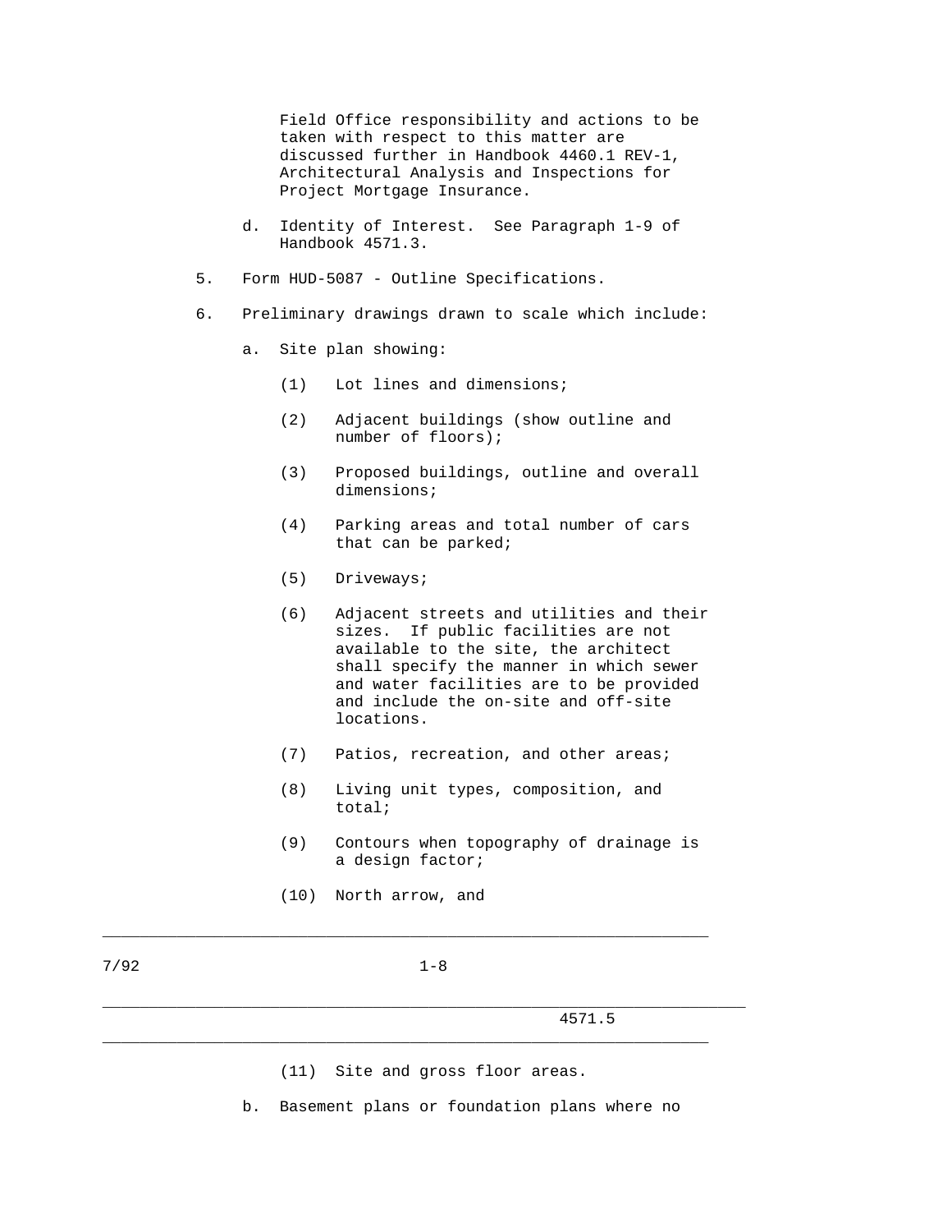Field Office responsibility and actions to be taken with respect to this matter are discussed further in Handbook 4460.1 REV-1, Architectural Analysis and Inspections for Project Mortgage Insurance.

d. Identity of Interest. See Paragraph 1-9 of Handbook 4571.3.

5. Form HUD-5087 - Outline Specifications.

6. Preliminary drawings drawn to scale which include:

   a. Site plan showing:

      (1) Lot lines and dimensions;

      (2) Adjacent buildings (show outline and number of floors);

      (3) Proposed buildings, outline and overall dimensions;

      (4) Parking areas and total number of cars that can be parked;

      (5) Driveways;

      (6) Adjacent streets and utilities and their sizes. If public facilities are not available to the site, the architect shall specify the manner in which sewer and water facilities are to be provided and include the on-site and off-site locations.

      (7) Patios, recreation, and other areas;

      (8) Living unit types, composition, and total;

      (9) Contours when topography of drainage is a design factor;

      (10) North arrow, and

      (11) Site and gross floor areas.

   b. Basement plans or foundation plans where no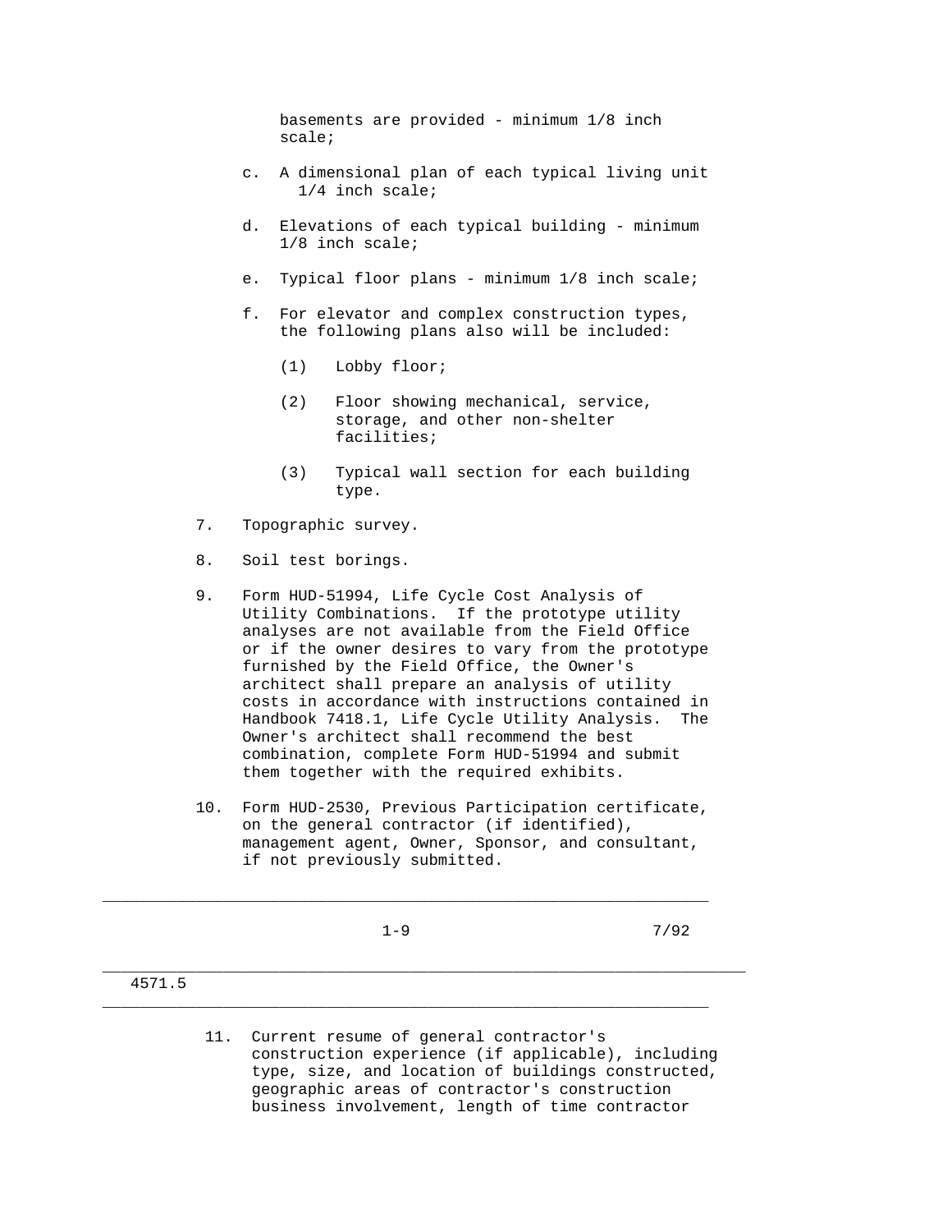basements are provided - minimum 1/8 inch scale;

c. A dimensional plan of each typical living unit 1/4 inch scale;

d. Elevations of each typical building - minimum 1/8 inch scale;

e. Typical floor plans - minimum 1/8 inch scale;

f. For elevator and complex construction types, the following plans also will be included:

   (1) Lobby floor;

   (2) Floor showing mechanical, service, storage, and other non-shelter facilities;

   (3) Typical wall section for each building type.

7. Topographic survey.

8. Soil test borings.

9. Form HUD-51994, Life Cycle Cost Analysis of Utility Combinations. If the prototype utility analyses are not available from the Field Office or if the owner desires to vary from the prototype furnished by the Field Office, the Owner's architect shall prepare an analysis of utility costs in accordance with instructions contained in Handbook 7418.1, Life Cycle Utility Analysis. The Owner's architect shall recommend the best combination, complete Form HUD-51994 and submit them together with the required exhibits.

10. Form HUD-2530, Previous Participation certificate, on the general contractor (if identified), management agent, Owner, Sponsor, and consultant, if not previously submitted.

11. Current resume of general contractor's construction experience (if applicable), including type, size, and location of buildings constructed, geographic areas of contractor's construction business involvement, length of time contractor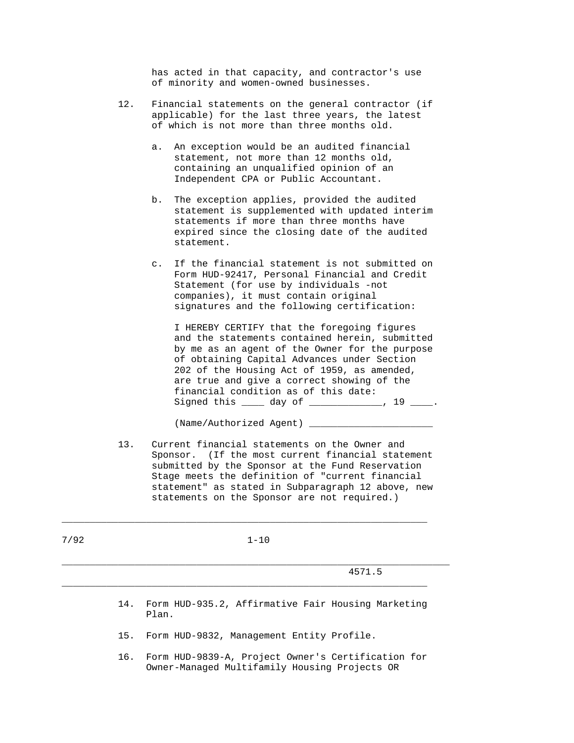has acted in that capacity, and contractor's use of minority and women-owned businesses.

12. Financial statements on the general contractor (if applicable) for the last three years, the latest of which is not more than three months old.

    a. An exception would be an audited financial statement, not more than 12 months old, containing an unqualified opinion of an Independent CPA or Public Accountant.

    b. The exception applies, provided the audited statement is supplemented with updated interim statements if more than three months have expired since the closing date of the audited statement.

    c. If the financial statement is not submitted on Form HUD-92417, Personal Financial and Credit Statement (for use by individuals -not companies), it must contain original signatures and the following certification:

       I HEREBY CERTIFY that the foregoing figures and the statements contained herein, submitted by me as an agent of the Owner for the purpose of obtaining Capital Advances under Section 202 of the Housing Act of 1959, as amended, are true and give a correct showing of the financial condition as of this date:
       Signed this ____ day of _____________, 19 ____.

       (Name/Authorized Agent) _____________________

13. Current financial statements on the Owner and Sponsor. (If the most current financial statement submitted by the Sponsor at the Fund Reservation Stage meets the definition of "current financial statement" as stated in Subparagraph 12 above, new statements on the Sponsor are not required.)

14. Form HUD-935.2, Affirmative Fair Housing Marketing Plan.

15. Form HUD-9832, Management Entity Profile.

16. Form HUD-9839-A, Project Owner's Certification for Owner-Managed Multifamily Housing Projects OR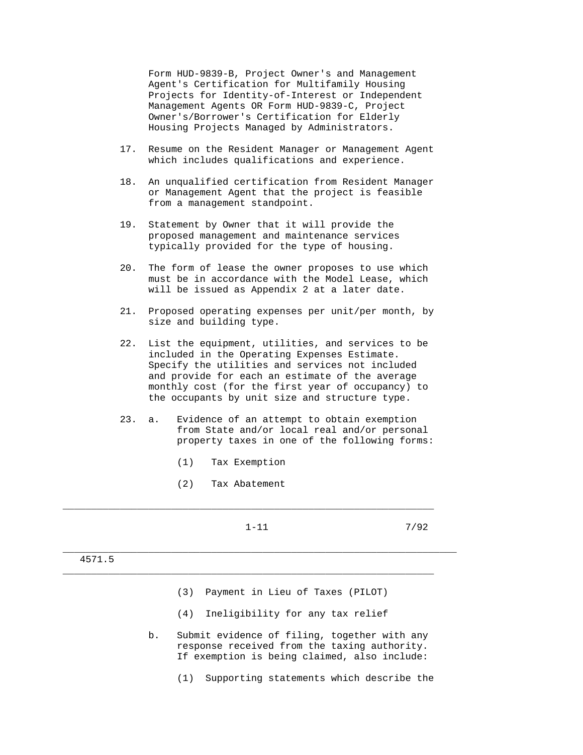Form HUD-9839-B, Project Owner's and Management Agent's Certification for Multifamily Housing Projects for Identity-of-Interest or Independent Management Agents OR Form HUD-9839-C, Project Owner's/Borrower's Certification for Elderly Housing Projects Managed by Administrators.

17. Resume on the Resident Manager or Management Agent which includes qualifications and experience.

18. An unqualified certification from Resident Manager or Management Agent that the project is feasible from a management standpoint.

19. Statement by Owner that it will provide the proposed management and maintenance services typically provided for the type of housing.

20. The form of lease the owner proposes to use which must be in accordance with the Model Lease, which will be issued as Appendix 2 at a later date.

21. Proposed operating expenses per unit/per month, by size and building type.

22. List the equipment, utilities, and services to be included in the Operating Expenses Estimate. Specify the utilities and services not included and provide for each an estimate of the average monthly cost (for the first year of occupancy) to the occupants by unit size and structure type.

23. a. Evidence of an attempt to obtain exemption from State and/or local real and/or personal property taxes in one of the following forms:

    (1) Tax Exemption

    (2) Tax Abatement

    (3) Payment in Lieu of Taxes (PILOT)

    (4) Ineligibility for any tax relief

    b. Submit evidence of filing, together with any response received from the taxing authority. If exemption is being claimed, also include:

    (1) Supporting statements which describe the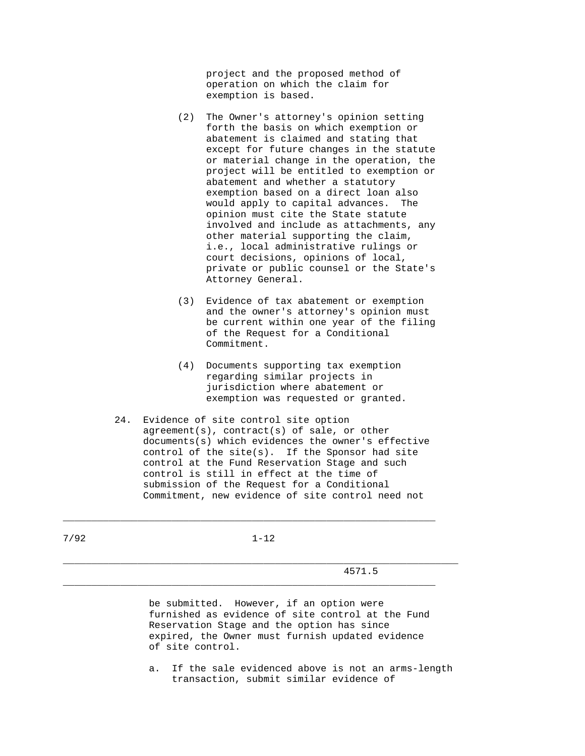project and the proposed method of operation on which the claim for exemption is based.

(2) The Owner's attorney's opinion setting forth the basis on which exemption or abatement is claimed and stating that except for future changes in the statute or material change in the operation, the project will be entitled to exemption or abatement and whether a statutory exemption based on a direct loan also would apply to capital advances. The opinion must cite the State statute involved and include as attachments, any other material supporting the claim, i.e., local administrative rulings or court decisions, opinions of local, private or public counsel or the State's Attorney General.

(3) Evidence of tax abatement or exemption and the owner's attorney's opinion must be current within one year of the filing of the Request for a Conditional Commitment.

(4) Documents supporting tax exemption regarding similar projects in jurisdiction where abatement or exemption was requested or granted.

24. Evidence of site control site option agreement(s), contract(s) of sale, or other documents(s) which evidences the owner's effective control of the site(s). If the Sponsor had site control at the Fund Reservation Stage and such control is still in effect at the time of submission of the Request for a Conditional Commitment, new evidence of site control need not be submitted. However, if an option were furnished as evidence of site control at the Fund Reservation Stage and the option has since expired, the Owner must furnish updated evidence of site control.

    a. If the sale evidenced above is not an arms-length transaction, submit similar evidence of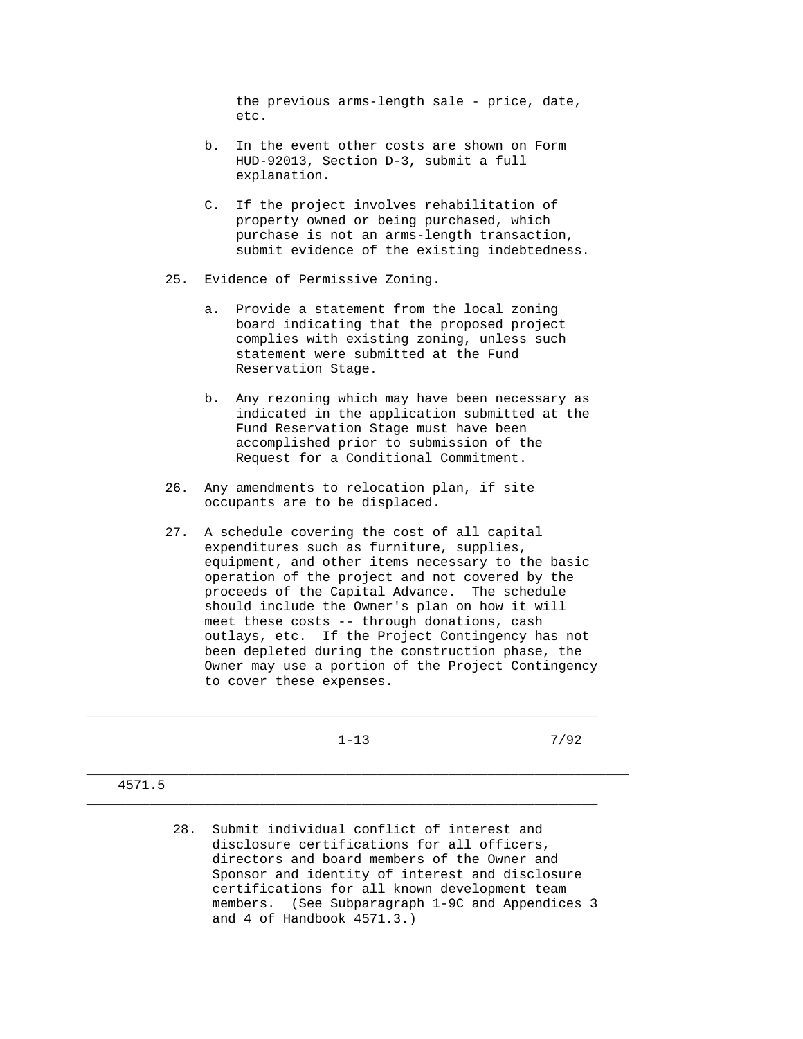the previous arms-length sale - price, date, etc.

b. In the event other costs are shown on Form HUD-92013, Section D-3, submit a full explanation.

C. If the project involves rehabilitation of property owned or being purchased, which purchase is not an arms-length transaction, submit evidence of the existing indebtedness.

25. Evidence of Permissive Zoning.

    a. Provide a statement from the local zoning board indicating that the proposed project complies with existing zoning, unless such statement were submitted at the Fund Reservation Stage.

    b. Any rezoning which may have been necessary as indicated in the application submitted at the Fund Reservation Stage must have been accomplished prior to submission of the Request for a Conditional Commitment.

26. Any amendments to relocation plan, if site occupants are to be displaced.

27. A schedule covering the cost of all capital expenditures such as furniture, supplies, equipment, and other items necessary to the basic operation of the project and not covered by the proceeds of the Capital Advance. The schedule should include the Owner's plan on how it will meet these costs -- through donations, cash outlays, etc. If the Project Contingency has not been depleted during the construction phase, the Owner may use a portion of the Project Contingency to cover these expenses.

28. Submit individual conflict of interest and disclosure certifications for all officers, directors and board members of the Owner and Sponsor and identity of interest and disclosure certifications for all known development team members. (See Subparagraph 1-9C and Appendices 3 and 4 of Handbook 4571.3.)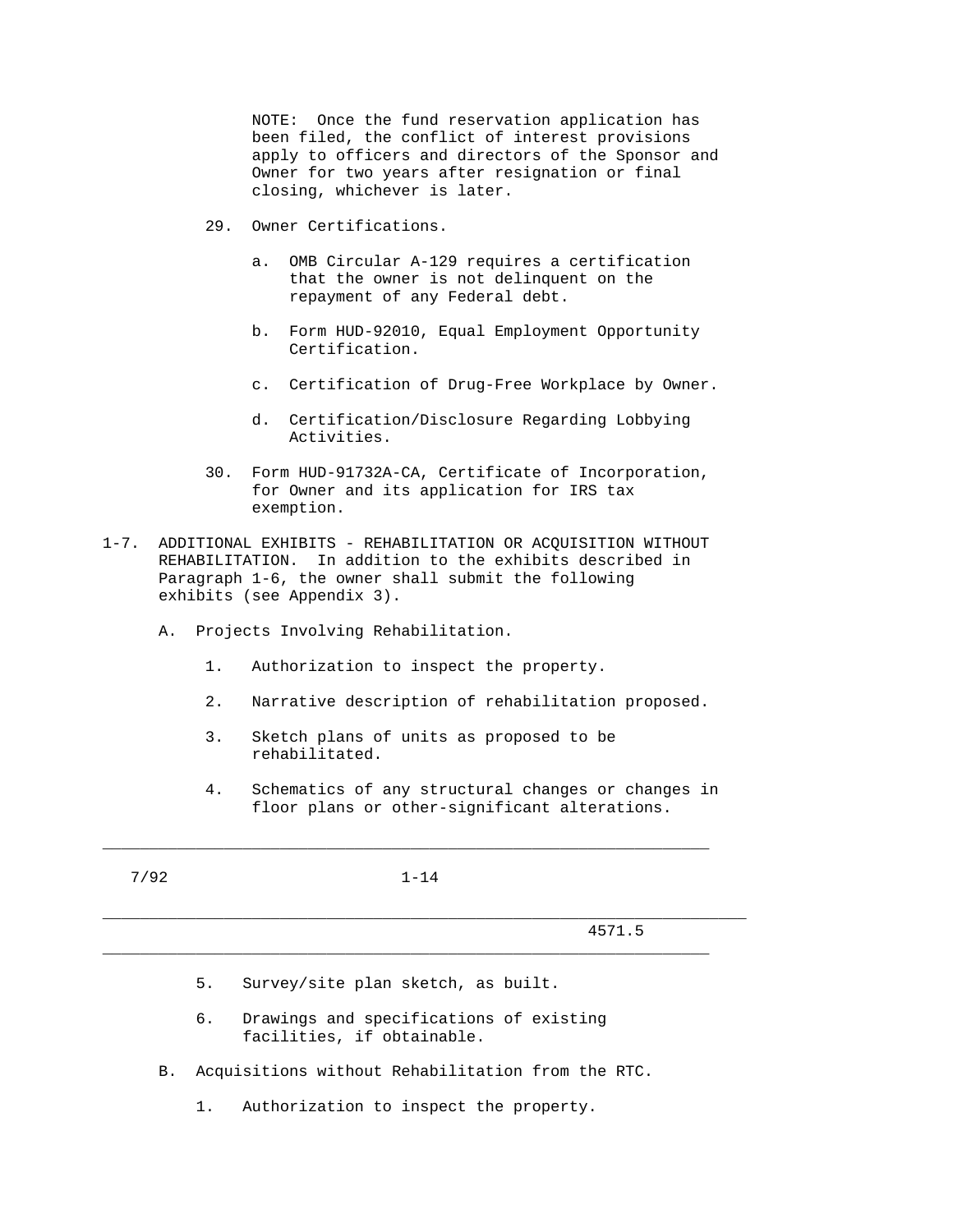NOTE: Once the fund reservation application has been filed, the conflict of interest provisions apply to officers and directors of the Sponsor and Owner for two years after resignation or final closing, whichever is later.

29. Owner Certifications.

    a. OMB Circular A-129 requires a certification that the owner is not delinquent on the repayment of any Federal debt.

    b. Form HUD-92010, Equal Employment Opportunity Certification.

    c. Certification of Drug-Free Workplace by Owner.

    d. Certification/Disclosure Regarding Lobbying Activities.

30. Form HUD-91732A-CA, Certificate of Incorporation, for Owner and its application for IRS tax exemption.

1-7. ADDITIONAL EXHIBITS - REHABILITATION OR ACQUISITION WITHOUT REHABILITATION. In addition to the exhibits described in Paragraph 1-6, the owner shall submit the following exhibits (see Appendix 3).

A. Projects Involving Rehabilitation.

1. Authorization to inspect the property.

2. Narrative description of rehabilitation proposed.

3. Sketch plans of units as proposed to be rehabilitated.

4. Schematics of any structural changes or changes in floor plans or other-significant alterations.

5. Survey/site plan sketch, as built.

6. Drawings and specifications of existing facilities, if obtainable.

B. Acquisitions without Rehabilitation from the RTC.

1. Authorization to inspect the property.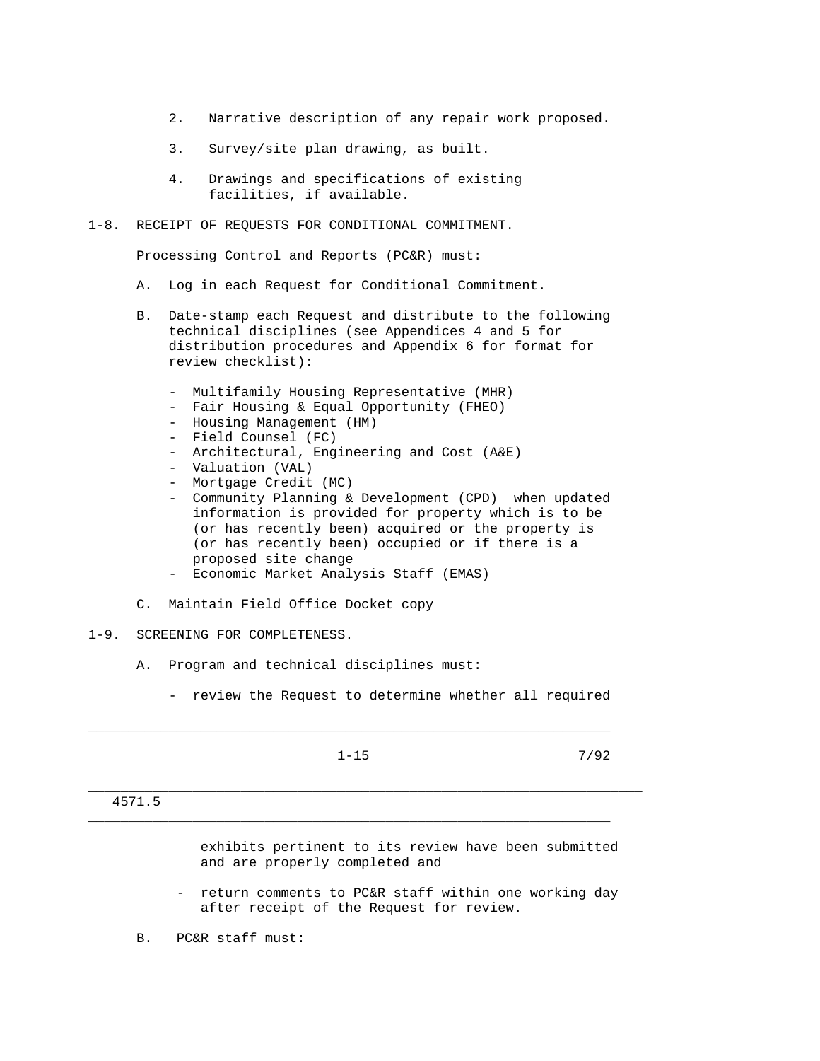2. Narrative description of any repair work proposed.

3. Survey/site plan drawing, as built.

4. Drawings and specifications of existing facilities, if available.

## 1-8. RECEIPT OF REQUESTS FOR CONDITIONAL COMMITMENT.

Processing Control and Reports (PC&R) must:

A. Log in each Request for Conditional Commitment.

B. Date-stamp each Request and distribute to the following technical disciplines (see Appendices 4 and 5 for distribution procedures and Appendix 6 for format for review checklist):

- Multifamily Housing Representative (MHR)
- Fair Housing & Equal Opportunity (FHEO)
- Housing Management (HM)
- Field Counsel (FC)
- Architectural, Engineering and Cost (A&E)
- Valuation (VAL)
- Mortgage Credit (MC)
- Community Planning & Development (CPD) when updated information is provided for property which is to be (or has recently been) acquired or the property is (or has recently been) occupied or if there is a proposed site change
- Economic Market Analysis Staff (EMAS)

C. Maintain Field Office Docket copy

## 1-9. SCREENING FOR COMPLETENESS.

A. Program and technical disciplines must:

- review the Request to determine whether all required exhibits pertinent to its review have been submitted and are properly completed and

- return comments to PC&R staff within one working day after receipt of the Request for review.

B. PC&R staff must: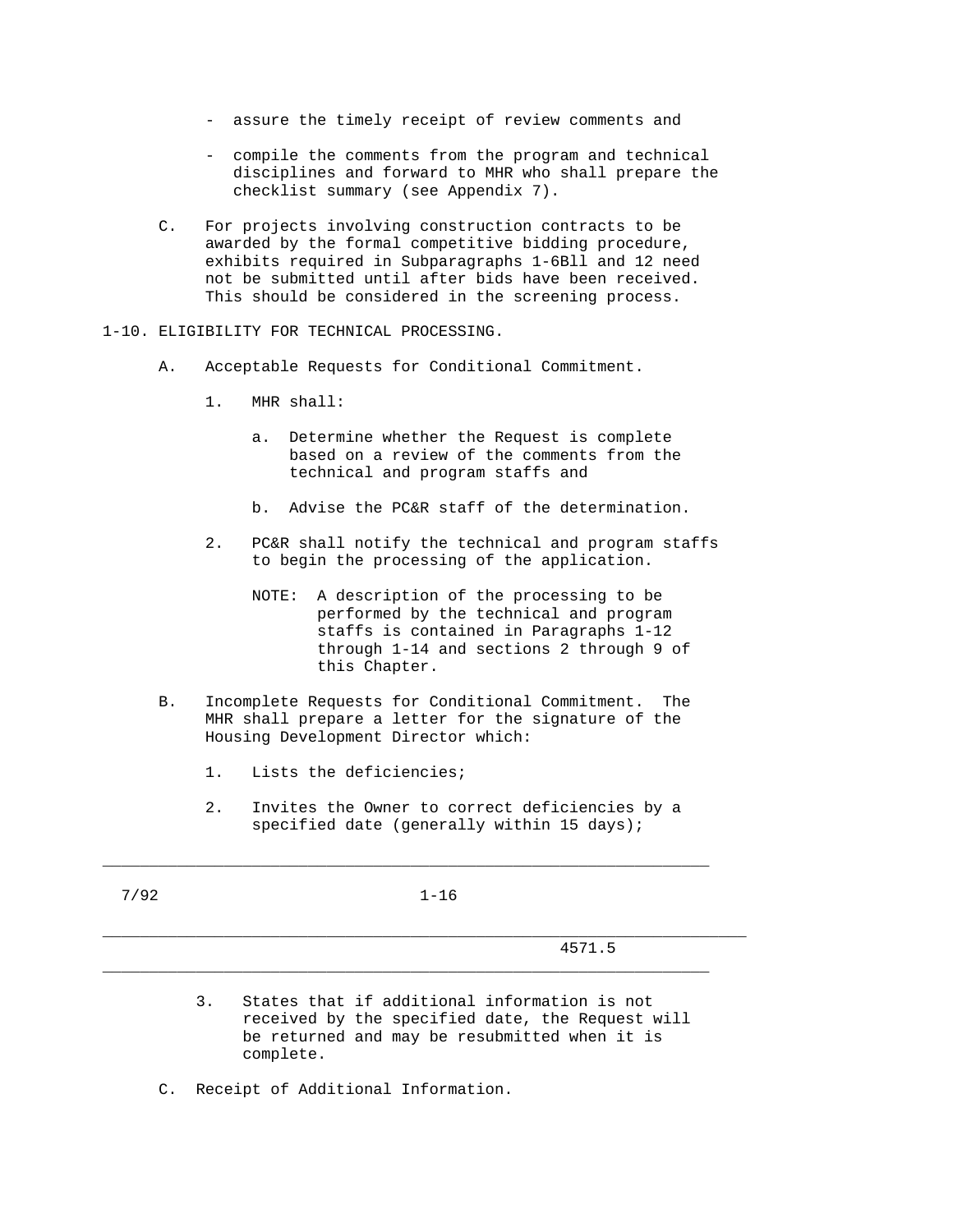- assure the timely receipt of review comments and

- compile the comments from the program and technical disciplines and forward to MHR who shall prepare the checklist summary (see Appendix 7).

C. For projects involving construction contracts to be awarded by the formal competitive bidding procedure, exhibits required in Subparagraphs 1-6Bll and 12 need not be submitted until after bids have been received. This should be considered in the screening process.

1-10. ELIGIBILITY FOR TECHNICAL PROCESSING.

A. Acceptable Requests for Conditional Commitment.

1. MHR shall:

   a. Determine whether the Request is complete based on a review of the comments from the technical and program staffs and

   b. Advise the PC&R staff of the determination.

2. PC&R shall notify the technical and program staffs to begin the processing of the application.

   NOTE: A description of the processing to be performed by the technical and program staffs is contained in Paragraphs 1-12 through 1-14 and sections 2 through 9 of this Chapter.

B. Incomplete Requests for Conditional Commitment. The MHR shall prepare a letter for the signature of the Housing Development Director which:

1. Lists the deficiencies;

2. Invites the Owner to correct deficiencies by a specified date (generally within 15 days);

3. States that if additional information is not received by the specified date, the Request will be returned and may be resubmitted when it is complete.

C. Receipt of Additional Information.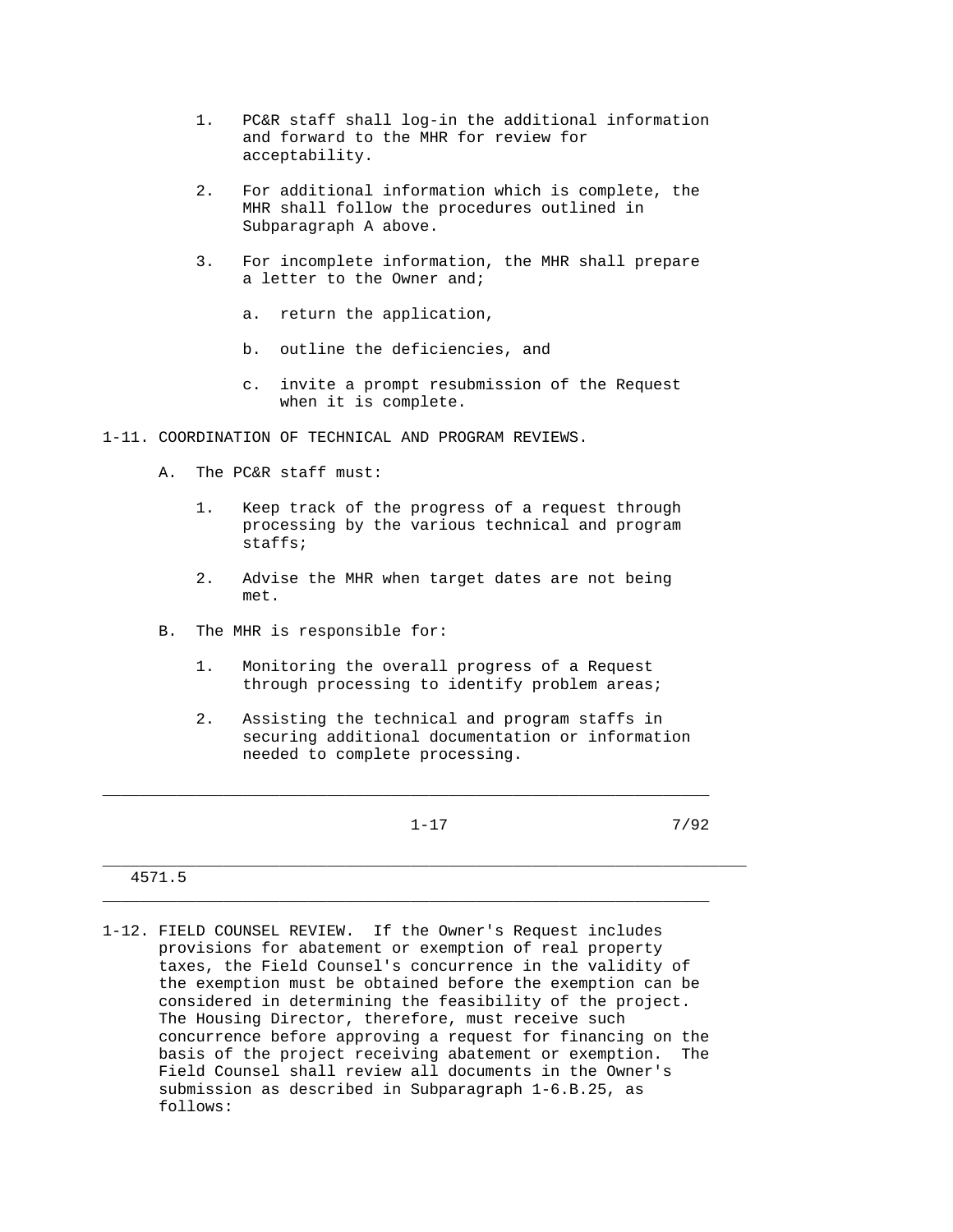1. PC&R staff shall log-in the additional information and forward to the MHR for review for acceptability.

2. For additional information which is complete, the MHR shall follow the procedures outlined in Subparagraph A above.

3. For incomplete information, the MHR shall prepare a letter to the Owner and;

    a. return the application,

    b. outline the deficiencies, and

    c. invite a prompt resubmission of the Request when it is complete.

1-11. COORDINATION OF TECHNICAL AND PROGRAM REVIEWS.

A. The PC&R staff must:

1. Keep track of the progress of a request through processing by the various technical and program staffs;

2. Advise the MHR when target dates are not being met.

B. The MHR is responsible for:

1. Monitoring the overall progress of a Request through processing to identify problem areas;

2. Assisting the technical and program staffs in securing additional documentation or information needed to complete processing.

1-12. FIELD COUNSEL REVIEW. If the Owner's Request includes provisions for abatement or exemption of real property taxes, the Field Counsel's concurrence in the validity of the exemption must be obtained before the exemption can be considered in determining the feasibility of the project. The Housing Director, therefore, must receive such concurrence before approving a request for financing on the basis of the project receiving abatement or exemption. The Field Counsel shall review all documents in the Owner's submission as described in Subparagraph 1-6.B.25, as follows: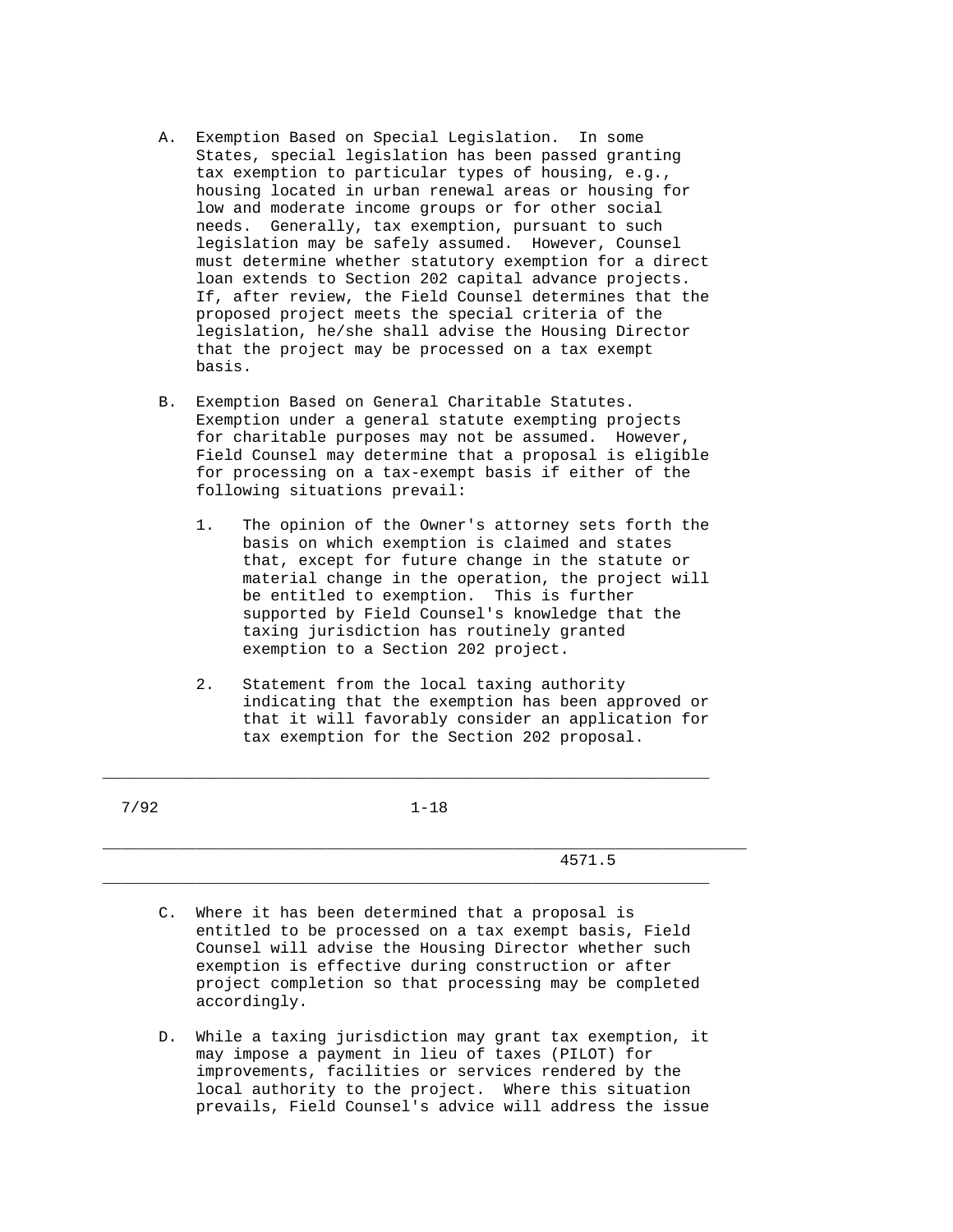A. Exemption Based on Special Legislation. In some States, special legislation has been passed granting tax exemption to particular types of housing, e.g., housing located in urban renewal areas or housing for low and moderate income groups or for other social needs. Generally, tax exemption, pursuant to such legislation may be safely assumed. However, Counsel must determine whether statutory exemption for a direct loan extends to Section 202 capital advance projects. If, after review, the Field Counsel determines that the proposed project meets the special criteria of the legislation, he/she shall advise the Housing Director that the project may be processed on a tax exempt basis.

B. Exemption Based on General Charitable Statutes. Exemption under a general statute exempting projects for charitable purposes may not be assumed. However, Field Counsel may determine that a proposal is eligible for processing on a tax-exempt basis if either of the following situations prevail:

   1. The opinion of the Owner's attorney sets forth the basis on which exemption is claimed and states that, except for future change in the statute or material change in the operation, the project will be entitled to exemption. This is further supported by Field Counsel's knowledge that the taxing jurisdiction has routinely granted exemption to a Section 202 project.

   2. Statement from the local taxing authority indicating that the exemption has been approved or that it will favorably consider an application for tax exemption for the Section 202 proposal.

C. Where it has been determined that a proposal is entitled to be processed on a tax exempt basis, Field Counsel will advise the Housing Director whether such exemption is effective during construction or after project completion so that processing may be completed accordingly.

D. While a taxing jurisdiction may grant tax exemption, it may impose a payment in lieu of taxes (PILOT) for improvements, facilities or services rendered by the local authority to the project. Where this situation prevails, Field Counsel's advice will address the issue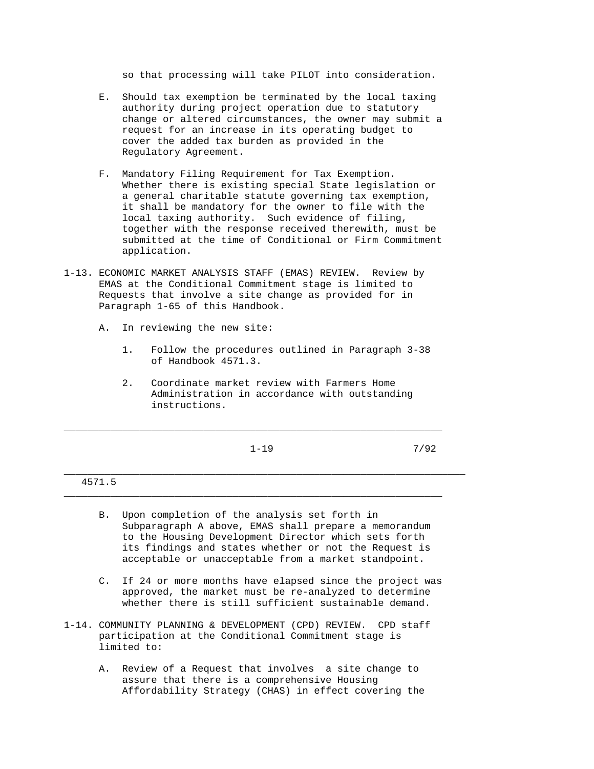so that processing will take PILOT into consideration.

E. Should tax exemption be terminated by the local taxing authority during project operation due to statutory change or altered circumstances, the owner may submit a request for an increase in its operating budget to cover the added tax burden as provided in the Regulatory Agreement.

F. Mandatory Filing Requirement for Tax Exemption. Whether there is existing special State legislation or a general charitable statute governing tax exemption, it shall be mandatory for the owner to file with the local taxing authority. Such evidence of filing, together with the response received therewith, must be submitted at the time of Conditional or Firm Commitment application.

1-13. ECONOMIC MARKET ANALYSIS STAFF (EMAS) REVIEW. Review by EMAS at the Conditional Commitment stage is limited to Requests that involve a site change as provided for in Paragraph 1-65 of this Handbook.

A. In reviewing the new site:

1. Follow the procedures outlined in Paragraph 3-38 of Handbook 4571.3.

2. Coordinate market review with Farmers Home Administration in accordance with outstanding instructions.

B. Upon completion of the analysis set forth in Subparagraph A above, EMAS shall prepare a memorandum to the Housing Development Director which sets forth its findings and states whether or not the Request is acceptable or unacceptable from a market standpoint.

C. If 24 or more months have elapsed since the project was approved, the market must be re-analyzed to determine whether there is still sufficient sustainable demand.

1-14. COMMUNITY PLANNING & DEVELOPMENT (CPD) REVIEW. CPD staff participation at the Conditional Commitment stage is limited to:

A. Review of a Request that involves a site change to assure that there is a comprehensive Housing Affordability Strategy (CHAS) in effect covering the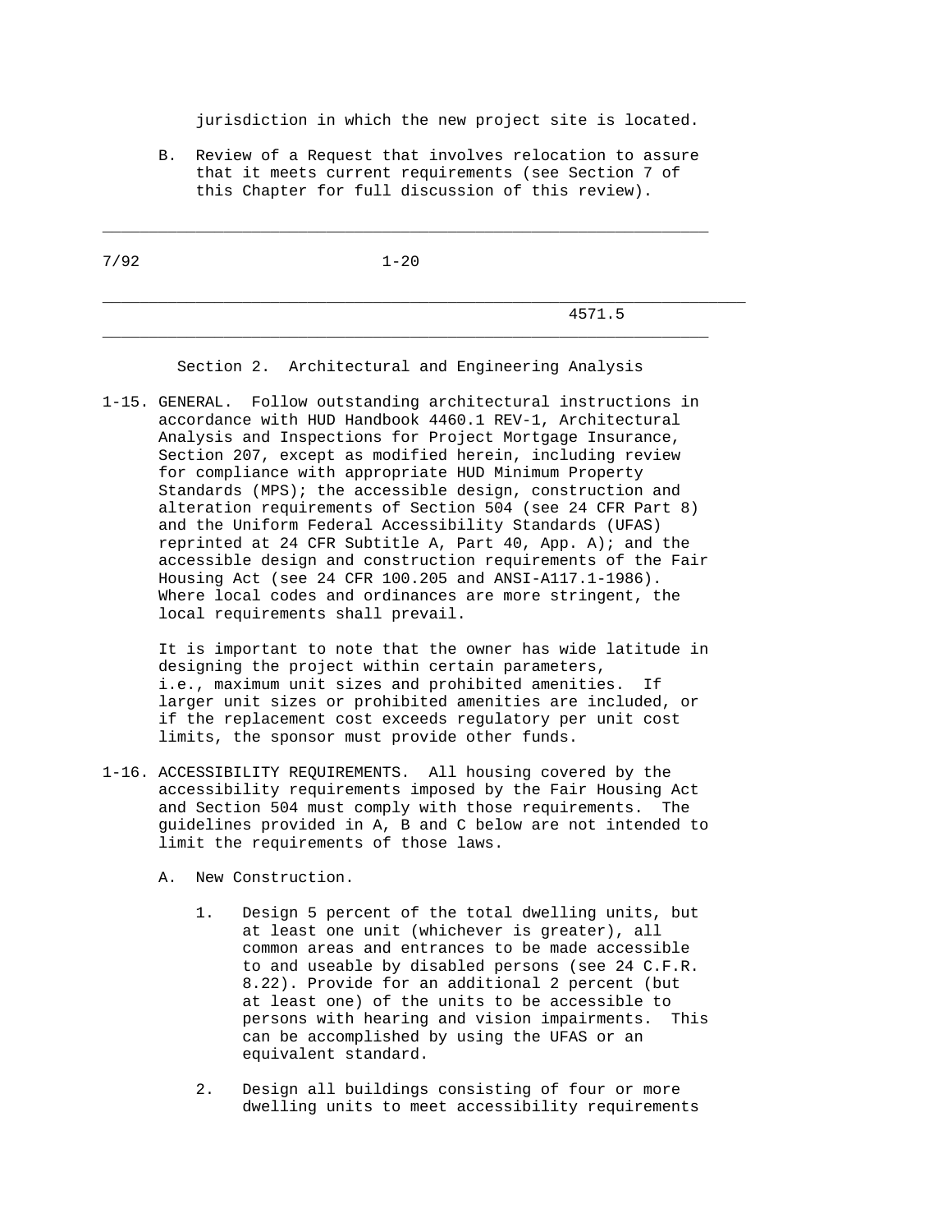jurisdiction in which the new project site is located.

B. Review of a Request that involves relocation to assure that it meets current requirements (see Section 7 of this Chapter for full discussion of this review).

## Section 2. Architectural and Engineering Analysis

1-15. GENERAL. Follow outstanding architectural instructions in accordance with HUD Handbook 4460.1 REV-1, Architectural Analysis and Inspections for Project Mortgage Insurance, Section 207, except as modified herein, including review for compliance with appropriate HUD Minimum Property Standards (MPS); the accessible design, construction and alteration requirements of Section 504 (see 24 CFR Part 8) and the Uniform Federal Accessibility Standards (UFAS) reprinted at 24 CFR Subtitle A, Part 40, App. A); and the accessible design and construction requirements of the Fair Housing Act (see 24 CFR 100.205 and ANSI-A117.1-1986). Where local codes and ordinances are more stringent, the local requirements shall prevail.

It is important to note that the owner has wide latitude in designing the project within certain parameters, i.e., maximum unit sizes and prohibited amenities. If larger unit sizes or prohibited amenities are included, or if the replacement cost exceeds regulatory per unit cost limits, the sponsor must provide other funds.

1-16. ACCESSIBILITY REQUIREMENTS. All housing covered by the accessibility requirements imposed by the Fair Housing Act and Section 504 must comply with those requirements. The guidelines provided in A, B and C below are not intended to limit the requirements of those laws.

A. New Construction.

1. Design 5 percent of the total dwelling units, but at least one unit (whichever is greater), all common areas and entrances to be made accessible to and useable by disabled persons (see 24 C.F.R. 8.22). Provide for an additional 2 percent (but at least one) of the units to be accessible to persons with hearing and vision impairments. This can be accomplished by using the UFAS or an equivalent standard.

2. Design all buildings consisting of four or more dwelling units to meet accessibility requirements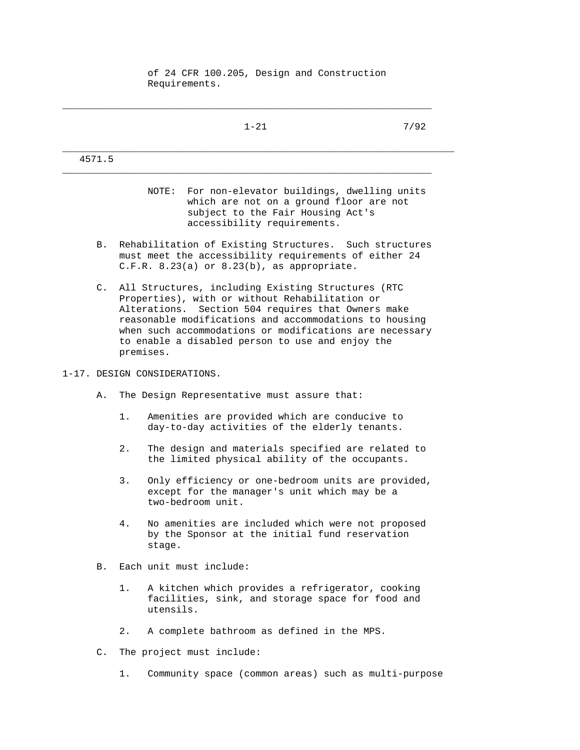of 24 CFR 100.205, Design and Construction Requirements.

NOTE: For non-elevator buildings, dwelling units which are not on a ground floor are not subject to the Fair Housing Act's accessibility requirements.

B. Rehabilitation of Existing Structures. Such structures must meet the accessibility requirements of either 24 C.F.R. 8.23(a) or 8.23(b), as appropriate.

C. All Structures, including Existing Structures (RTC Properties), with or without Rehabilitation or Alterations. Section 504 requires that Owners make reasonable modifications and accommodations to housing when such accommodations or modifications are necessary to enable a disabled person to use and enjoy the premises.

## 1-17. DESIGN CONSIDERATIONS.

A. The Design Representative must assure that:

1. Amenities are provided which are conducive to day-to-day activities of the elderly tenants.

2. The design and materials specified are related to the limited physical ability of the occupants.

3. Only efficiency or one-bedroom units are provided, except for the manager's unit which may be a two-bedroom unit.

4. No amenities are included which were not proposed by the Sponsor at the initial fund reservation stage.

B. Each unit must include:

1. A kitchen which provides a refrigerator, cooking facilities, sink, and storage space for food and utensils.

2. A complete bathroom as defined in the MPS.

C. The project must include:

1. Community space (common areas) such as multi-purpose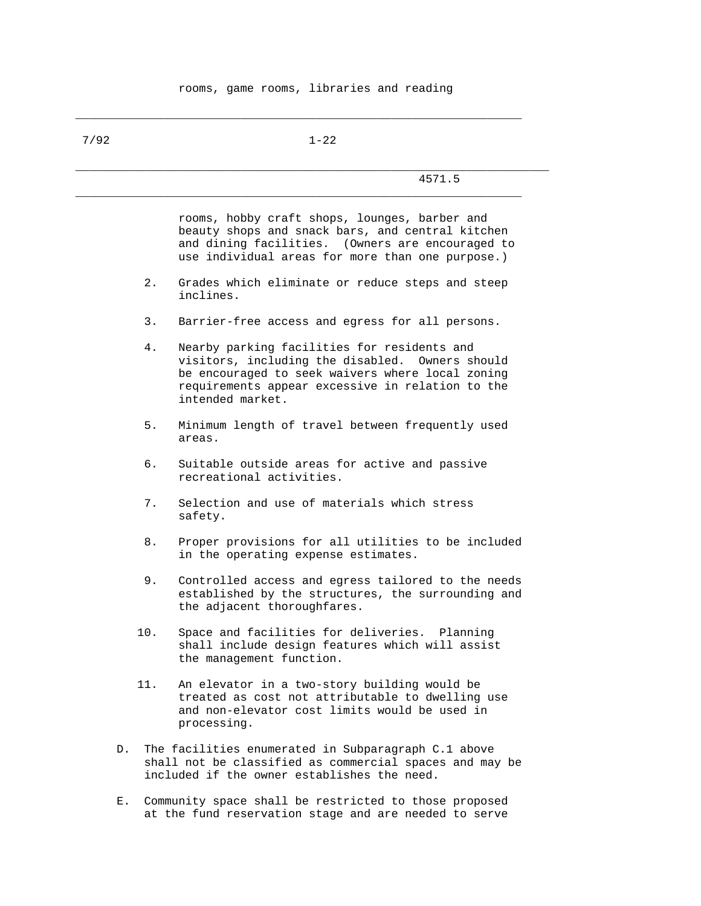rooms, game rooms, libraries and reading

rooms, hobby craft shops, lounges, barber and beauty shops and snack bars, and central kitchen and dining facilities. (Owners are encouraged to use individual areas for more than one purpose.)

2. Grades which eliminate or reduce steps and steep inclines.

3. Barrier-free access and egress for all persons.

4. Nearby parking facilities for residents and visitors, including the disabled. Owners should be encouraged to seek waivers where local zoning requirements appear excessive in relation to the intended market.

5. Minimum length of travel between frequently used areas.

6. Suitable outside areas for active and passive recreational activities.

7. Selection and use of materials which stress safety.

8. Proper provisions for all utilities to be included in the operating expense estimates.

9. Controlled access and egress tailored to the needs established by the structures, the surrounding and the adjacent thoroughfares.

10. Space and facilities for deliveries. Planning shall include design features which will assist the management function.

11. An elevator in a two-story building would be treated as cost not attributable to dwelling use and non-elevator cost limits would be used in processing.

D. The facilities enumerated in Subparagraph C.1 above shall not be classified as commercial spaces and may be included if the owner establishes the need.

E. Community space shall be restricted to those proposed at the fund reservation stage and are needed to serve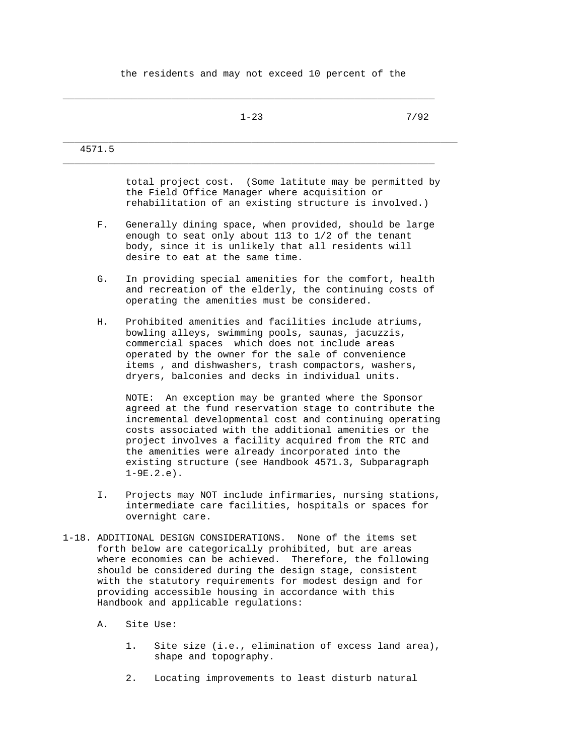the residents and may not exceed 10 percent of the

total project cost. (Some latitute may be permitted by the Field Office Manager where acquisition or rehabilitation of an existing structure is involved.)

F. Generally dining space, when provided, should be large enough to seat only about 113 to 1/2 of the tenant body, since it is unlikely that all residents will desire to eat at the same time.

G. In providing special amenities for the comfort, health and recreation of the elderly, the continuing costs of operating the amenities must be considered.

H. Prohibited amenities and facilities include atriums, bowling alleys, swimming pools, saunas, jacuzzis, commercial spaces which does not include areas operated by the owner for the sale of convenience items , and dishwashers, trash compactors, washers, dryers, balconies and decks in individual units.

NOTE: An exception may be granted where the Sponsor agreed at the fund reservation stage to contribute the incremental developmental cost and continuing operating costs associated with the additional amenities or the project involves a facility acquired from the RTC and the amenities were already incorporated into the existing structure (see Handbook 4571.3, Subparagraph 1-9E.2.e).

I. Projects may NOT include infirmaries, nursing stations, intermediate care facilities, hospitals or spaces for overnight care.

1-18. ADDITIONAL DESIGN CONSIDERATIONS. None of the items set forth below are categorically prohibited, but are areas where economies can be achieved. Therefore, the following should be considered during the design stage, consistent with the statutory requirements for modest design and for providing accessible housing in accordance with this Handbook and applicable regulations:

A. Site Use:

1. Site size (i.e., elimination of excess land area), shape and topography.

2. Locating improvements to least disturb natural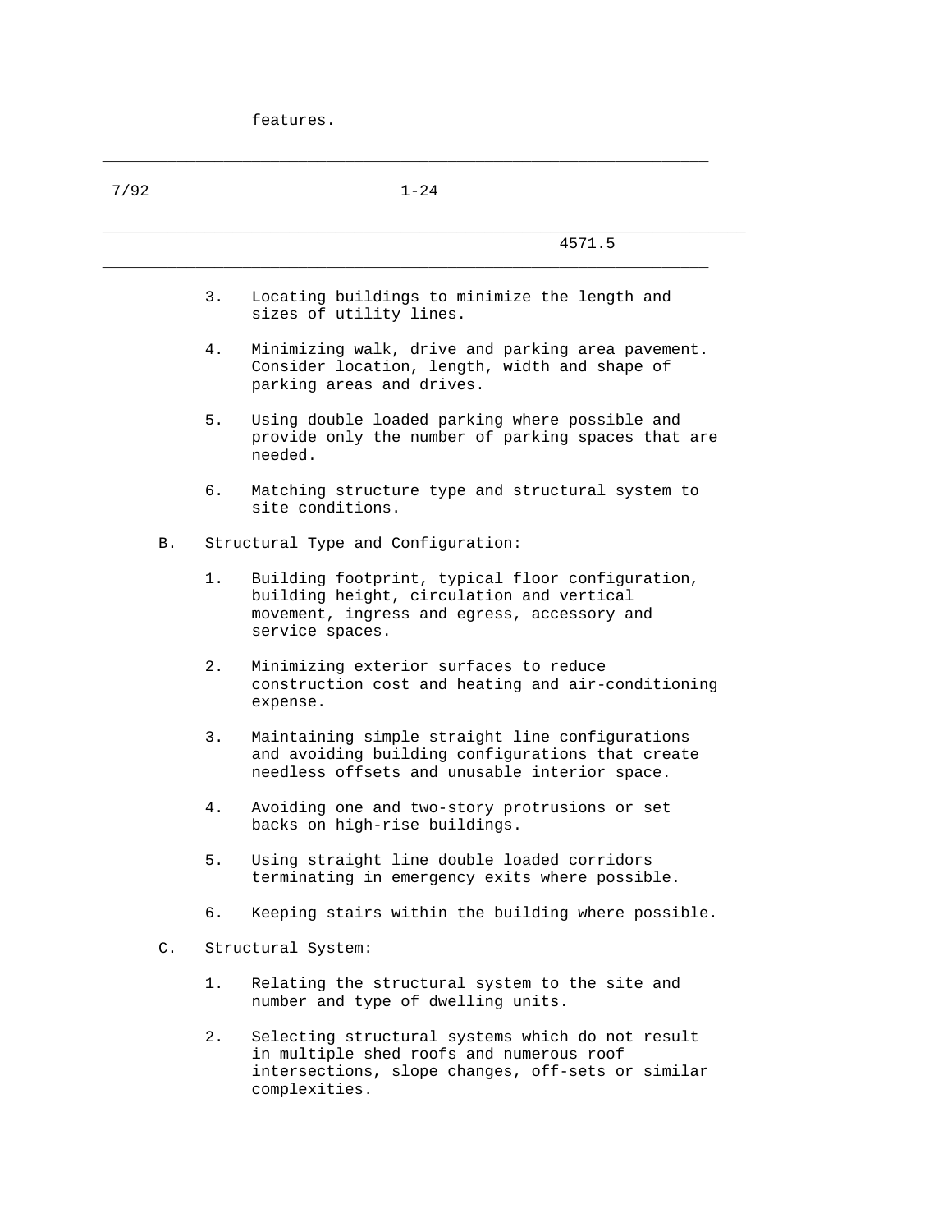features.

3. Locating buildings to minimize the length and sizes of utility lines.

4. Minimizing walk, drive and parking area pavement. Consider location, length, width and shape of parking areas and drives.

5. Using double loaded parking where possible and provide only the number of parking spaces that are needed.

6. Matching structure type and structural system to site conditions.

B. Structural Type and Configuration:

1. Building footprint, typical floor configuration, building height, circulation and vertical movement, ingress and egress, accessory and service spaces.

2. Minimizing exterior surfaces to reduce construction cost and heating and air-conditioning expense.

3. Maintaining simple straight line configurations and avoiding building configurations that create needless offsets and unusable interior space.

4. Avoiding one and two-story protrusions or set backs on high-rise buildings.

5. Using straight line double loaded corridors terminating in emergency exits where possible.

6. Keeping stairs within the building where possible.

C. Structural System:

1. Relating the structural system to the site and number and type of dwelling units.

2. Selecting structural systems which do not result in multiple shed roofs and numerous roof intersections, slope changes, off-sets or similar complexities.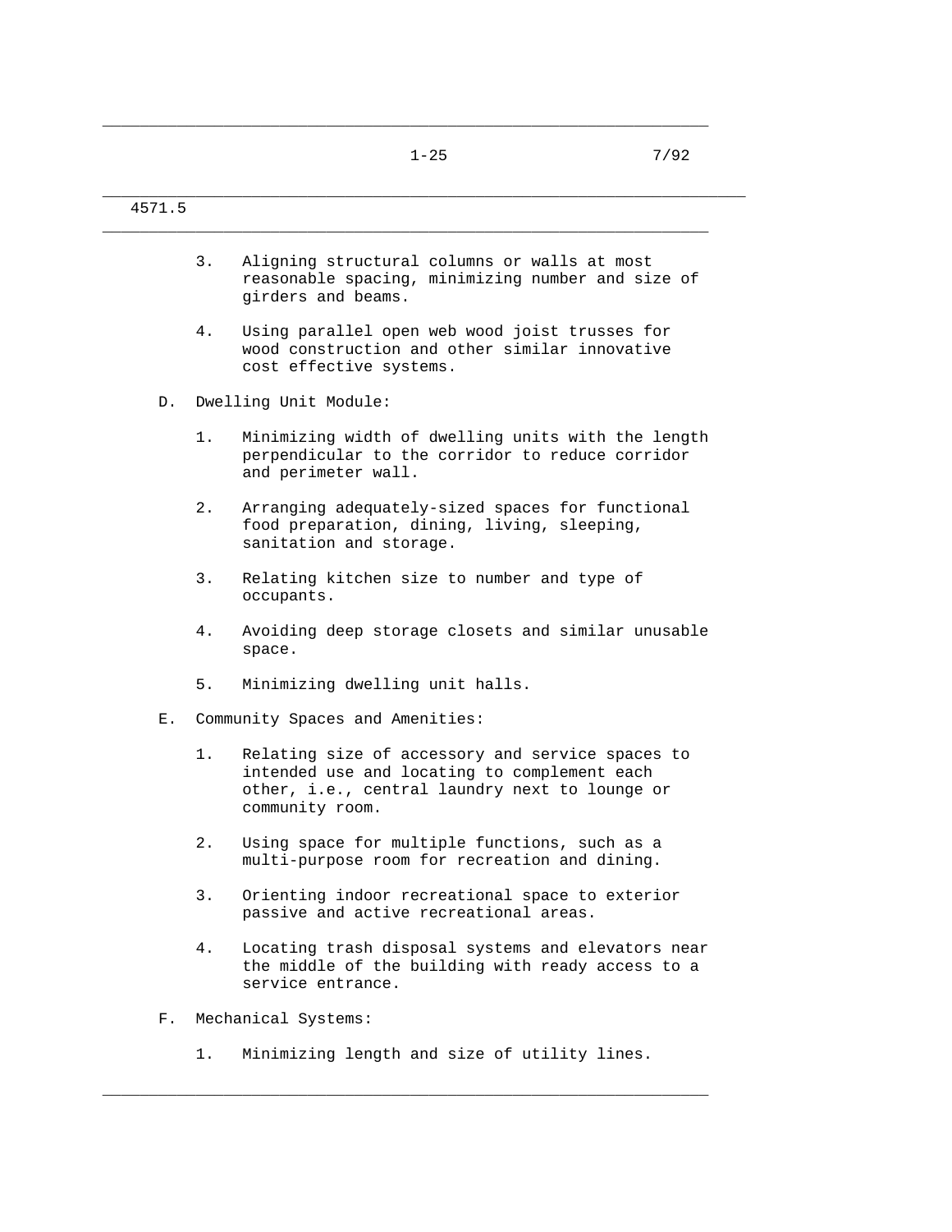3. Aligning structural columns or walls at most reasonable spacing, minimizing number and size of girders and beams.

4. Using parallel open web wood joist trusses for wood construction and other similar innovative cost effective systems.

D. Dwelling Unit Module:

1. Minimizing width of dwelling units with the length perpendicular to the corridor to reduce corridor and perimeter wall.

2. Arranging adequately-sized spaces for functional food preparation, dining, living, sleeping, sanitation and storage.

3. Relating kitchen size to number and type of occupants.

4. Avoiding deep storage closets and similar unusable space.

5. Minimizing dwelling unit halls.

E. Community Spaces and Amenities:

1. Relating size of accessory and service spaces to intended use and locating to complement each other, i.e., central laundry next to lounge or community room.

2. Using space for multiple functions, such as a multi-purpose room for recreation and dining.

3. Orienting indoor recreational space to exterior passive and active recreational areas.

4. Locating trash disposal systems and elevators near the middle of the building with ready access to a service entrance.

F. Mechanical Systems:

1. Minimizing length and size of utility lines.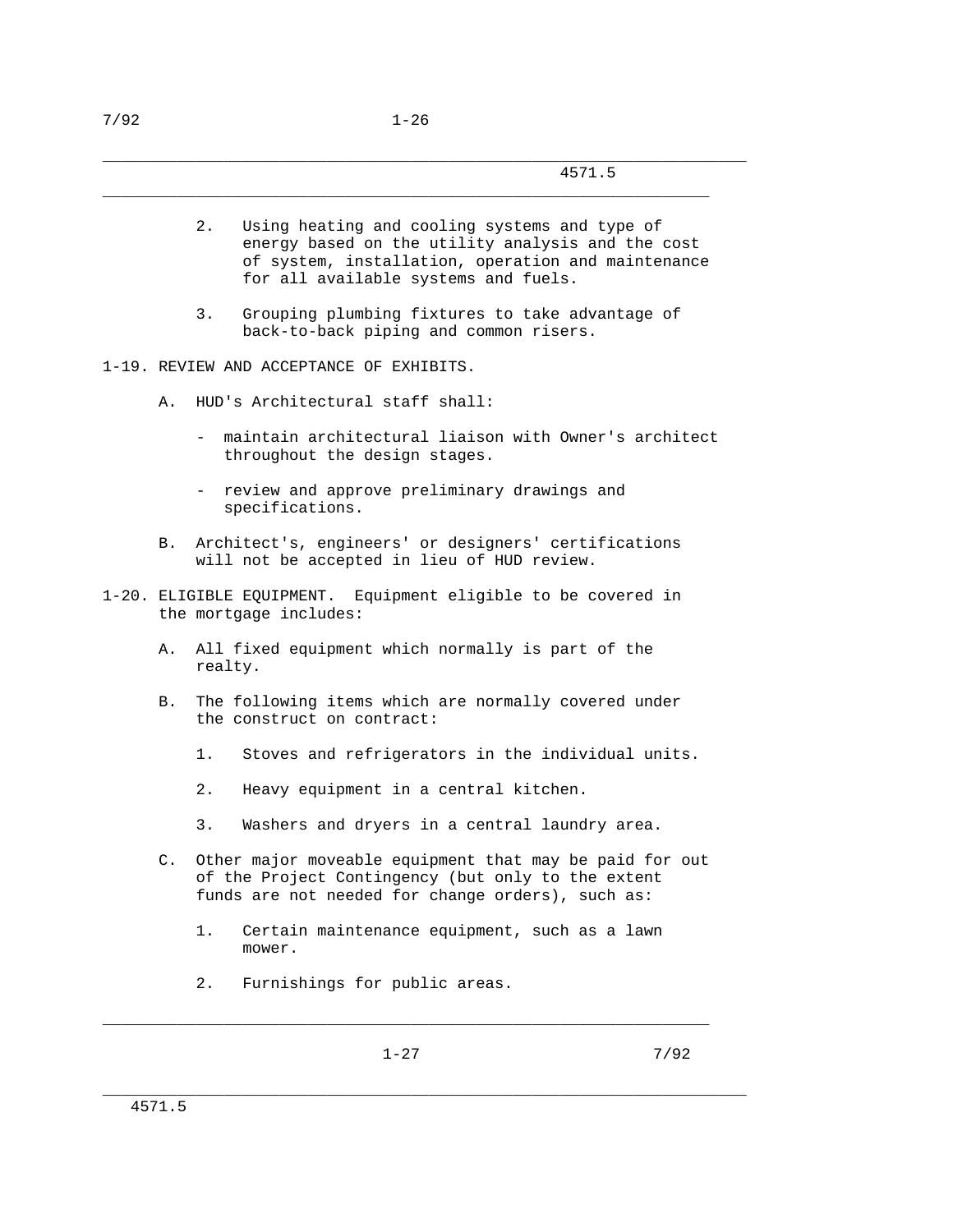2. Using heating and cooling systems and type of energy based on the utility analysis and the cost of system, installation, operation and maintenance for all available systems and fuels.

3. Grouping plumbing fixtures to take advantage of back-to-back piping and common risers.

1-19. REVIEW AND ACCEPTANCE OF EXHIBITS.

A. HUD's Architectural staff shall:

- maintain architectural liaison with Owner's architect throughout the design stages.

- review and approve preliminary drawings and specifications.

B. Architect's, engineers' or designers' certifications will not be accepted in lieu of HUD review.

1-20. ELIGIBLE EQUIPMENT. Equipment eligible to be covered in the mortgage includes:

A. All fixed equipment which normally is part of the realty.

B. The following items which are normally covered under the construct on contract:

1. Stoves and refrigerators in the individual units.

2. Heavy equipment in a central kitchen.

3. Washers and dryers in a central laundry area.

C. Other major moveable equipment that may be paid for out of the Project Contingency (but only to the extent funds are not needed for change orders), such as:

1. Certain maintenance equipment, such as a lawn mower.

2. Furnishings for public areas.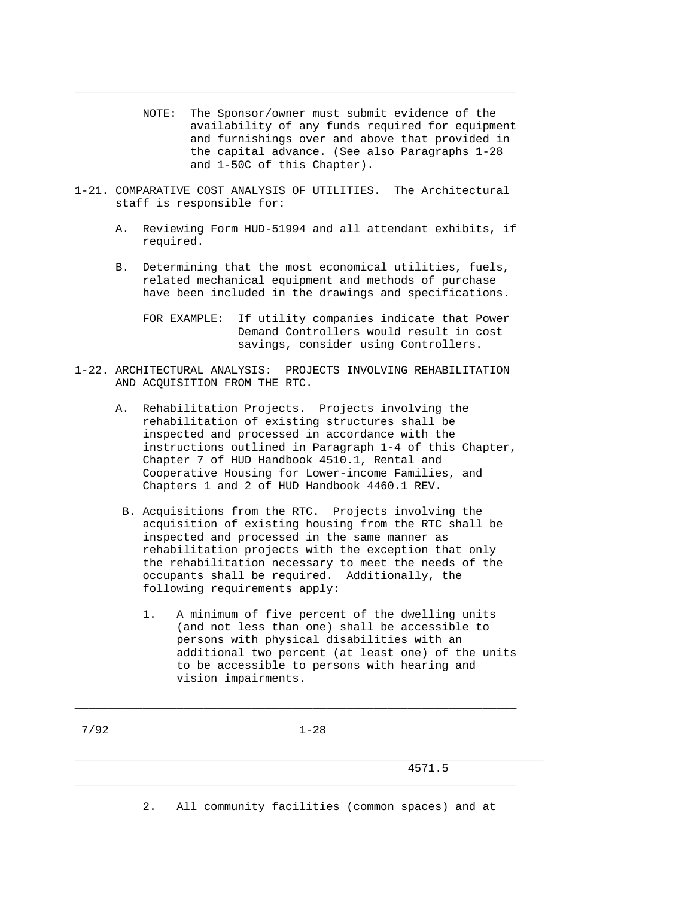NOTE: The Sponsor/owner must submit evidence of the availability of any funds required for equipment and furnishings over and above that provided in the capital advance. (See also Paragraphs 1-28 and 1-50C of this Chapter).

1-21. COMPARATIVE COST ANALYSIS OF UTILITIES. The Architectural staff is responsible for:

A. Reviewing Form HUD-51994 and all attendant exhibits, if required.

B. Determining that the most economical utilities, fuels, related mechanical equipment and methods of purchase have been included in the drawings and specifications.

FOR EXAMPLE: If utility companies indicate that Power Demand Controllers would result in cost savings, consider using Controllers.

1-22. ARCHITECTURAL ANALYSIS: PROJECTS INVOLVING REHABILITATION AND ACQUISITION FROM THE RTC.

A. Rehabilitation Projects. Projects involving the rehabilitation of existing structures shall be inspected and processed in accordance with the instructions outlined in Paragraph 1-4 of this Chapter, Chapter 7 of HUD Handbook 4510.1, Rental and Cooperative Housing for Lower-income Families, and Chapters 1 and 2 of HUD Handbook 4460.1 REV.

B. Acquisitions from the RTC. Projects involving the acquisition of existing housing from the RTC shall be inspected and processed in the same manner as rehabilitation projects with the exception that only the rehabilitation necessary to meet the needs of the occupants shall be required. Additionally, the following requirements apply:

1. A minimum of five percent of the dwelling units (and not less than one) shall be accessible to persons with physical disabilities with an additional two percent (at least one) of the units to be accessible to persons with hearing and vision impairments.

2. All community facilities (common spaces) and at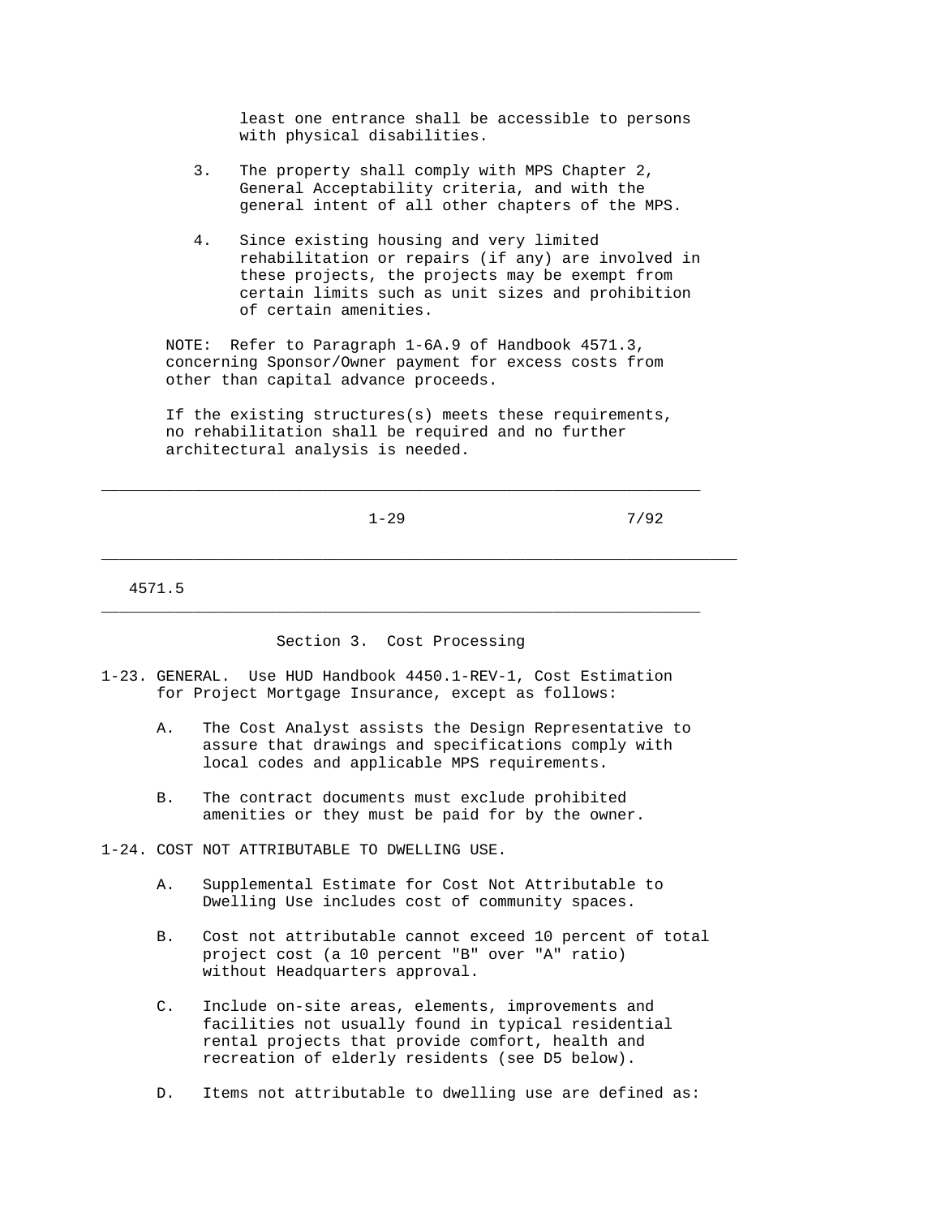least one entrance shall be accessible to persons with physical disabilities.

3. The property shall comply with MPS Chapter 2, General Acceptability criteria, and with the general intent of all other chapters of the MPS.

4. Since existing housing and very limited rehabilitation or repairs (if any) are involved in these projects, the projects may be exempt from certain limits such as unit sizes and prohibition of certain amenities.

NOTE: Refer to Paragraph 1-6A.9 of Handbook 4571.3, concerning Sponsor/Owner payment for excess costs from other than capital advance proceeds.

If the existing structures(s) meets these requirements, no rehabilitation shall be required and no further architectural analysis is needed.

## Section 3. Cost Processing

1-23. GENERAL. Use HUD Handbook 4450.1-REV-1, Cost Estimation for Project Mortgage Insurance, except as follows:

A. The Cost Analyst assists the Design Representative to assure that drawings and specifications comply with local codes and applicable MPS requirements.

B. The contract documents must exclude prohibited amenities or they must be paid for by the owner.

1-24. COST NOT ATTRIBUTABLE TO DWELLING USE.

A. Supplemental Estimate for Cost Not Attributable to Dwelling Use includes cost of community spaces.

B. Cost not attributable cannot exceed 10 percent of total project cost (a 10 percent "B" over "A" ratio) without Headquarters approval.

C. Include on-site areas, elements, improvements and facilities not usually found in typical residential rental projects that provide comfort, health and recreation of elderly residents (see D5 below).

D. Items not attributable to dwelling use are defined as: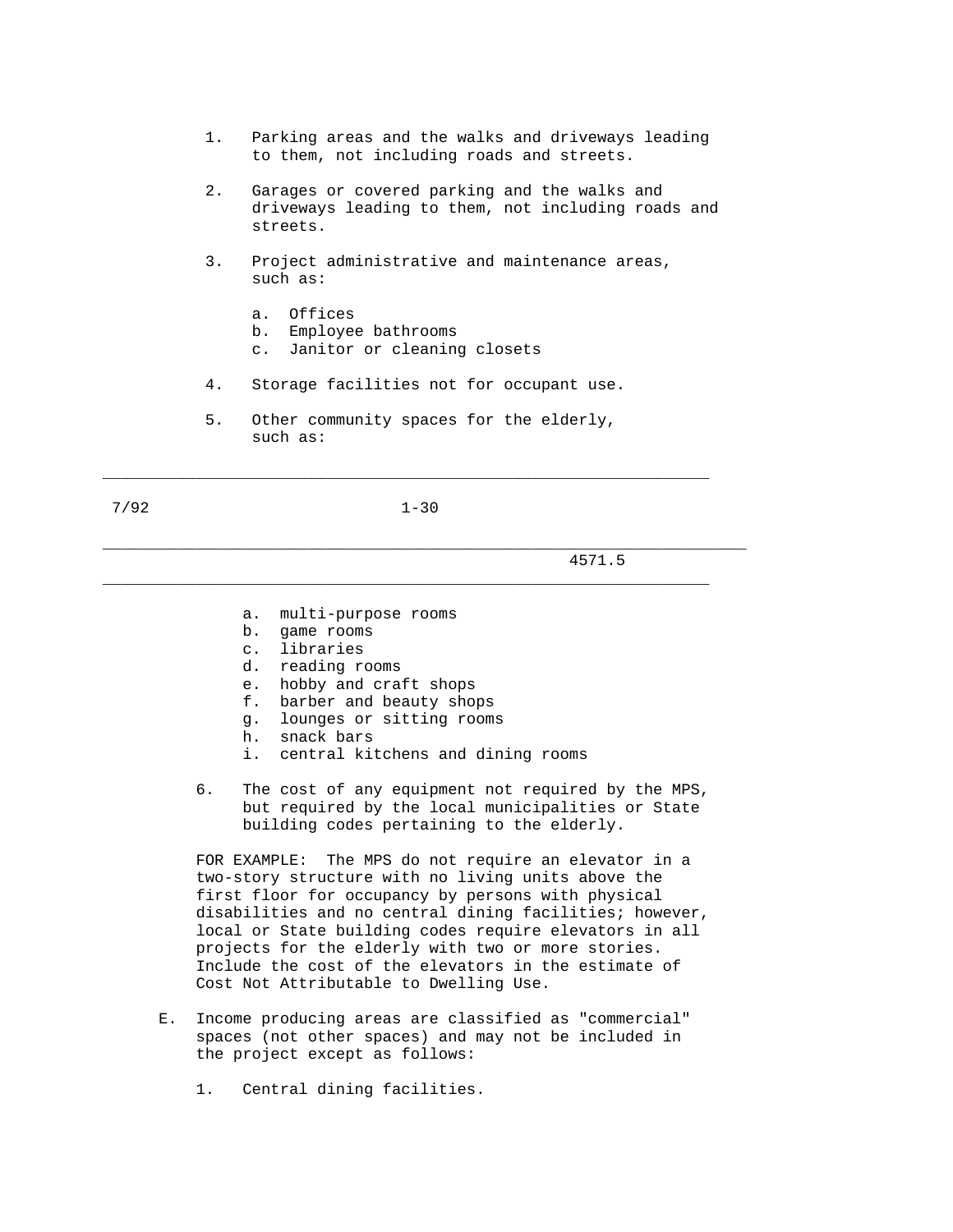1. Parking areas and the walks and driveways leading to them, not including roads and streets.

2. Garages or covered parking and the walks and driveways leading to them, not including roads and streets.

3. Project administrative and maintenance areas, such as:

   a. Offices
   b. Employee bathrooms
   c. Janitor or cleaning closets

4. Storage facilities not for occupant use.

5. Other community spaces for the elderly, such as:

   a. multi-purpose rooms
   b. game rooms
   c. libraries
   d. reading rooms
   e. hobby and craft shops
   f. barber and beauty shops
   g. lounges or sitting rooms
   h. snack bars
   i. central kitchens and dining rooms

6. The cost of any equipment not required by the MPS, but required by the local municipalities or State building codes pertaining to the elderly.

FOR EXAMPLE: The MPS do not require an elevator in a two-story structure with no living units above the first floor for occupancy by persons with physical disabilities and no central dining facilities; however, local or State building codes require elevators in all projects for the elderly with two or more stories. Include the cost of the elevators in the estimate of Cost Not Attributable to Dwelling Use.

E. Income producing areas are classified as "commercial" spaces (not other spaces) and may not be included in the project except as follows:

   1. Central dining facilities.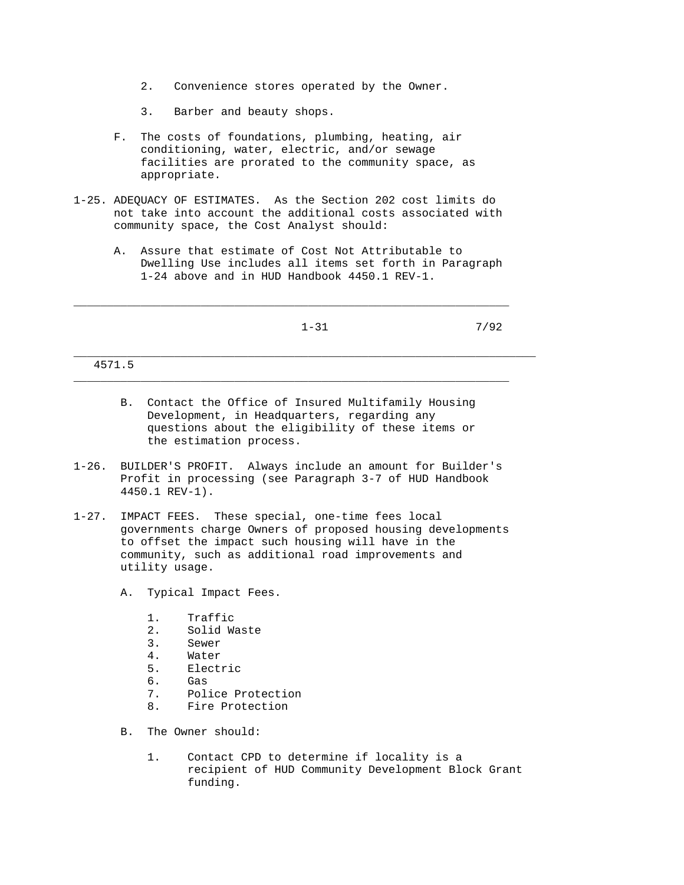2. Convenience stores operated by the Owner.

3. Barber and beauty shops.

F. The costs of foundations, plumbing, heating, air conditioning, water, electric, and/or sewage facilities are prorated to the community space, as appropriate.

1-25. ADEQUACY OF ESTIMATES. As the Section 202 cost limits do not take into account the additional costs associated with community space, the Cost Analyst should:

A. Assure that estimate of Cost Not Attributable to Dwelling Use includes all items set forth in Paragraph 1-24 above and in HUD Handbook 4450.1 REV-1.

B. Contact the Office of Insured Multifamily Housing Development, in Headquarters, regarding any questions about the eligibility of these items or the estimation process.

1-26. BUILDER'S PROFIT. Always include an amount for Builder's Profit in processing (see Paragraph 3-7 of HUD Handbook 4450.1 REV-1).

1-27. IMPACT FEES. These special, one-time fees local governments charge Owners of proposed housing developments to offset the impact such housing will have in the community, such as additional road improvements and utility usage.

A. Typical Impact Fees.

1. Traffic
2. Solid Waste
3. Sewer
4. Water
5. Electric
6. Gas
7. Police Protection
8. Fire Protection

B. The Owner should:

1. Contact CPD to determine if locality is a recipient of HUD Community Development Block Grant funding.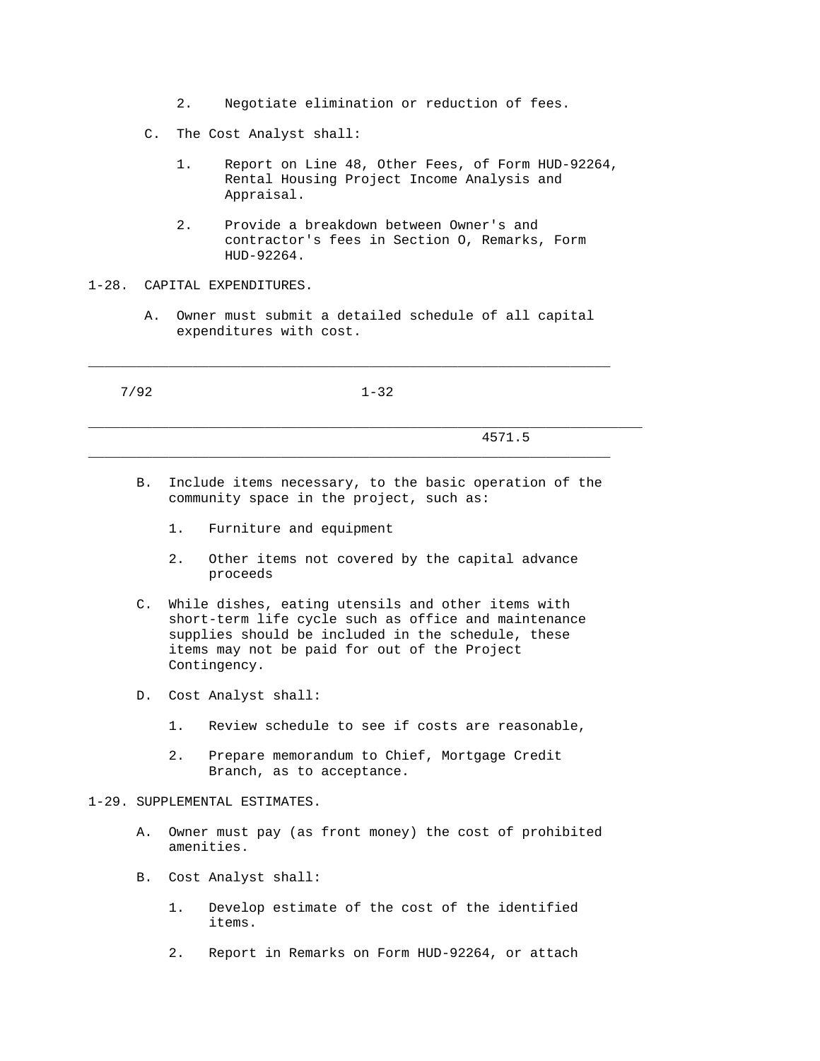2. Negotiate elimination or reduction of fees.

C. The Cost Analyst shall:

1. Report on Line 48, Other Fees, of Form HUD-92264, Rental Housing Project Income Analysis and Appraisal.

2. Provide a breakdown between Owner's and contractor's fees in Section O, Remarks, Form HUD-92264.

1-28. CAPITAL EXPENDITURES.

A. Owner must submit a detailed schedule of all capital expenditures with cost.

B. Include items necessary, to the basic operation of the community space in the project, such as:

1. Furniture and equipment

2. Other items not covered by the capital advance proceeds

C. While dishes, eating utensils and other items with short-term life cycle such as office and maintenance supplies should be included in the schedule, these items may not be paid for out of the Project Contingency.

D. Cost Analyst shall:

1. Review schedule to see if costs are reasonable,

2. Prepare memorandum to Chief, Mortgage Credit Branch, as to acceptance.

1-29. SUPPLEMENTAL ESTIMATES.

A. Owner must pay (as front money) the cost of prohibited amenities.

B. Cost Analyst shall:

1. Develop estimate of the cost of the identified items.

2. Report in Remarks on Form HUD-92264, or attach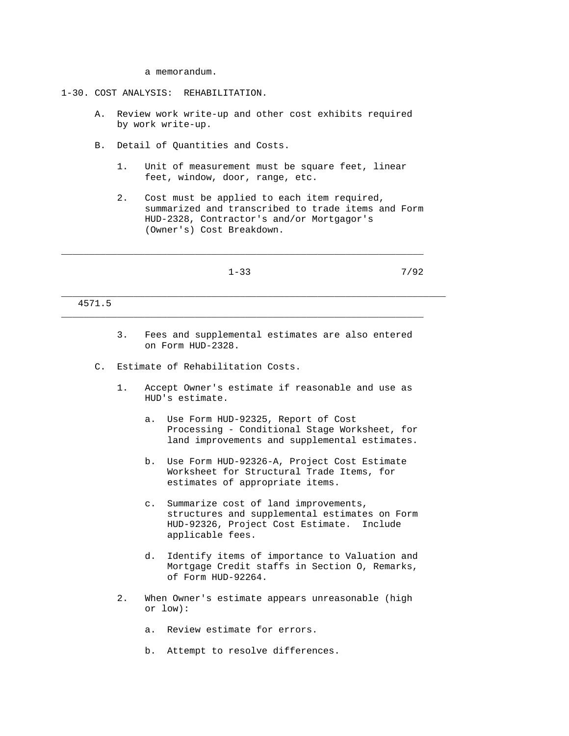a memorandum.

1-30. COST ANALYSIS: REHABILITATION.

A. Review work write-up and other cost exhibits required by work write-up.

B. Detail of Quantities and Costs.

1. Unit of measurement must be square feet, linear feet, window, door, range, etc.

2. Cost must be applied to each item required, summarized and transcribed to trade items and Form HUD-2328, Contractor's and/or Mortgagor's (Owner's) Cost Breakdown.

3. Fees and supplemental estimates are also entered on Form HUD-2328.

C. Estimate of Rehabilitation Costs.

1. Accept Owner's estimate if reasonable and use as HUD's estimate.

   a. Use Form HUD-92325, Report of Cost Processing - Conditional Stage Worksheet, for land improvements and supplemental estimates.

   b. Use Form HUD-92326-A, Project Cost Estimate Worksheet for Structural Trade Items, for estimates of appropriate items.

   c. Summarize cost of land improvements, structures and supplemental estimates on Form HUD-92326, Project Cost Estimate. Include applicable fees.

   d. Identify items of importance to Valuation and Mortgage Credit staffs in Section O, Remarks, of Form HUD-92264.

2. When Owner's estimate appears unreasonable (high or low):

   a. Review estimate for errors.

   b. Attempt to resolve differences.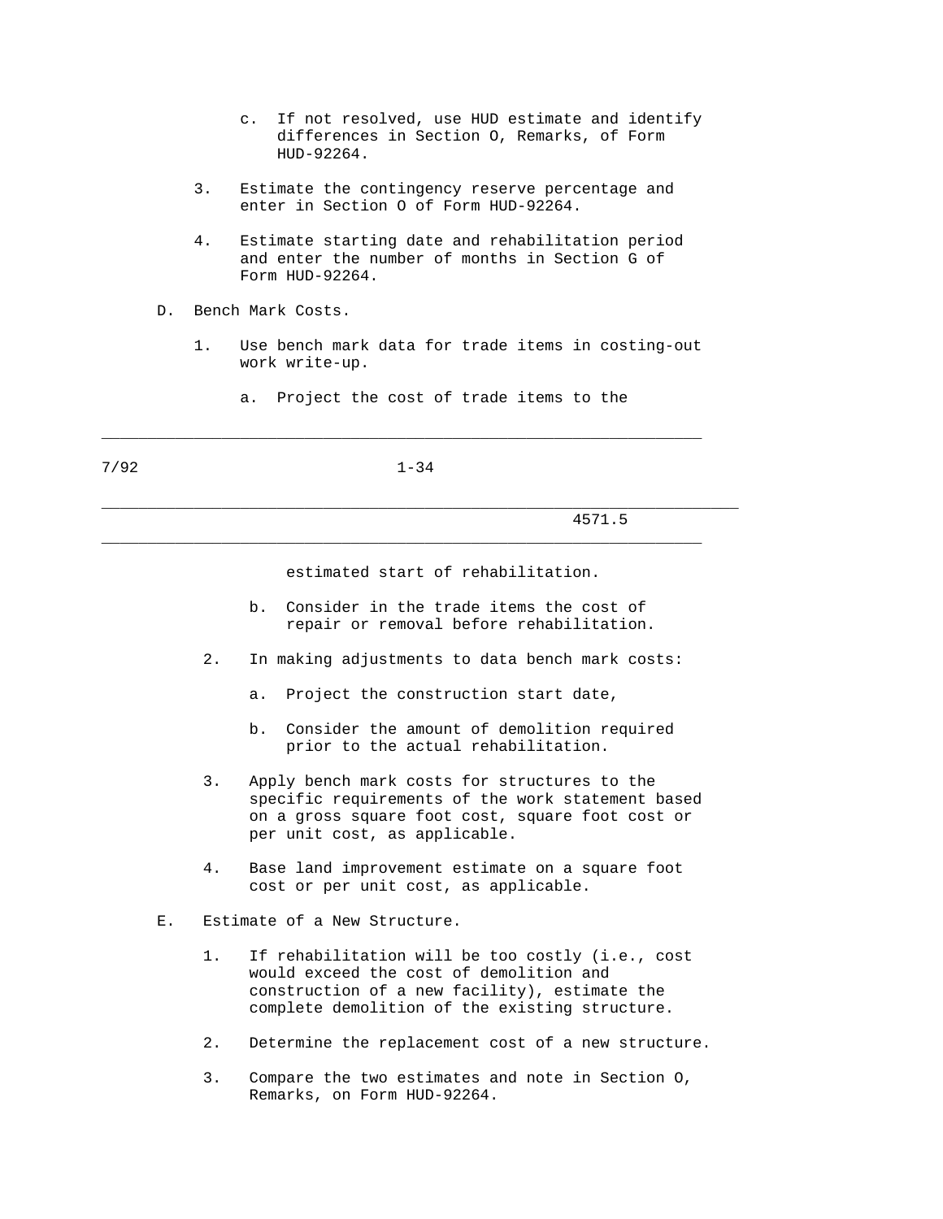c. If not resolved, use HUD estimate and identify differences in Section O, Remarks, of Form HUD-92264.

3. Estimate the contingency reserve percentage and enter in Section O of Form HUD-92264.

4. Estimate starting date and rehabilitation period and enter the number of months in Section G of Form HUD-92264.

D. Bench Mark Costs.

1. Use bench mark data for trade items in costing-out work write-up.

   a. Project the cost of trade items to the estimated start of rehabilitation.

   b. Consider in the trade items the cost of repair or removal before rehabilitation.

2. In making adjustments to data bench mark costs:

   a. Project the construction start date,

   b. Consider the amount of demolition required prior to the actual rehabilitation.

3. Apply bench mark costs for structures to the specific requirements of the work statement based on a gross square foot cost, square foot cost or per unit cost, as applicable.

4. Base land improvement estimate on a square foot cost or per unit cost, as applicable.

E. Estimate of a New Structure.

1. If rehabilitation will be too costly (i.e., cost would exceed the cost of demolition and construction of a new facility), estimate the complete demolition of the existing structure.

2. Determine the replacement cost of a new structure.

3. Compare the two estimates and note in Section O, Remarks, on Form HUD-92264.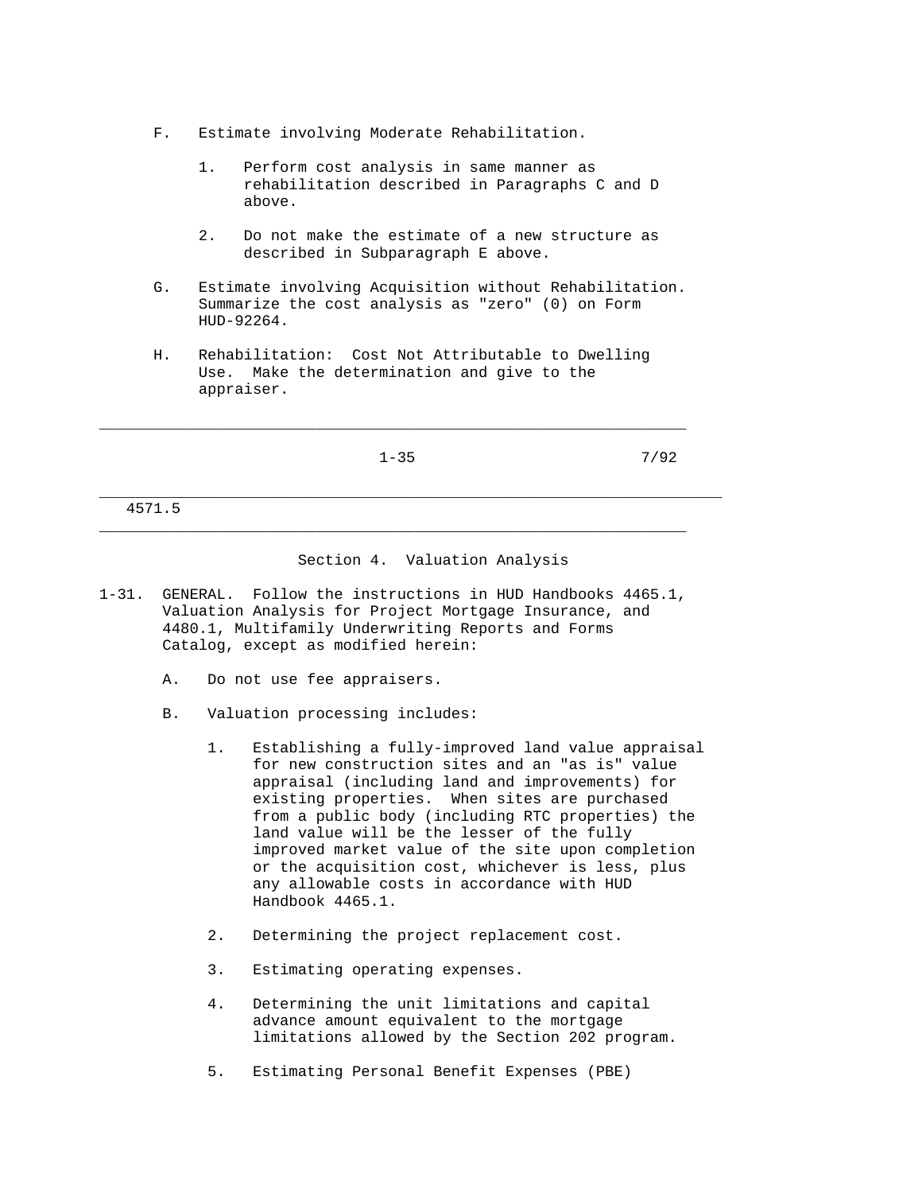F. Estimate involving Moderate Rehabilitation.

   1. Perform cost analysis in same manner as rehabilitation described in Paragraphs C and D above.

   2. Do not make the estimate of a new structure as described in Subparagraph E above.

G. Estimate involving Acquisition without Rehabilitation. Summarize the cost analysis as "zero" (0) on Form HUD-92264.

H. Rehabilitation: Cost Not Attributable to Dwelling Use. Make the determination and give to the appraiser.

## Section 4. Valuation Analysis

1-31. GENERAL. Follow the instructions in HUD Handbooks 4465.1, Valuation Analysis for Project Mortgage Insurance, and 4480.1, Multifamily Underwriting Reports and Forms Catalog, except as modified herein:

A. Do not use fee appraisers.

B. Valuation processing includes:

   1. Establishing a fully-improved land value appraisal for new construction sites and an "as is" value appraisal (including land and improvements) for existing properties. When sites are purchased from a public body (including RTC properties) the land value will be the lesser of the fully improved market value of the site upon completion or the acquisition cost, whichever is less, plus any allowable costs in accordance with HUD Handbook 4465.1.

   2. Determining the project replacement cost.

   3. Estimating operating expenses.

   4. Determining the unit limitations and capital advance amount equivalent to the mortgage limitations allowed by the Section 202 program.

   5. Estimating Personal Benefit Expenses (PBE)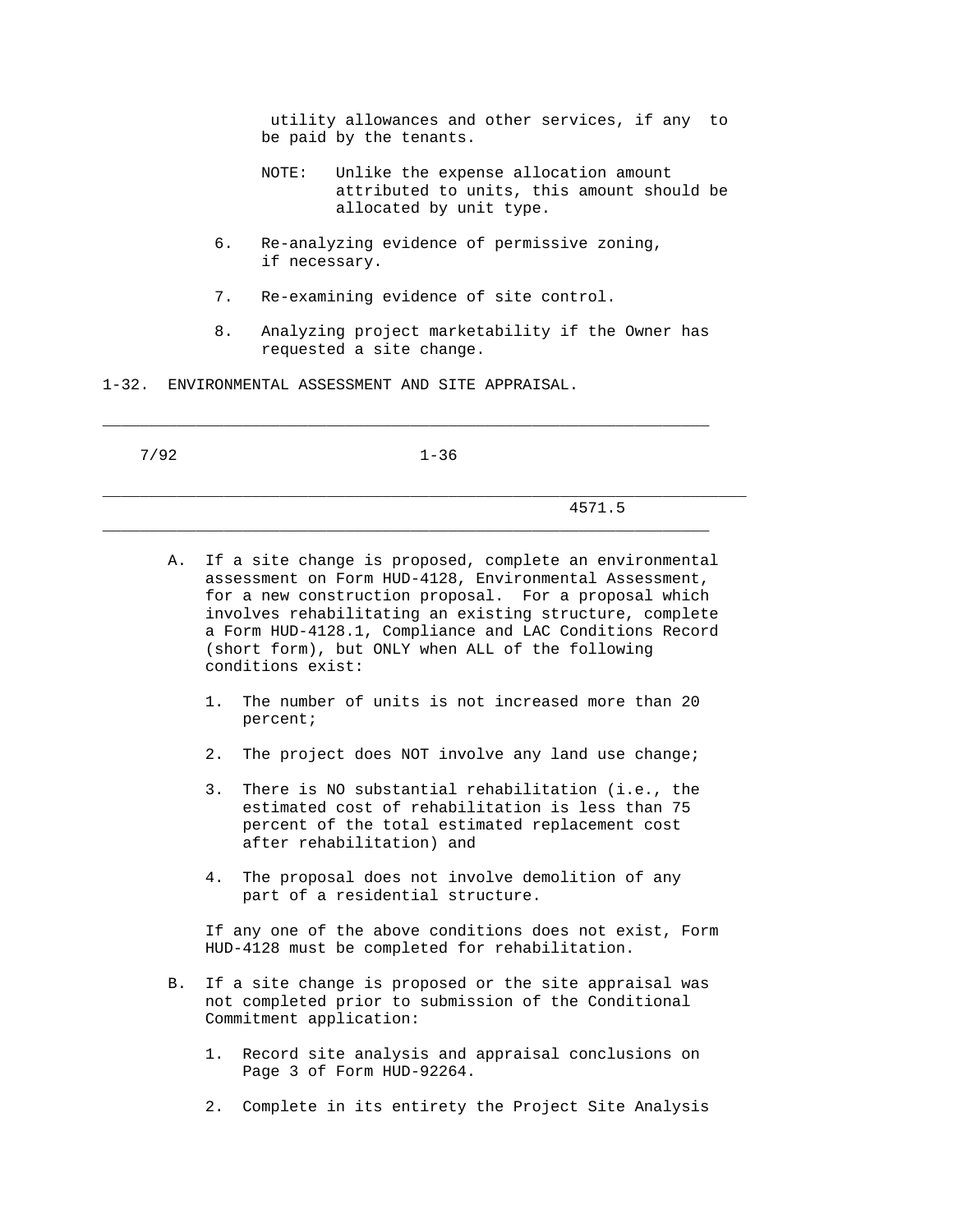utility allowances and other services, if any to be paid by the tenants.

NOTE: Unlike the expense allocation amount attributed to units, this amount should be allocated by unit type.

6. Re-analyzing evidence of permissive zoning, if necessary.

7. Re-examining evidence of site control.

8. Analyzing project marketability if the Owner has requested a site change.

1-32. ENVIRONMENTAL ASSESSMENT AND SITE APPRAISAL.

A. If a site change is proposed, complete an environmental assessment on Form HUD-4128, Environmental Assessment, for a new construction proposal. For a proposal which involves rehabilitating an existing structure, complete a Form HUD-4128.1, Compliance and LAC Conditions Record (short form), but ONLY when ALL of the following conditions exist:

   1. The number of units is not increased more than 20 percent;

   2. The project does NOT involve any land use change;

   3. There is NO substantial rehabilitation (i.e., the estimated cost of rehabilitation is less than 75 percent of the total estimated replacement cost after rehabilitation) and

   4. The proposal does not involve demolition of any part of a residential structure.

   If any one of the above conditions does not exist, Form HUD-4128 must be completed for rehabilitation.

B. If a site change is proposed or the site appraisal was not completed prior to submission of the Conditional Commitment application:

   1. Record site analysis and appraisal conclusions on Page 3 of Form HUD-92264.

   2. Complete in its entirety the Project Site Analysis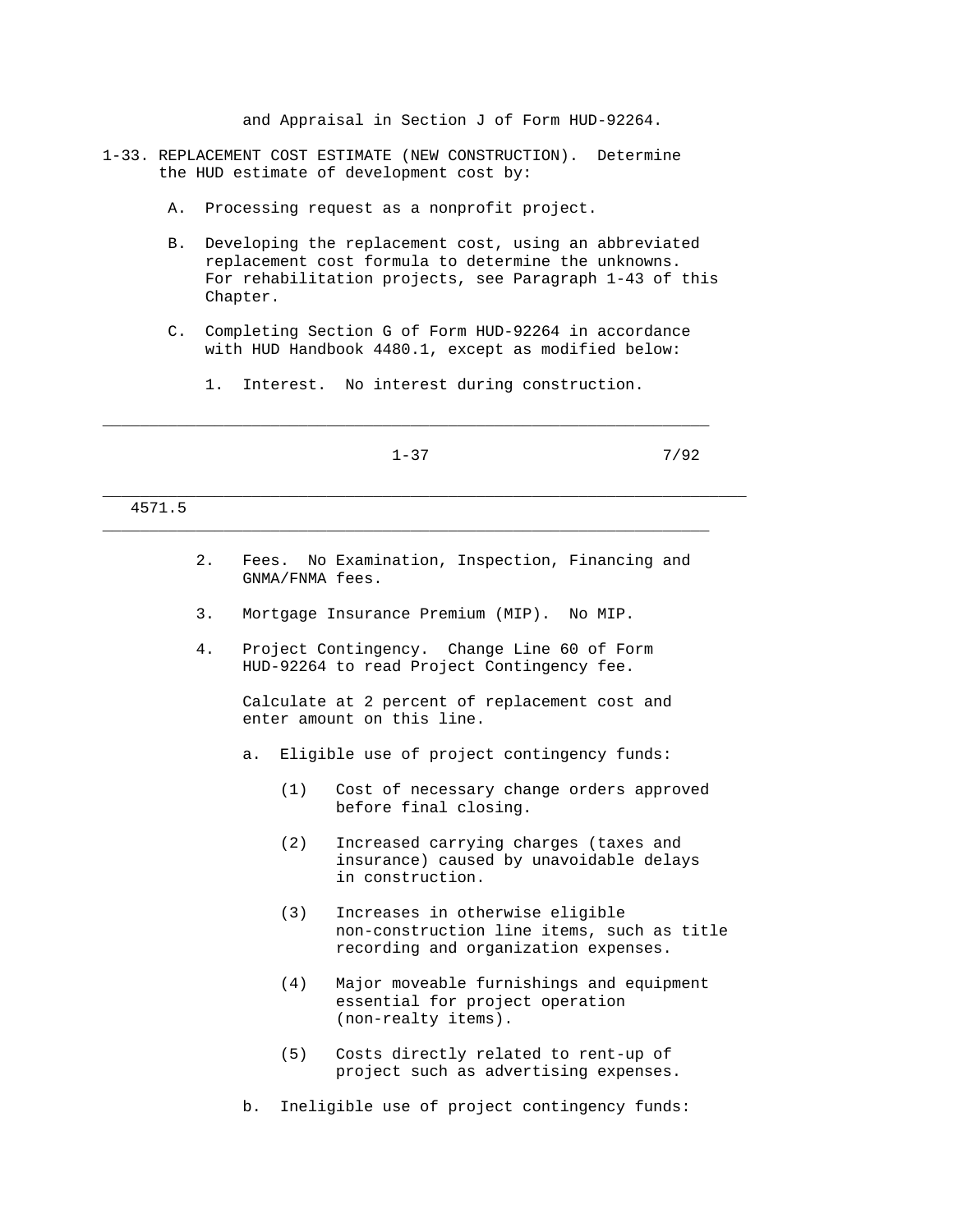and Appraisal in Section J of Form HUD-92264.

1-33. REPLACEMENT COST ESTIMATE (NEW CONSTRUCTION). Determine the HUD estimate of development cost by:

A. Processing request as a nonprofit project.

B. Developing the replacement cost, using an abbreviated replacement cost formula to determine the unknowns. For rehabilitation projects, see Paragraph 1-43 of this Chapter.

C. Completing Section G of Form HUD-92264 in accordance with HUD Handbook 4480.1, except as modified below:

1. Interest. No interest during construction.

2. Fees. No Examination, Inspection, Financing and GNMA/FNMA fees.

3. Mortgage Insurance Premium (MIP). No MIP.

4. Project Contingency. Change Line 60 of Form HUD-92264 to read Project Contingency fee.

   Calculate at 2 percent of replacement cost and enter amount on this line.

   a. Eligible use of project contingency funds:

      (1) Cost of necessary change orders approved before final closing.

      (2) Increased carrying charges (taxes and insurance) caused by unavoidable delays in construction.

      (3) Increases in otherwise eligible non-construction line items, such as title recording and organization expenses.

      (4) Major moveable furnishings and equipment essential for project operation (non-realty items).

      (5) Costs directly related to rent-up of project such as advertising expenses.

   b. Ineligible use of project contingency funds: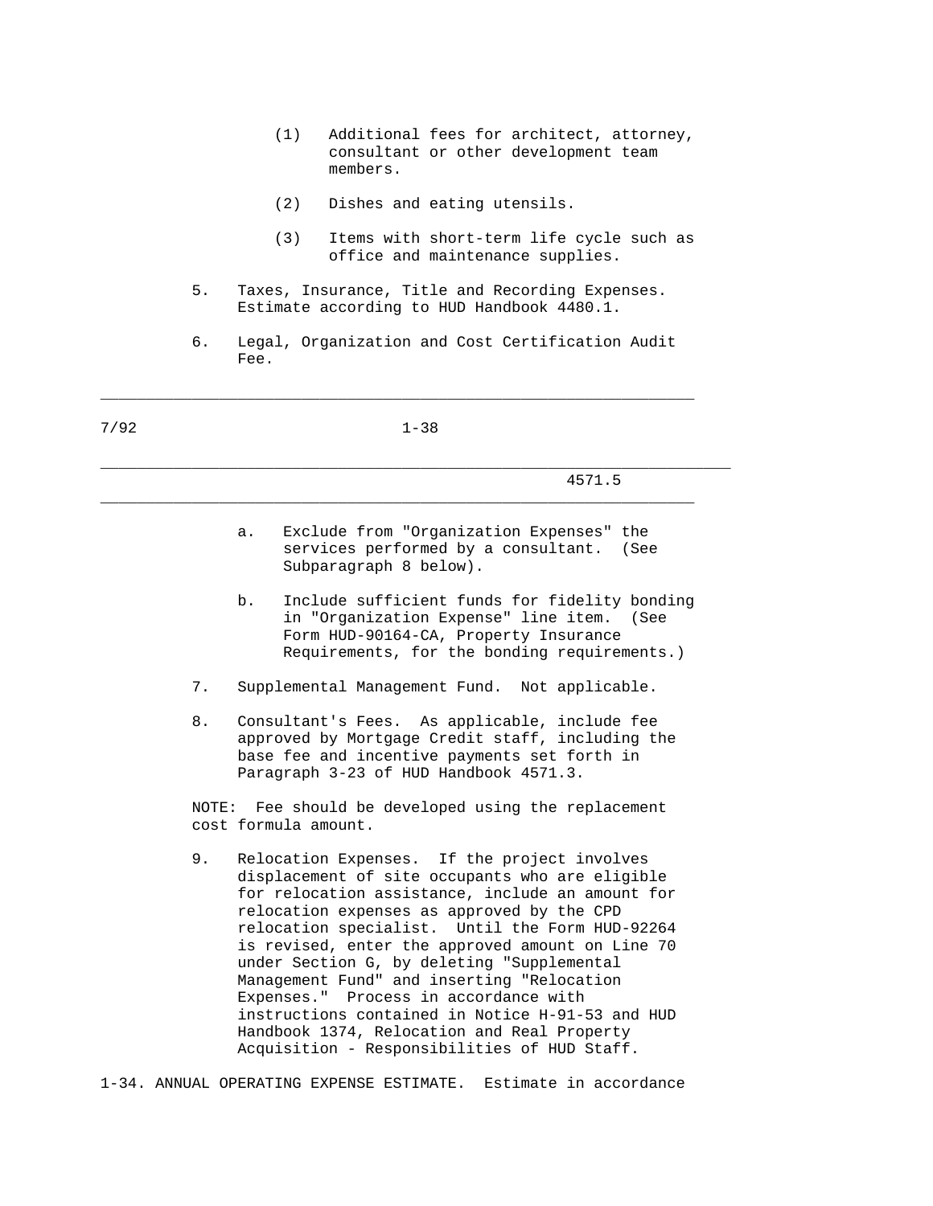(1) Additional fees for architect, attorney, consultant or other development team members.

(2) Dishes and eating utensils.

(3) Items with short-term life cycle such as office and maintenance supplies.

5. Taxes, Insurance, Title and Recording Expenses. Estimate according to HUD Handbook 4480.1.

6. Legal, Organization and Cost Certification Audit Fee.

a. Exclude from "Organization Expenses" the services performed by a consultant. (See Subparagraph 8 below).

b. Include sufficient funds for fidelity bonding in "Organization Expense" line item. (See Form HUD-90164-CA, Property Insurance Requirements, for the bonding requirements.)

7. Supplemental Management Fund. Not applicable.

8. Consultant's Fees. As applicable, include fee approved by Mortgage Credit staff, including the base fee and incentive payments set forth in Paragraph 3-23 of HUD Handbook 4571.3.

NOTE: Fee should be developed using the replacement cost formula amount.

9. Relocation Expenses. If the project involves displacement of site occupants who are eligible for relocation assistance, include an amount for relocation expenses as approved by the CPD relocation specialist. Until the Form HUD-92264 is revised, enter the approved amount on Line 70 under Section G, by deleting "Supplemental Management Fund" and inserting "Relocation Expenses." Process in accordance with instructions contained in Notice H-91-53 and HUD Handbook 1374, Relocation and Real Property Acquisition - Responsibilities of HUD Staff.

1-34. ANNUAL OPERATING EXPENSE ESTIMATE. Estimate in accordance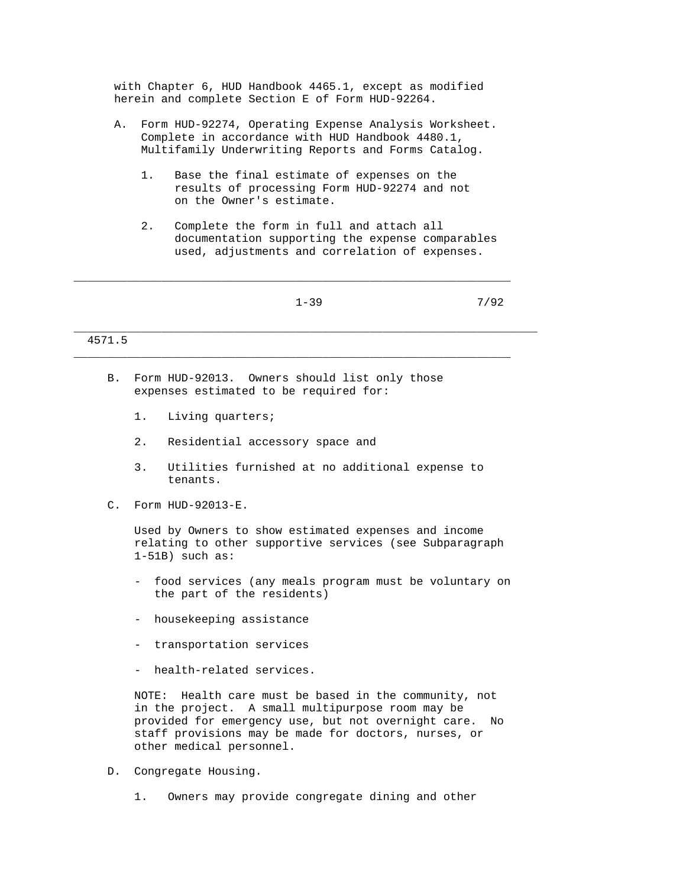with Chapter 6, HUD Handbook 4465.1, except as modified herein and complete Section E of Form HUD-92264.

A. Form HUD-92274, Operating Expense Analysis Worksheet. Complete in accordance with HUD Handbook 4480.1, Multifamily Underwriting Reports and Forms Catalog.

   1. Base the final estimate of expenses on the results of processing Form HUD-92274 and not on the Owner's estimate.

   2. Complete the form in full and attach all documentation supporting the expense comparables used, adjustments and correlation of expenses.

B. Form HUD-92013. Owners should list only those expenses estimated to be required for:

   1. Living quarters;

   2. Residential accessory space and

   3. Utilities furnished at no additional expense to tenants.

C. Form HUD-92013-E.

   Used by Owners to show estimated expenses and income relating to other supportive services (see Subparagraph 1-51B) such as:

   - food services (any meals program must be voluntary on the part of the residents)

   - housekeeping assistance

   - transportation services

   - health-related services.

   NOTE: Health care must be based in the community, not in the project. A small multipurpose room may be provided for emergency use, but not overnight care. No staff provisions may be made for doctors, nurses, or other medical personnel.

D. Congregate Housing.

   1. Owners may provide congregate dining and other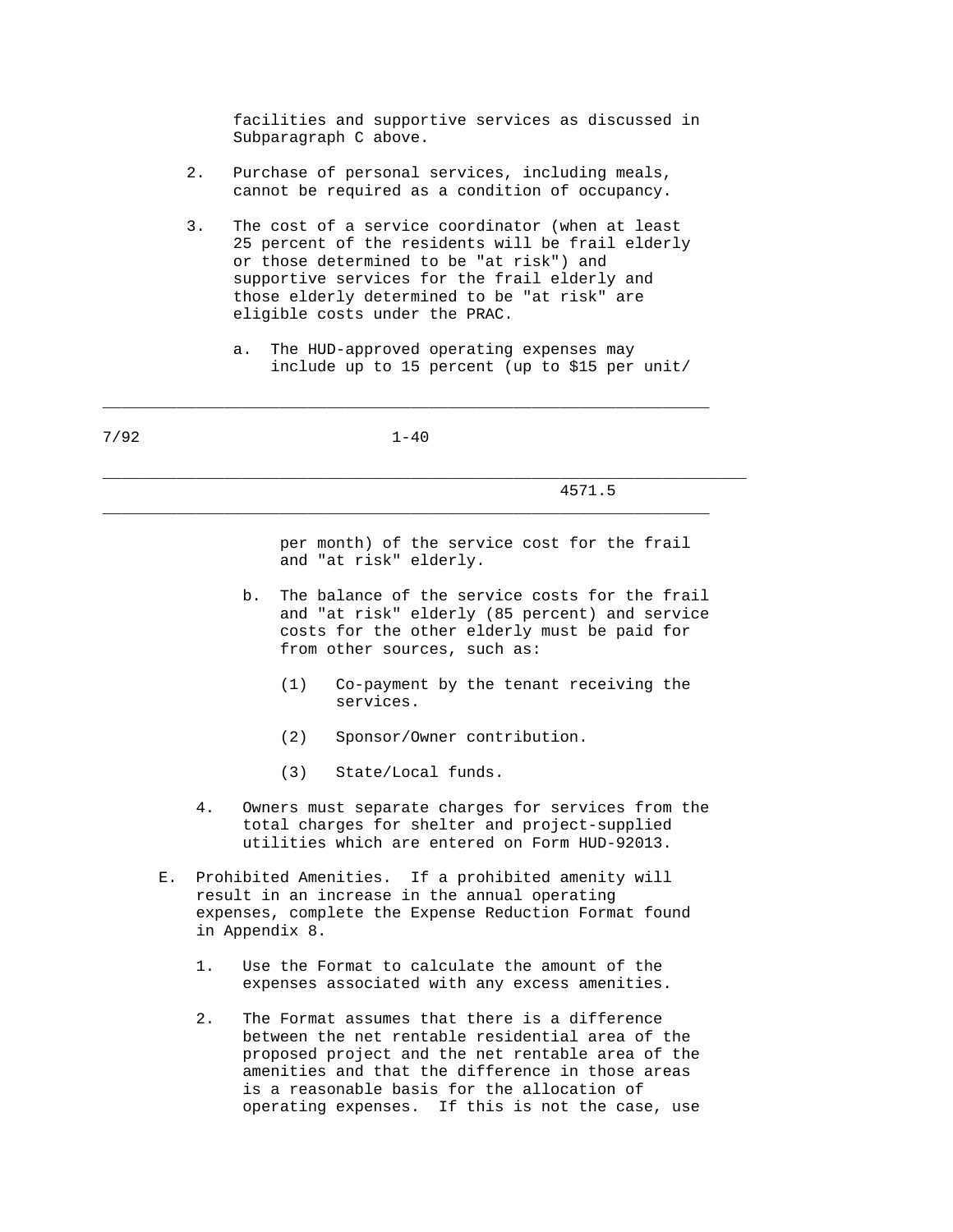facilities and supportive services as discussed in Subparagraph C above.

2. Purchase of personal services, including meals, cannot be required as a condition of occupancy.

3. The cost of a service coordinator (when at least 25 percent of the residents will be frail elderly or those determined to be "at risk") and supportive services for the frail elderly and those elderly determined to be "at risk" are eligible costs under the PRAC.

   a. The HUD-approved operating expenses may include up to 15 percent (up to $15 per unit/ per month) of the service cost for the frail and "at risk" elderly.

   b. The balance of the service costs for the frail and "at risk" elderly (85 percent) and service costs for the other elderly must be paid for from other sources, such as:

      (1) Co-payment by the tenant receiving the services.

      (2) Sponsor/Owner contribution.

      (3) State/Local funds.

4. Owners must separate charges for services from the total charges for shelter and project-supplied utilities which are entered on Form HUD-92013.

E. Prohibited Amenities. If a prohibited amenity will result in an increase in the annual operating expenses, complete the Expense Reduction Format found in Appendix 8.

1. Use the Format to calculate the amount of the expenses associated with any excess amenities.

2. The Format assumes that there is a difference between the net rentable residential area of the proposed project and the net rentable area of the amenities and that the difference in those areas is a reasonable basis for the allocation of operating expenses. If this is not the case, use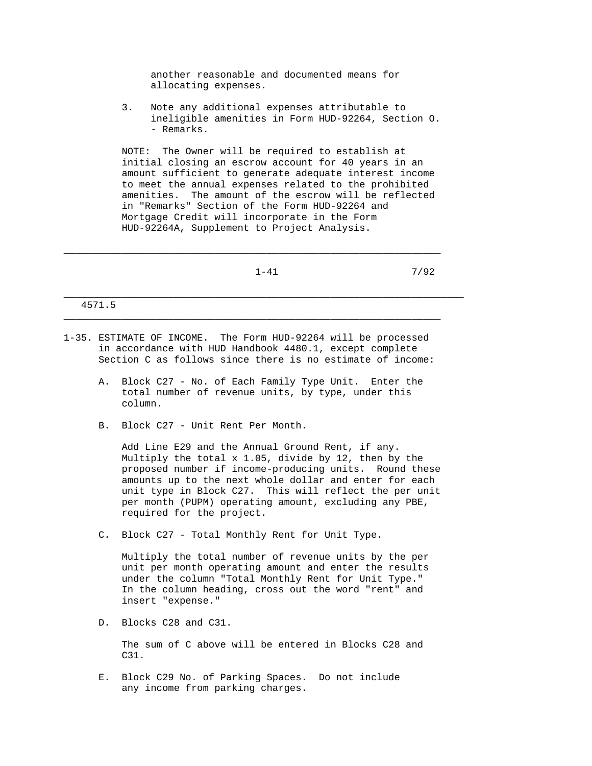another reasonable and documented means for allocating expenses.

3. Note any additional expenses attributable to ineligible amenities in Form HUD-92264, Section O. - Remarks.

NOTE: The Owner will be required to establish at initial closing an escrow account for 40 years in an amount sufficient to generate adequate interest income to meet the annual expenses related to the prohibited amenities. The amount of the escrow will be reflected in "Remarks" Section of the Form HUD-92264 and Mortgage Credit will incorporate in the Form HUD-92264A, Supplement to Project Analysis.

1-35. ESTIMATE OF INCOME. The Form HUD-92264 will be processed in accordance with HUD Handbook 4480.1, except complete Section C as follows since there is no estimate of income:

A. Block C27 - No. of Each Family Type Unit. Enter the total number of revenue units, by type, under this column.

B. Block C27 - Unit Rent Per Month.

Add Line E29 and the Annual Ground Rent, if any. Multiply the total x 1.05, divide by 12, then by the proposed number if income-producing units. Round these amounts up to the next whole dollar and enter for each unit type in Block C27. This will reflect the per unit per month (PUPM) operating amount, excluding any PBE, required for the project.

C. Block C27 - Total Monthly Rent for Unit Type.

Multiply the total number of revenue units by the per unit per month operating amount and enter the results under the column "Total Monthly Rent for Unit Type." In the column heading, cross out the word "rent" and insert "expense."

D. Blocks C28 and C31.

The sum of C above will be entered in Blocks C28 and C31.

E. Block C29 No. of Parking Spaces. Do not include any income from parking charges.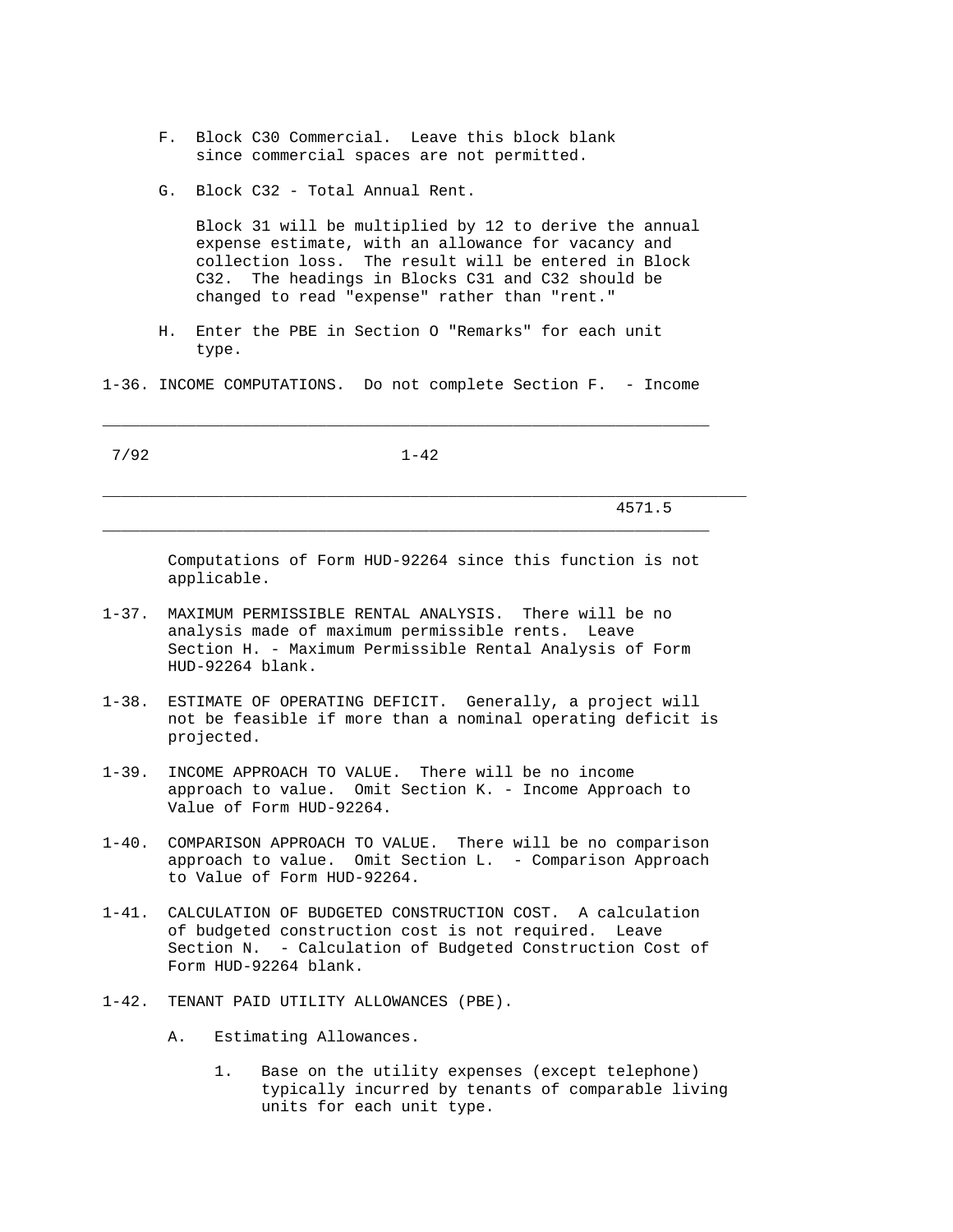F. Block C30 Commercial. Leave this block blank since commercial spaces are not permitted.

G. Block C32 - Total Annual Rent.

Block 31 will be multiplied by 12 to derive the annual expense estimate, with an allowance for vacancy and collection loss. The result will be entered in Block C32. The headings in Blocks C31 and C32 should be changed to read "expense" rather than "rent."

H. Enter the PBE in Section O "Remarks" for each unit type.

1-36. INCOME COMPUTATIONS. Do not complete Section F. - Income Computations of Form HUD-92264 since this function is not applicable.

1-37. MAXIMUM PERMISSIBLE RENTAL ANALYSIS. There will be no analysis made of maximum permissible rents. Leave Section H. - Maximum Permissible Rental Analysis of Form HUD-92264 blank.

1-38. ESTIMATE OF OPERATING DEFICIT. Generally, a project will not be feasible if more than a nominal operating deficit is projected.

1-39. INCOME APPROACH TO VALUE. There will be no income approach to value. Omit Section K. - Income Approach to Value of Form HUD-92264.

1-40. COMPARISON APPROACH TO VALUE. There will be no comparison approach to value. Omit Section L. - Comparison Approach to Value of Form HUD-92264.

1-41. CALCULATION OF BUDGETED CONSTRUCTION COST. A calculation of budgeted construction cost is not required. Leave Section N. - Calculation of Budgeted Construction Cost of Form HUD-92264 blank.

1-42. TENANT PAID UTILITY ALLOWANCES (PBE).

A. Estimating Allowances.

1. Base on the utility expenses (except telephone) typically incurred by tenants of comparable living units for each unit type.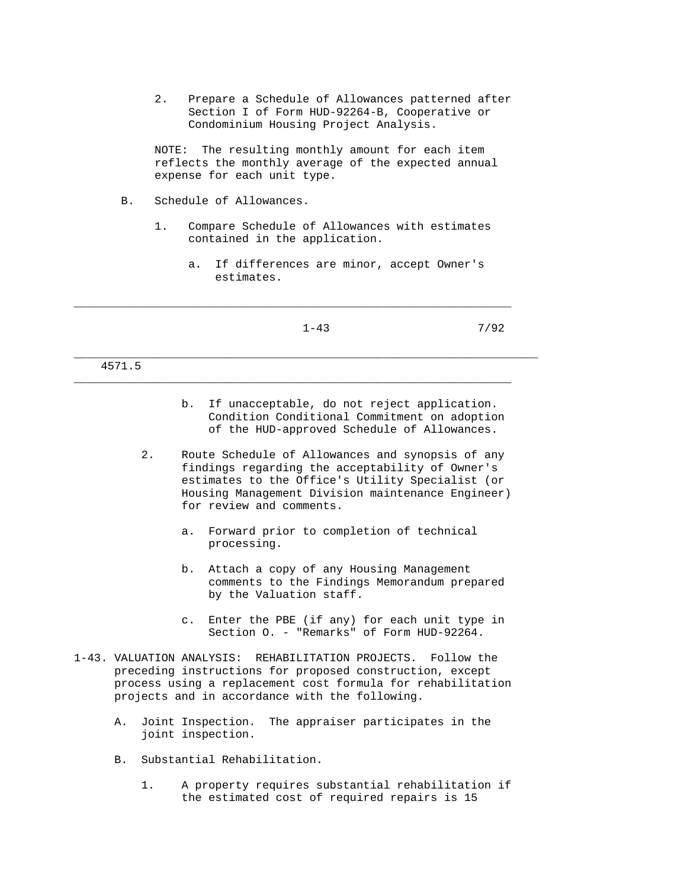2. Prepare a Schedule of Allowances patterned after Section I of Form HUD-92264-B, Cooperative or Condominium Housing Project Analysis.

NOTE: The resulting monthly amount for each item reflects the monthly average of the expected annual expense for each unit type.

B. Schedule of Allowances.

1. Compare Schedule of Allowances with estimates contained in the application.

   a. If differences are minor, accept Owner's estimates.

   b. If unacceptable, do not reject application. Condition Conditional Commitment on adoption of the HUD-approved Schedule of Allowances.

2. Route Schedule of Allowances and synopsis of any findings regarding the acceptability of Owner's estimates to the Office's Utility Specialist (or Housing Management Division maintenance Engineer) for review and comments.

   a. Forward prior to completion of technical processing.

   b. Attach a copy of any Housing Management comments to the Findings Memorandum prepared by the Valuation staff.

   c. Enter the PBE (if any) for each unit type in Section O. - "Remarks" of Form HUD-92264.

1-43. VALUATION ANALYSIS: REHABILITATION PROJECTS. Follow the preceding instructions for proposed construction, except process using a replacement cost formula for rehabilitation projects and in accordance with the following.

A. Joint Inspection. The appraiser participates in the joint inspection.

B. Substantial Rehabilitation.

1. A property requires substantial rehabilitation if the estimated cost of required repairs is 15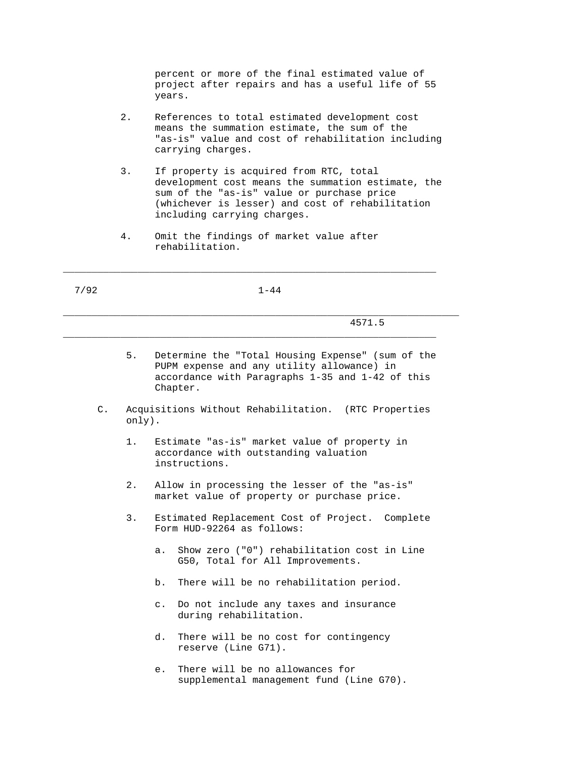percent or more of the final estimated value of project after repairs and has a useful life of 55 years.

2. References to total estimated development cost means the summation estimate, the sum of the "as-is" value and cost of rehabilitation including carrying charges.

3. If property is acquired from RTC, total development cost means the summation estimate, the sum of the "as-is" value or purchase price (whichever is lesser) and cost of rehabilitation including carrying charges.

4. Omit the findings of market value after rehabilitation.

5. Determine the "Total Housing Expense" (sum of the PUPM expense and any utility allowance) in accordance with Paragraphs 1-35 and 1-42 of this Chapter.

C. Acquisitions Without Rehabilitation. (RTC Properties only).

1. Estimate "as-is" market value of property in accordance with outstanding valuation instructions.

2. Allow in processing the lesser of the "as-is" market value of property or purchase price.

3. Estimated Replacement Cost of Project. Complete Form HUD-92264 as follows:

   a. Show zero ("0") rehabilitation cost in Line G50, Total for All Improvements.

   b. There will be no rehabilitation period.

   c. Do not include any taxes and insurance during rehabilitation.

   d. There will be no cost for contingency reserve (Line G71).

   e. There will be no allowances for supplemental management fund (Line G70).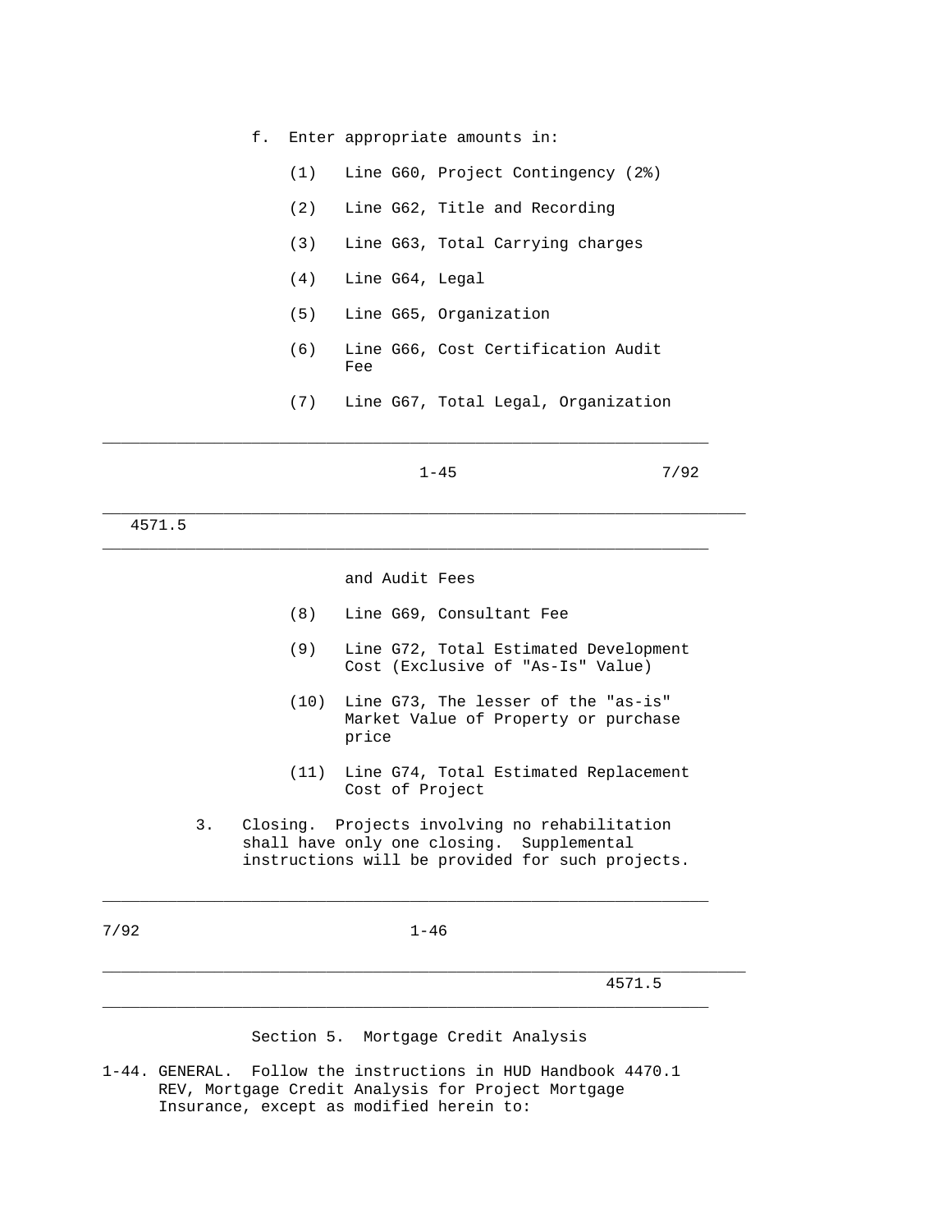f. Enter appropriate amounts in:

(1) Line G60, Project Contingency (2%)

(2) Line G62, Title and Recording

(3) Line G63, Total Carrying charges

(4) Line G64, Legal

(5) Line G65, Organization

(6) Line G66, Cost Certification Audit Fee

(7) Line G67, Total Legal, Organization and Audit Fees

(8) Line G69, Consultant Fee

(9) Line G72, Total Estimated Development Cost (Exclusive of "As-Is" Value)

(10) Line G73, The lesser of the "as-is" Market Value of Property or purchase price

(11) Line G74, Total Estimated Replacement Cost of Project

3. Closing. Projects involving no rehabilitation shall have only one closing. Supplemental instructions will be provided for such projects.

## Section 5. Mortgage Credit Analysis

1-44. GENERAL. Follow the instructions in HUD Handbook 4470.1 REV, Mortgage Credit Analysis for Project Mortgage Insurance, except as modified herein to: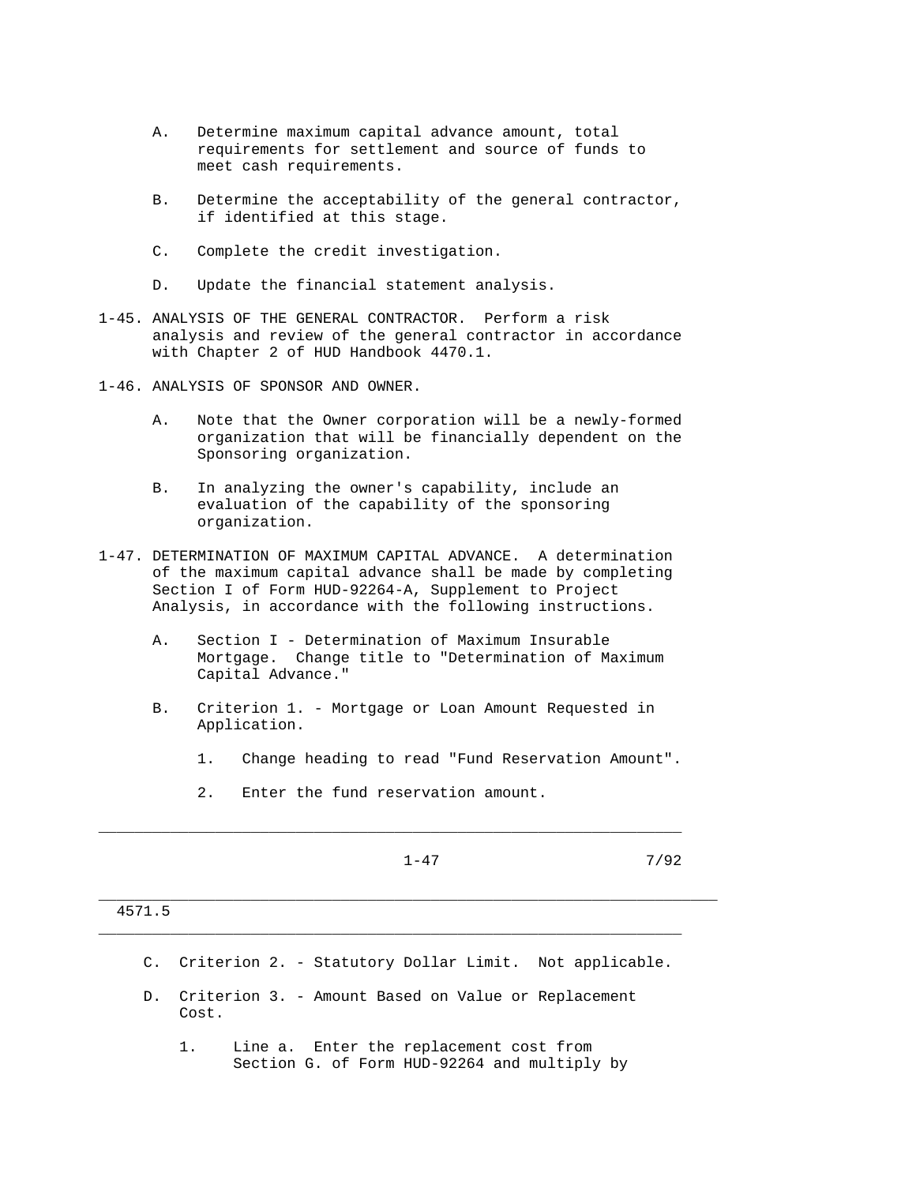A. Determine maximum capital advance amount, total requirements for settlement and source of funds to meet cash requirements.

B. Determine the acceptability of the general contractor, if identified at this stage.

C. Complete the credit investigation.

D. Update the financial statement analysis.

1-45. ANALYSIS OF THE GENERAL CONTRACTOR. Perform a risk analysis and review of the general contractor in accordance with Chapter 2 of HUD Handbook 4470.1.

1-46. ANALYSIS OF SPONSOR AND OWNER.

A. Note that the Owner corporation will be a newly-formed organization that will be financially dependent on the Sponsoring organization.

B. In analyzing the owner's capability, include an evaluation of the capability of the sponsoring organization.

1-47. DETERMINATION OF MAXIMUM CAPITAL ADVANCE. A determination of the maximum capital advance shall be made by completing Section I of Form HUD-92264-A, Supplement to Project Analysis, in accordance with the following instructions.

A. Section I - Determination of Maximum Insurable Mortgage. Change title to "Determination of Maximum Capital Advance."

B. Criterion 1. - Mortgage or Loan Amount Requested in Application.

1. Change heading to read "Fund Reservation Amount".

2. Enter the fund reservation amount.

C. Criterion 2. - Statutory Dollar Limit. Not applicable.

D. Criterion 3. - Amount Based on Value or Replacement Cost.

1. Line a. Enter the replacement cost from Section G. of Form HUD-92264 and multiply by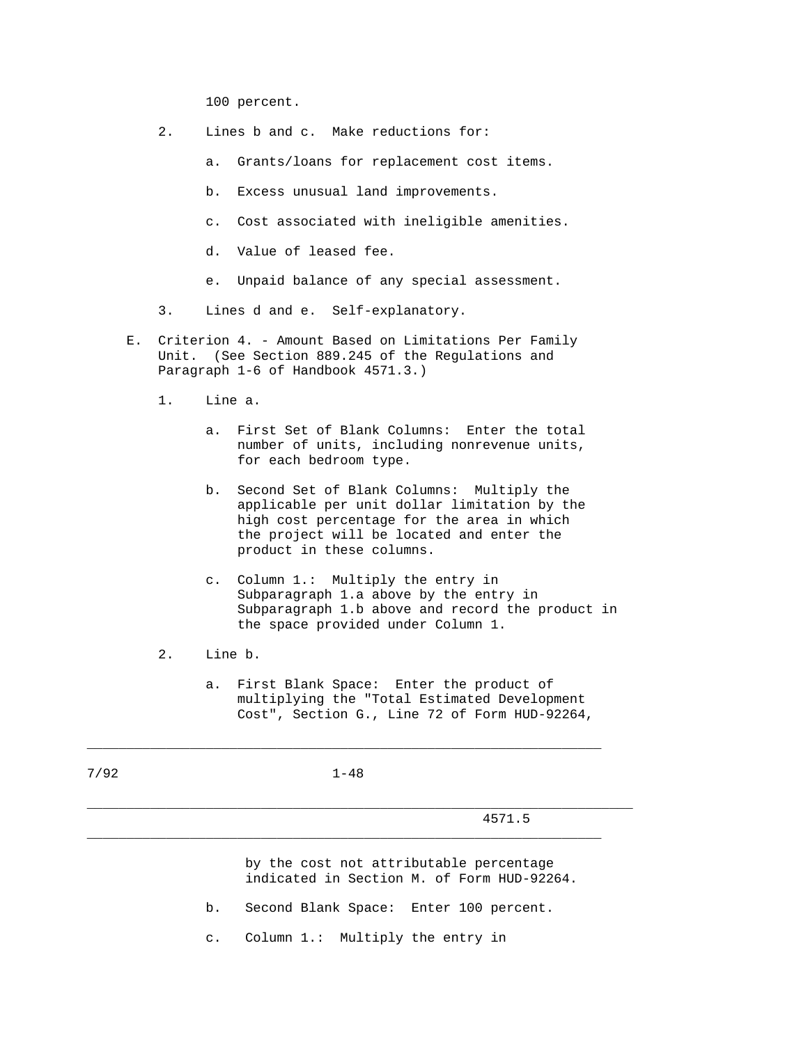100 percent.

2. Lines b and c. Make reductions for:

   a. Grants/loans for replacement cost items.

   b. Excess unusual land improvements.

   c. Cost associated with ineligible amenities.

   d. Value of leased fee.

   e. Unpaid balance of any special assessment.

3. Lines d and e. Self-explanatory.

E. Criterion 4. - Amount Based on Limitations Per Family Unit. (See Section 889.245 of the Regulations and Paragraph 1-6 of Handbook 4571.3.)

1. Line a.

   a. First Set of Blank Columns: Enter the total number of units, including nonrevenue units, for each bedroom type.

   b. Second Set of Blank Columns: Multiply the applicable per unit dollar limitation by the high cost percentage for the area in which the project will be located and enter the product in these columns.

   c. Column 1.: Multiply the entry in Subparagraph 1.a above by the entry in Subparagraph 1.b above and record the product in the space provided under Column 1.

2. Line b.

   a. First Blank Space: Enter the product of multiplying the "Total Estimated Development Cost", Section G., Line 72 of Form HUD-92264, by the cost not attributable percentage indicated in Section M. of Form HUD-92264.

   b. Second Blank Space: Enter 100 percent.

   c. Column 1.: Multiply the entry in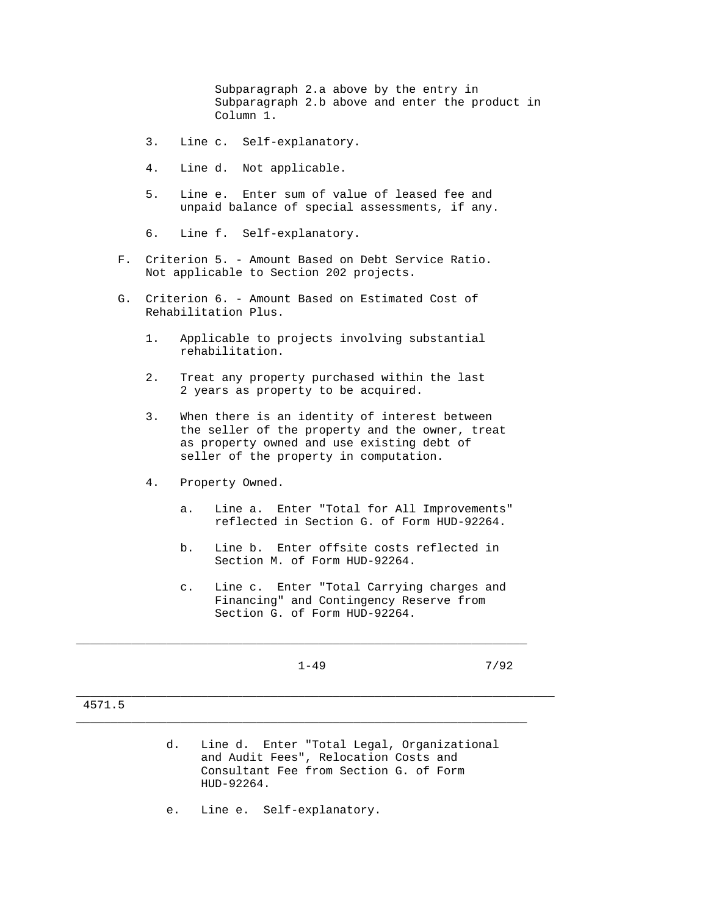Subparagraph 2.a above by the entry in Subparagraph 2.b above and enter the product in Column 1.

3. Line c. Self-explanatory.

4. Line d. Not applicable.

5. Line e. Enter sum of value of leased fee and unpaid balance of special assessments, if any.

6. Line f. Self-explanatory.

F. Criterion 5. - Amount Based on Debt Service Ratio. Not applicable to Section 202 projects.

G. Criterion 6. - Amount Based on Estimated Cost of Rehabilitation Plus.

1. Applicable to projects involving substantial rehabilitation.

2. Treat any property purchased within the last 2 years as property to be acquired.

3. When there is an identity of interest between the seller of the property and the owner, treat as property owned and use existing debt of seller of the property in computation.

4. Property Owned.

   a. Line a. Enter "Total for All Improvements" reflected in Section G. of Form HUD-92264.

   b. Line b. Enter offsite costs reflected in Section M. of Form HUD-92264.

   c. Line c. Enter "Total Carrying charges and Financing" and Contingency Reserve from Section G. of Form HUD-92264.

   d. Line d. Enter "Total Legal, Organizational and Audit Fees", Relocation Costs and Consultant Fee from Section G. of Form HUD-92264.

   e. Line e. Self-explanatory.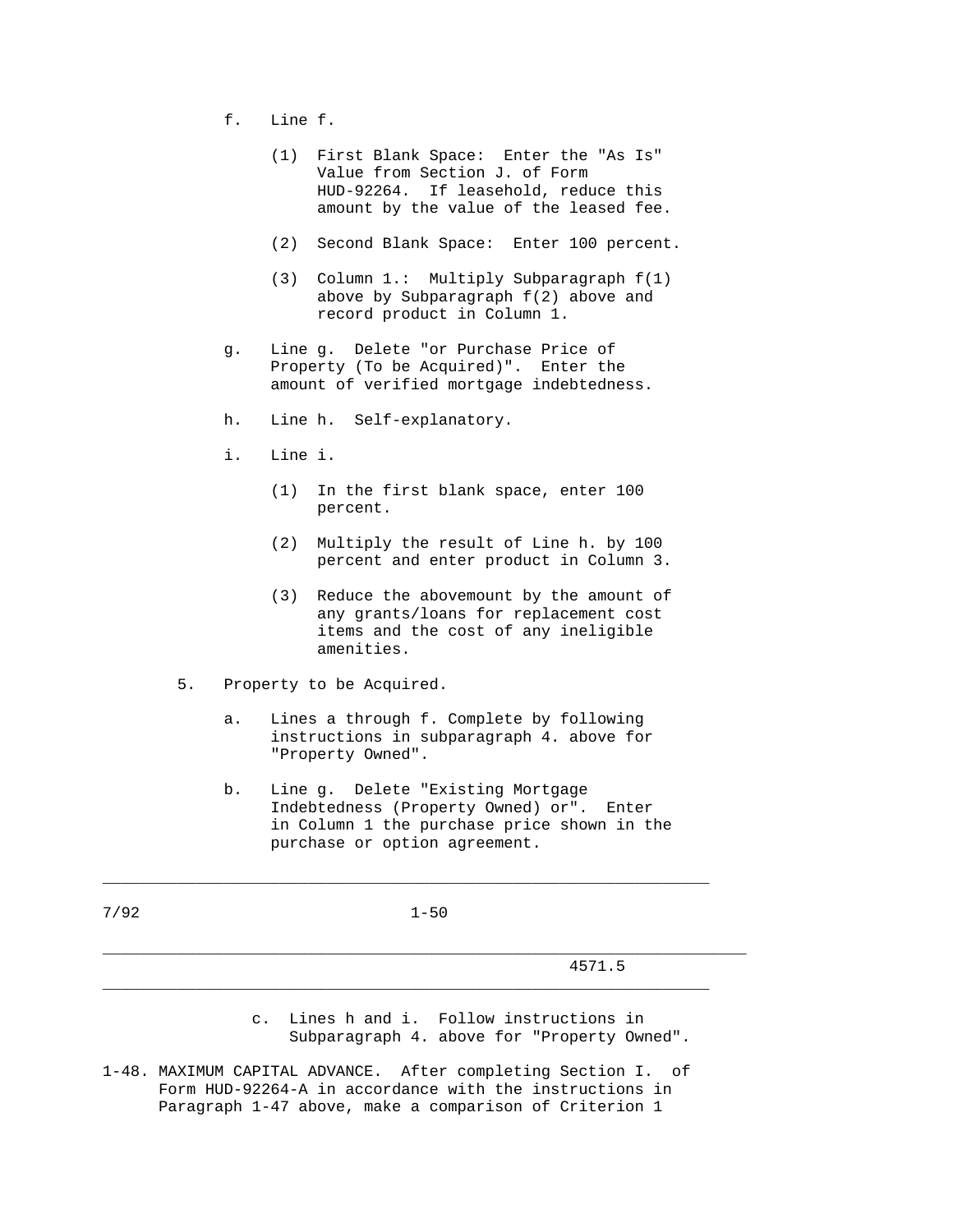f. Line f.

   (1) First Blank Space: Enter the "As Is" Value from Section J. of Form HUD-92264. If leasehold, reduce this amount by the value of the leased fee.

   (2) Second Blank Space: Enter 100 percent.

   (3) Column 1.: Multiply Subparagraph f(1) above by Subparagraph f(2) above and record product in Column 1.

g. Line g. Delete "or Purchase Price of Property (To be Acquired)". Enter the amount of verified mortgage indebtedness.

h. Line h. Self-explanatory.

i. Line i.

   (1) In the first blank space, enter 100 percent.

   (2) Multiply the result of Line h. by 100 percent and enter product in Column 3.

   (3) Reduce the abovemount by the amount of any grants/loans for replacement cost items and the cost of any ineligible amenities.

5. Property to be Acquired.

   a. Lines a through f. Complete by following instructions in subparagraph 4. above for "Property Owned".

   b. Line g. Delete "Existing Mortgage Indebtedness (Property Owned) or". Enter in Column 1 the purchase price shown in the purchase or option agreement.

   c. Lines h and i. Follow instructions in Subparagraph 4. above for "Property Owned".

1-48. MAXIMUM CAPITAL ADVANCE. After completing Section I. of Form HUD-92264-A in accordance with the instructions in Paragraph 1-47 above, make a comparison of Criterion 1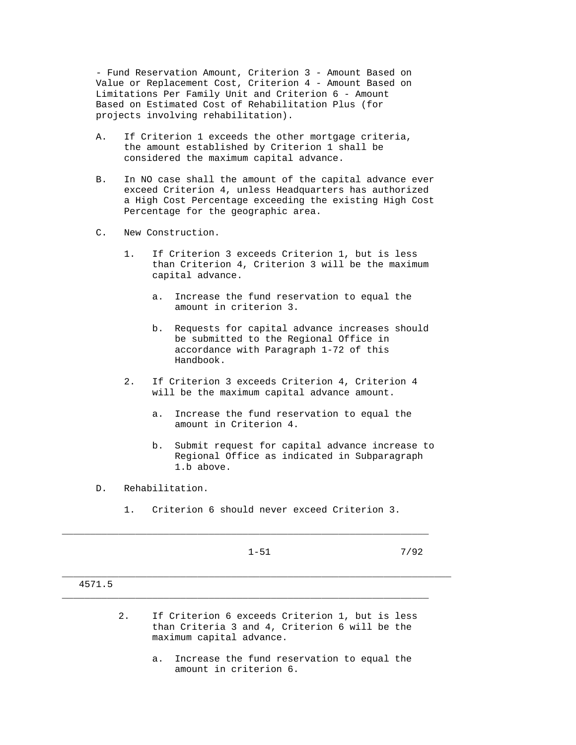- Fund Reservation Amount, Criterion 3 - Amount Based on Value or Replacement Cost, Criterion 4 - Amount Based on Limitations Per Family Unit and Criterion 6 - Amount Based on Estimated Cost of Rehabilitation Plus (for projects involving rehabilitation).

A. If Criterion 1 exceeds the other mortgage criteria, the amount established by Criterion 1 shall be considered the maximum capital advance.

B. In NO case shall the amount of the capital advance ever exceed Criterion 4, unless Headquarters has authorized a High Cost Percentage exceeding the existing High Cost Percentage for the geographic area.

C. New Construction.

   1. If Criterion 3 exceeds Criterion 1, but is less than Criterion 4, Criterion 3 will be the maximum capital advance.

      a. Increase the fund reservation to equal the amount in criterion 3.

      b. Requests for capital advance increases should be submitted to the Regional Office in accordance with Paragraph 1-72 of this Handbook.

   2. If Criterion 3 exceeds Criterion 4, Criterion 4 will be the maximum capital advance amount.

      a. Increase the fund reservation to equal the amount in Criterion 4.

      b. Submit request for capital advance increase to Regional Office as indicated in Subparagraph 1.b above.

D. Rehabilitation.

   1. Criterion 6 should never exceed Criterion 3.

   2. If Criterion 6 exceeds Criterion 1, but is less than Criteria 3 and 4, Criterion 6 will be the maximum capital advance.

      a. Increase the fund reservation to equal the amount in criterion 6.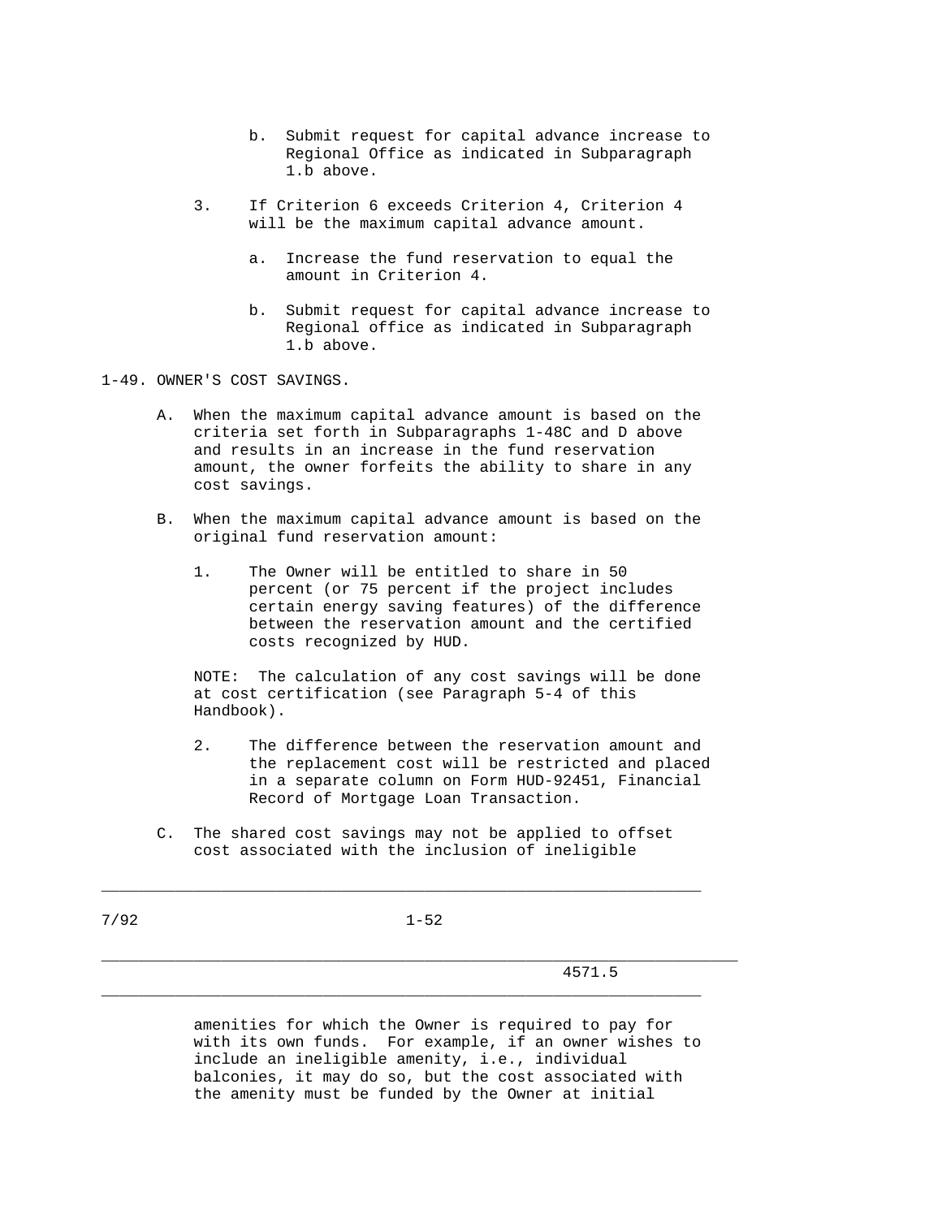b. Submit request for capital advance increase to Regional Office as indicated in Subparagraph 1.b above.

3. If Criterion 6 exceeds Criterion 4, Criterion 4 will be the maximum capital advance amount.

   a. Increase the fund reservation to equal the amount in Criterion 4.

   b. Submit request for capital advance increase to Regional office as indicated in Subparagraph 1.b above.

## 1-49. OWNER'S COST SAVINGS.

A. When the maximum capital advance amount is based on the criteria set forth in Subparagraphs 1-48C and D above and results in an increase in the fund reservation amount, the owner forfeits the ability to share in any cost savings.

B. When the maximum capital advance amount is based on the original fund reservation amount:

   1. The Owner will be entitled to share in 50 percent (or 75 percent if the project includes certain energy saving features) of the difference between the reservation amount and the certified costs recognized by HUD.

   NOTE: The calculation of any cost savings will be done at cost certification (see Paragraph 5-4 of this Handbook).

   2. The difference between the reservation amount and the replacement cost will be restricted and placed in a separate column on Form HUD-92451, Financial Record of Mortgage Loan Transaction.

C. The shared cost savings may not be applied to offset cost associated with the inclusion of ineligible amenities for which the Owner is required to pay for with its own funds. For example, if an owner wishes to include an ineligible amenity, i.e., individual balconies, it may do so, but the cost associated with the amenity must be funded by the Owner at initial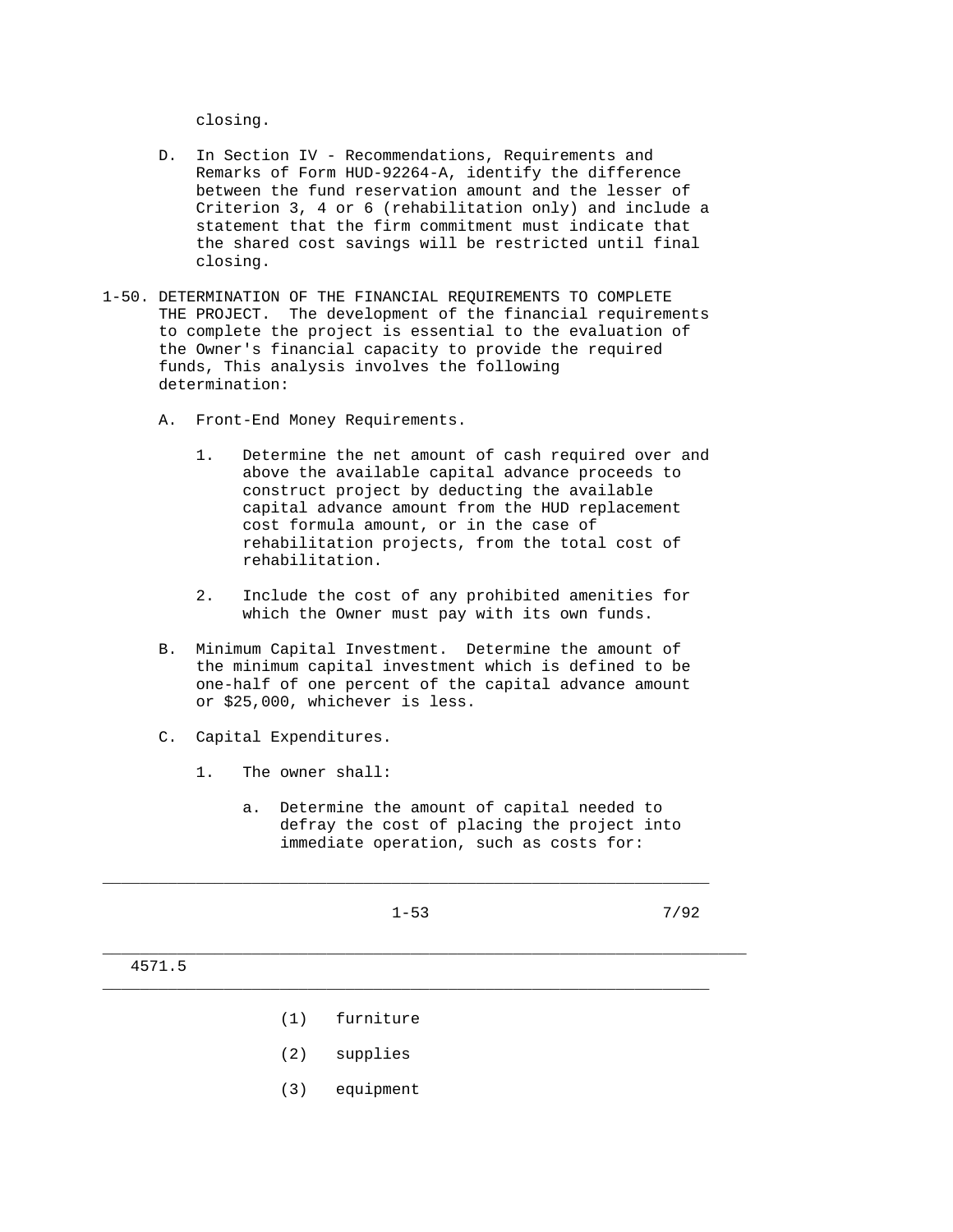closing.

D. In Section IV - Recommendations, Requirements and Remarks of Form HUD-92264-A, identify the difference between the fund reservation amount and the lesser of Criterion 3, 4 or 6 (rehabilitation only) and include a statement that the firm commitment must indicate that the shared cost savings will be restricted until final closing.

1-50. DETERMINATION OF THE FINANCIAL REQUIREMENTS TO COMPLETE THE PROJECT. The development of the financial requirements to complete the project is essential to the evaluation of the Owner's financial capacity to provide the required funds, This analysis involves the following determination:

A. Front-End Money Requirements.

1. Determine the net amount of cash required over and above the available capital advance proceeds to construct project by deducting the available capital advance amount from the HUD replacement cost formula amount, or in the case of rehabilitation projects, from the total cost of rehabilitation.

2. Include the cost of any prohibited amenities for which the Owner must pay with its own funds.

B. Minimum Capital Investment. Determine the amount of the minimum capital investment which is defined to be one-half of one percent of the capital advance amount or $25,000, whichever is less.

C. Capital Expenditures.

1. The owner shall:

a. Determine the amount of capital needed to defray the cost of placing the project into immediate operation, such as costs for:

(1) furniture

(2) supplies

(3) equipment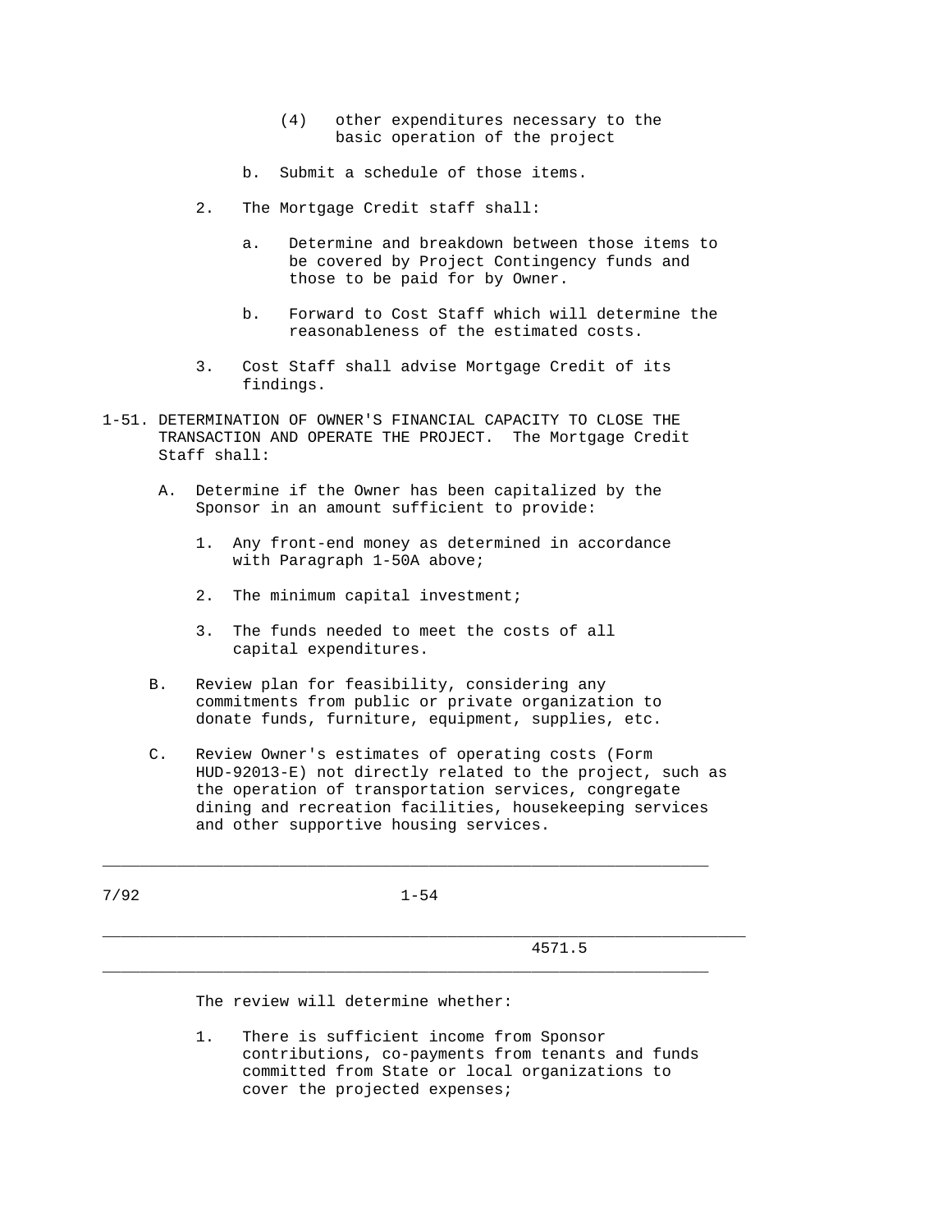(4) other expenditures necessary to the basic operation of the project

b. Submit a schedule of those items.

2. The Mortgage Credit staff shall:

   a. Determine and breakdown between those items to be covered by Project Contingency funds and those to be paid for by Owner.

   b. Forward to Cost Staff which will determine the reasonableness of the estimated costs.

3. Cost Staff shall advise Mortgage Credit of its findings.

1-51. DETERMINATION OF OWNER'S FINANCIAL CAPACITY TO CLOSE THE TRANSACTION AND OPERATE THE PROJECT. The Mortgage Credit Staff shall:

A. Determine if the Owner has been capitalized by the Sponsor in an amount sufficient to provide:

   1. Any front-end money as determined in accordance with Paragraph 1-50A above;

   2. The minimum capital investment;

   3. The funds needed to meet the costs of all capital expenditures.

B. Review plan for feasibility, considering any commitments from public or private organization to donate funds, furniture, equipment, supplies, etc.

C. Review Owner's estimates of operating costs (Form HUD-92013-E) not directly related to the project, such as the operation of transportation services, congregate dining and recreation facilities, housekeeping services and other supportive housing services.

The review will determine whether:

1. There is sufficient income from Sponsor contributions, co-payments from tenants and funds committed from State or local organizations to cover the projected expenses;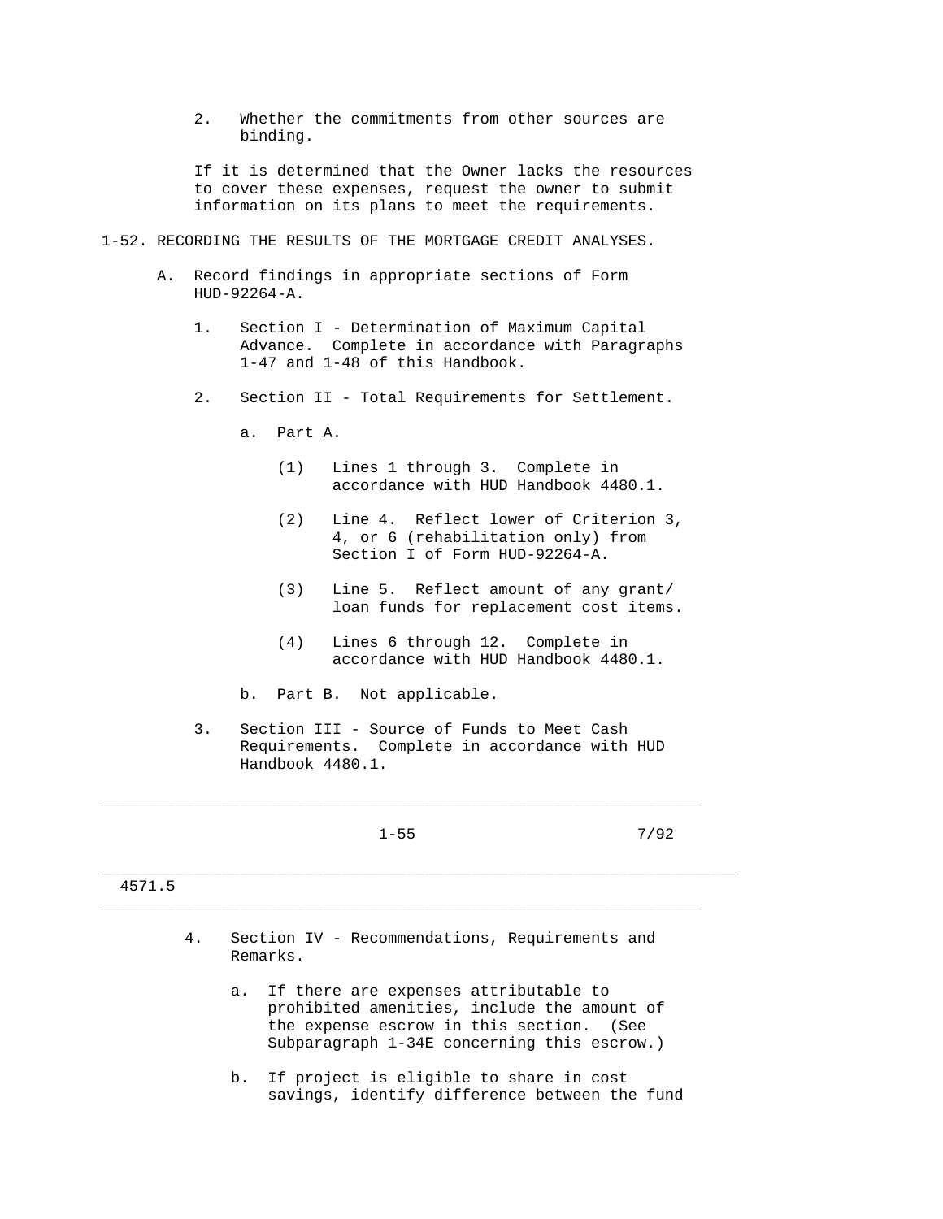2. Whether the commitments from other sources are binding.

If it is determined that the Owner lacks the resources to cover these expenses, request the owner to submit information on its plans to meet the requirements.

## 1-52. RECORDING THE RESULTS OF THE MORTGAGE CREDIT ANALYSES.

A. Record findings in appropriate sections of Form HUD-92264-A.

1. Section I - Determination of Maximum Capital Advance. Complete in accordance with Paragraphs 1-47 and 1-48 of this Handbook.

2. Section II - Total Requirements for Settlement.

   a. Part A.

      (1) Lines 1 through 3. Complete in accordance with HUD Handbook 4480.1.

      (2) Line 4. Reflect lower of Criterion 3, 4, or 6 (rehabilitation only) from Section I of Form HUD-92264-A.

      (3) Line 5. Reflect amount of any grant/ loan funds for replacement cost items.

      (4) Lines 6 through 12. Complete in accordance with HUD Handbook 4480.1.

   b. Part B. Not applicable.

3. Section III - Source of Funds to Meet Cash Requirements. Complete in accordance with HUD Handbook 4480.1.

4. Section IV - Recommendations, Requirements and Remarks.

   a. If there are expenses attributable to prohibited amenities, include the amount of the expense escrow in this section. (See Subparagraph 1-34E concerning this escrow.)

   b. If project is eligible to share in cost savings, identify difference between the fund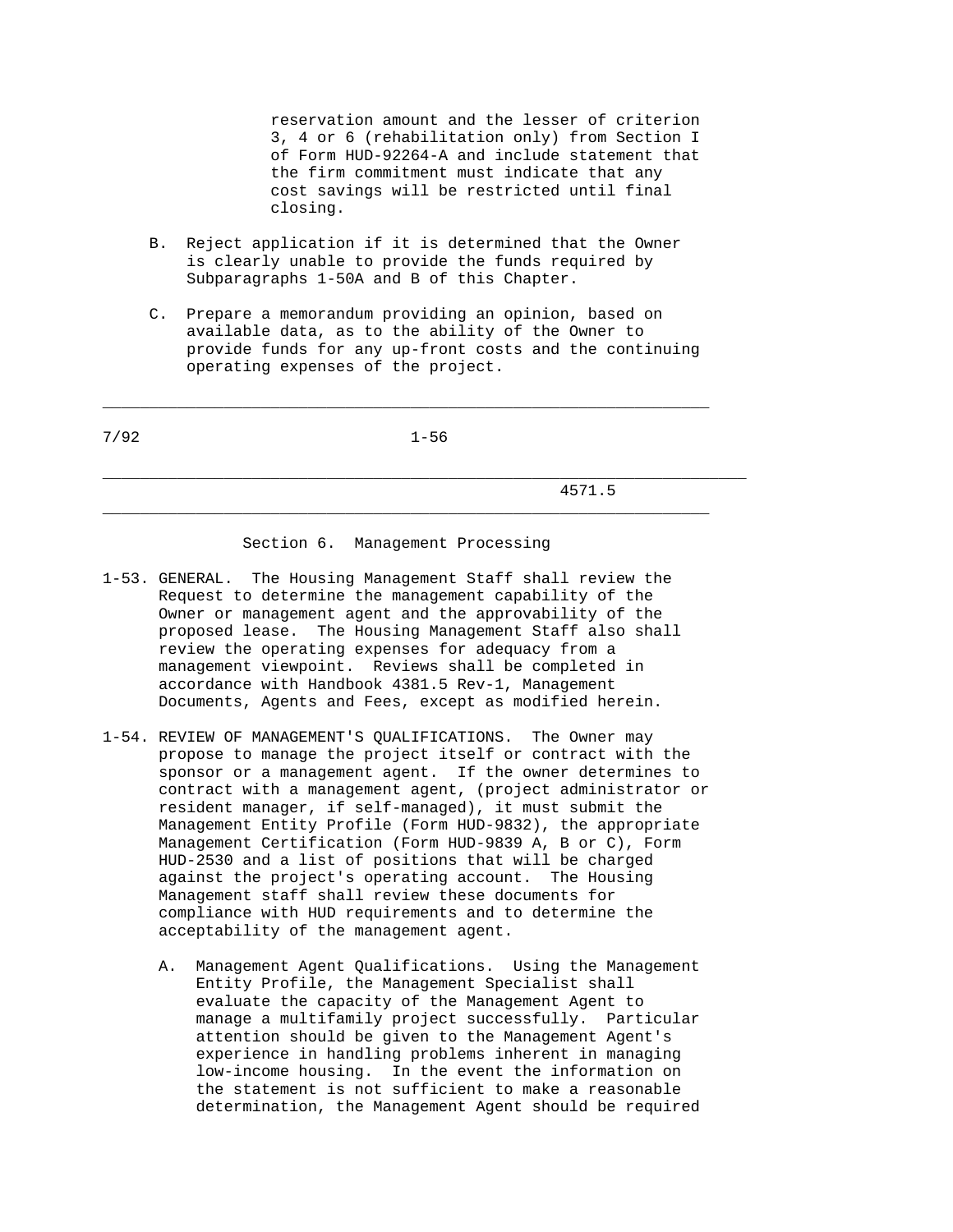reservation amount and the lesser of criterion 3, 4 or 6 (rehabilitation only) from Section I of Form HUD-92264-A and include statement that the firm commitment must indicate that any cost savings will be restricted until final closing.

B. Reject application if it is determined that the Owner is clearly unable to provide the funds required by Subparagraphs 1-50A and B of this Chapter.

C. Prepare a memorandum providing an opinion, based on available data, as to the ability of the Owner to provide funds for any up-front costs and the continuing operating expenses of the project.

## Section 6. Management Processing

1-53. GENERAL. The Housing Management Staff shall review the Request to determine the management capability of the Owner or management agent and the approvability of the proposed lease. The Housing Management Staff also shall review the operating expenses for adequacy from a management viewpoint. Reviews shall be completed in accordance with Handbook 4381.5 Rev-1, Management Documents, Agents and Fees, except as modified herein.

1-54. REVIEW OF MANAGEMENT'S QUALIFICATIONS. The Owner may propose to manage the project itself or contract with the sponsor or a management agent. If the owner determines to contract with a management agent, (project administrator or resident manager, if self-managed), it must submit the Management Entity Profile (Form HUD-9832), the appropriate Management Certification (Form HUD-9839 A, B or C), Form HUD-2530 and a list of positions that will be charged against the project's operating account. The Housing Management staff shall review these documents for compliance with HUD requirements and to determine the acceptability of the management agent.

A. Management Agent Qualifications. Using the Management Entity Profile, the Management Specialist shall evaluate the capacity of the Management Agent to manage a multifamily project successfully. Particular attention should be given to the Management Agent's experience in handling problems inherent in managing low-income housing. In the event the information on the statement is not sufficient to make a reasonable determination, the Management Agent should be required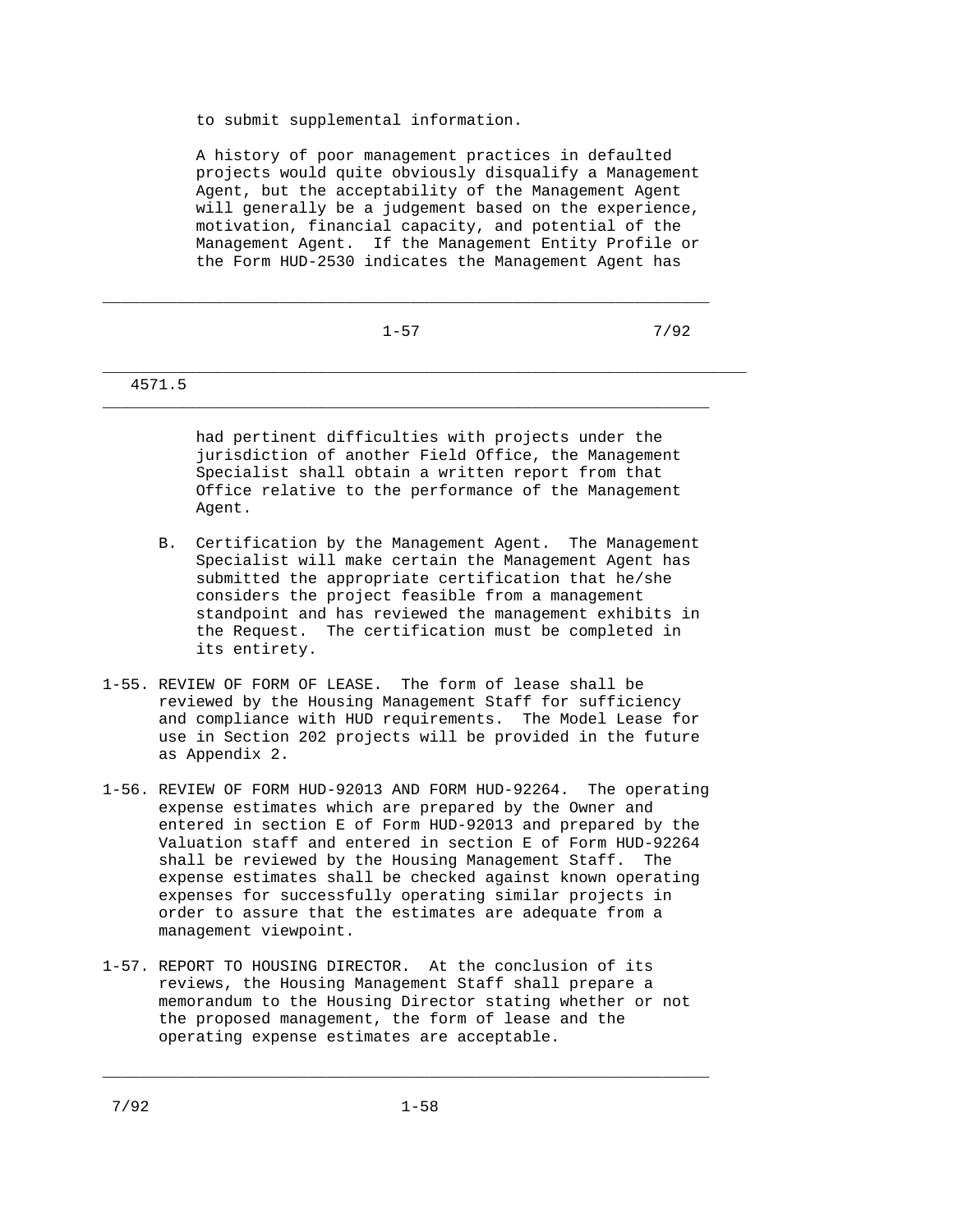to submit supplemental information.

A history of poor management practices in defaulted projects would quite obviously disqualify a Management Agent, but the acceptability of the Management Agent will generally be a judgement based on the experience, motivation, financial capacity, and potential of the Management Agent. If the Management Entity Profile or the Form HUD-2530 indicates the Management Agent has had pertinent difficulties with projects under the jurisdiction of another Field Office, the Management Specialist shall obtain a written report from that Office relative to the performance of the Management Agent.

B. Certification by the Management Agent. The Management Specialist will make certain the Management Agent has submitted the appropriate certification that he/she considers the project feasible from a management standpoint and has reviewed the management exhibits in the Request. The certification must be completed in its entirety.

1-55. REVIEW OF FORM OF LEASE. The form of lease shall be reviewed by the Housing Management Staff for sufficiency and compliance with HUD requirements. The Model Lease for use in Section 202 projects will be provided in the future as Appendix 2.

1-56. REVIEW OF FORM HUD-92013 AND FORM HUD-92264. The operating expense estimates which are prepared by the Owner and entered in section E of Form HUD-92013 and prepared by the Valuation staff and entered in section E of Form HUD-92264 shall be reviewed by the Housing Management Staff. The expense estimates shall be checked against known operating expenses for successfully operating similar projects in order to assure that the estimates are adequate from a management viewpoint.

1-57. REPORT TO HOUSING DIRECTOR. At the conclusion of its reviews, the Housing Management Staff shall prepare a memorandum to the Housing Director stating whether or not the proposed management, the form of lease and the operating expense estimates are acceptable.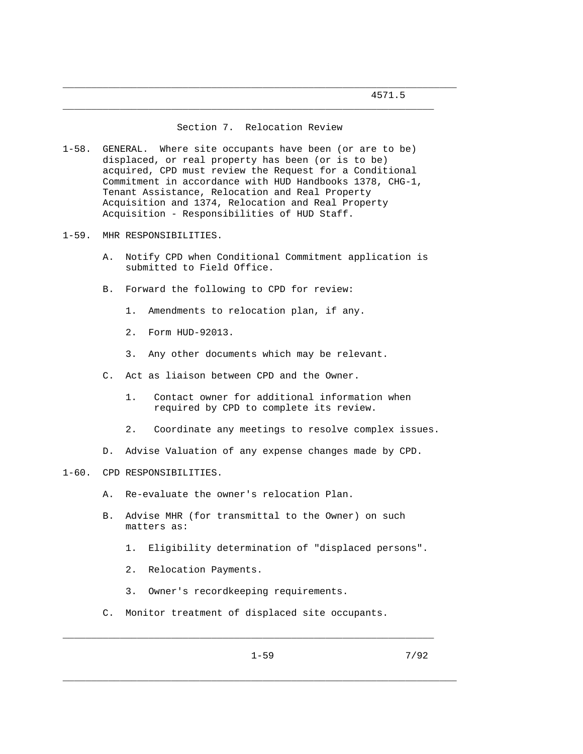## Section 7. Relocation Review

1-58. GENERAL. Where site occupants have been (or are to be) displaced, or real property has been (or is to be) acquired, CPD must review the Request for a Conditional Commitment in accordance with HUD Handbooks 1378, CHG-1, Tenant Assistance, Relocation and Real Property Acquisition and 1374, Relocation and Real Property Acquisition - Responsibilities of HUD Staff.

1-59. MHR RESPONSIBILITIES.

A. Notify CPD when Conditional Commitment application is submitted to Field Office.

B. Forward the following to CPD for review:

1. Amendments to relocation plan, if any.

2. Form HUD-92013.

3. Any other documents which may be relevant.

C. Act as liaison between CPD and the Owner.

1. Contact owner for additional information when required by CPD to complete its review.

2. Coordinate any meetings to resolve complex issues.

D. Advise Valuation of any expense changes made by CPD.

1-60. CPD RESPONSIBILITIES.

A. Re-evaluate the owner's relocation Plan.

B. Advise MHR (for transmittal to the Owner) on such matters as:

1. Eligibility determination of "displaced persons".

2. Relocation Payments.

3. Owner's recordkeeping requirements.

C. Monitor treatment of displaced site occupants.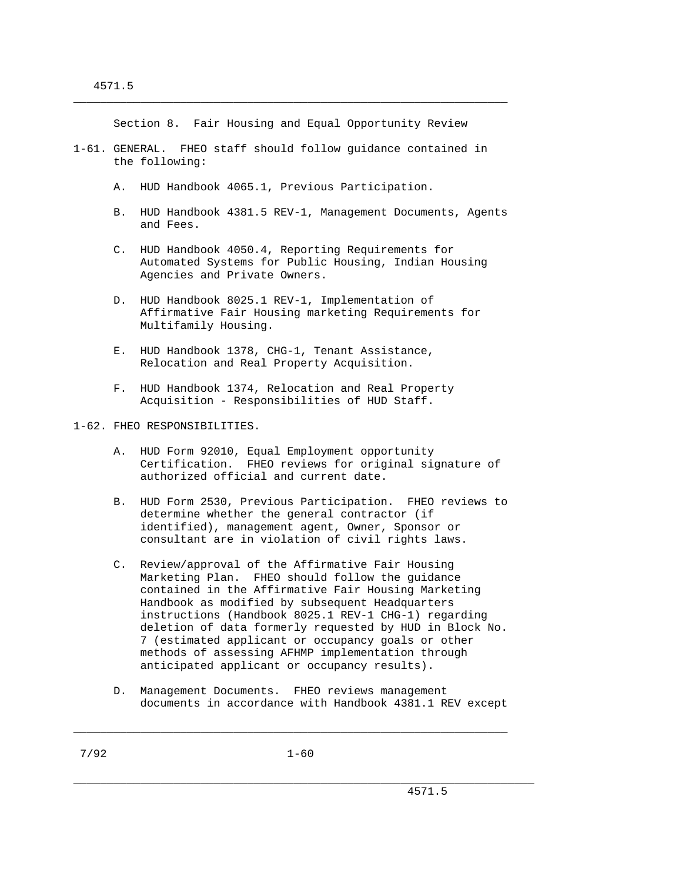## Section 8. Fair Housing and Equal Opportunity Review

1-61. GENERAL. FHEO staff should follow guidance contained in the following:

A. HUD Handbook 4065.1, Previous Participation.

B. HUD Handbook 4381.5 REV-1, Management Documents, Agents and Fees.

C. HUD Handbook 4050.4, Reporting Requirements for Automated Systems for Public Housing, Indian Housing Agencies and Private Owners.

D. HUD Handbook 8025.1 REV-1, Implementation of Affirmative Fair Housing marketing Requirements for Multifamily Housing.

E. HUD Handbook 1378, CHG-1, Tenant Assistance, Relocation and Real Property Acquisition.

F. HUD Handbook 1374, Relocation and Real Property Acquisition - Responsibilities of HUD Staff.

1-62. FHEO RESPONSIBILITIES.

A. HUD Form 92010, Equal Employment opportunity Certification. FHEO reviews for original signature of authorized official and current date.

B. HUD Form 2530, Previous Participation. FHEO reviews to determine whether the general contractor (if identified), management agent, Owner, Sponsor or consultant are in violation of civil rights laws.

C. Review/approval of the Affirmative Fair Housing Marketing Plan. FHEO should follow the guidance contained in the Affirmative Fair Housing Marketing Handbook as modified by subsequent Headquarters instructions (Handbook 8025.1 REV-1 CHG-1) regarding deletion of data formerly requested by HUD in Block No. 7 (estimated applicant or occupancy goals or other methods of assessing AFHMP implementation through anticipated applicant or occupancy results).

D. Management Documents. FHEO reviews management documents in accordance with Handbook 4381.1 REV except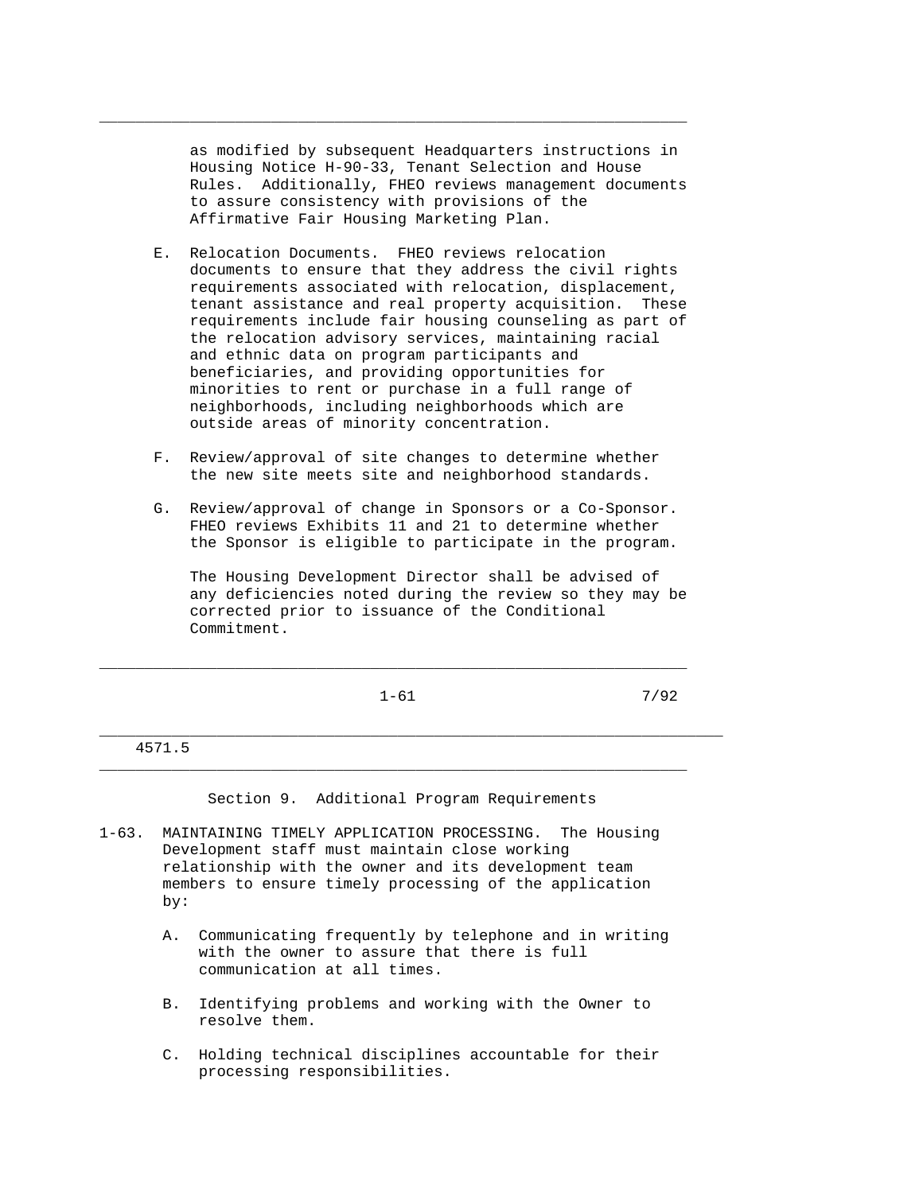as modified by subsequent Headquarters instructions in Housing Notice H-90-33, Tenant Selection and House Rules. Additionally, FHEO reviews management documents to assure consistency with provisions of the Affirmative Fair Housing Marketing Plan.

E. Relocation Documents. FHEO reviews relocation documents to ensure that they address the civil rights requirements associated with relocation, displacement, tenant assistance and real property acquisition. These requirements include fair housing counseling as part of the relocation advisory services, maintaining racial and ethnic data on program participants and beneficiaries, and providing opportunities for minorities to rent or purchase in a full range of neighborhoods, including neighborhoods which are outside areas of minority concentration.

F. Review/approval of site changes to determine whether the new site meets site and neighborhood standards.

G. Review/approval of change in Sponsors or a Co-Sponsor. FHEO reviews Exhibits 11 and 21 to determine whether the Sponsor is eligible to participate in the program.

The Housing Development Director shall be advised of any deficiencies noted during the review so they may be corrected prior to issuance of the Conditional Commitment.

## Section 9. Additional Program Requirements

1-63. MAINTAINING TIMELY APPLICATION PROCESSING. The Housing Development staff must maintain close working relationship with the owner and its development team members to ensure timely processing of the application by:

A. Communicating frequently by telephone and in writing with the owner to assure that there is full communication at all times.

B. Identifying problems and working with the Owner to resolve them.

C. Holding technical disciplines accountable for their processing responsibilities.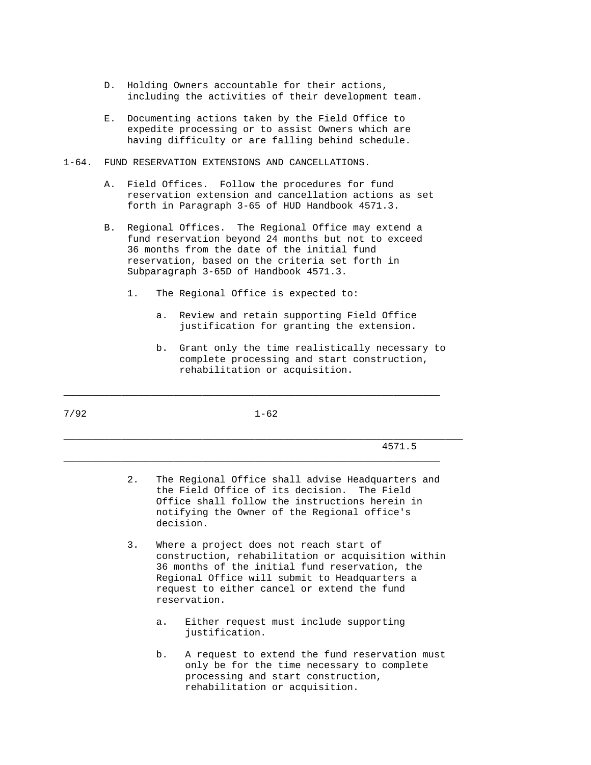D. Holding Owners accountable for their actions, including the activities of their development team.

E. Documenting actions taken by the Field Office to expedite processing or to assist Owners which are having difficulty or are falling behind schedule.

## 1-64. FUND RESERVATION EXTENSIONS AND CANCELLATIONS.

A. Field Offices. Follow the procedures for fund reservation extension and cancellation actions as set forth in Paragraph 3-65 of HUD Handbook 4571.3.

B. Regional Offices. The Regional Office may extend a fund reservation beyond 24 months but not to exceed 36 months from the date of the initial fund reservation, based on the criteria set forth in Subparagraph 3-65D of Handbook 4571.3.

1. The Regional Office is expected to:

   a. Review and retain supporting Field Office justification for granting the extension.

   b. Grant only the time realistically necessary to complete processing and start construction, rehabilitation or acquisition.

2. The Regional Office shall advise Headquarters and the Field Office of its decision. The Field Office shall follow the instructions herein in notifying the Owner of the Regional office's decision.

3. Where a project does not reach start of construction, rehabilitation or acquisition within 36 months of the initial fund reservation, the Regional Office will submit to Headquarters a request to either cancel or extend the fund reservation.

   a. Either request must include supporting justification.

   b. A request to extend the fund reservation must only be for the time necessary to complete processing and start construction, rehabilitation or acquisition.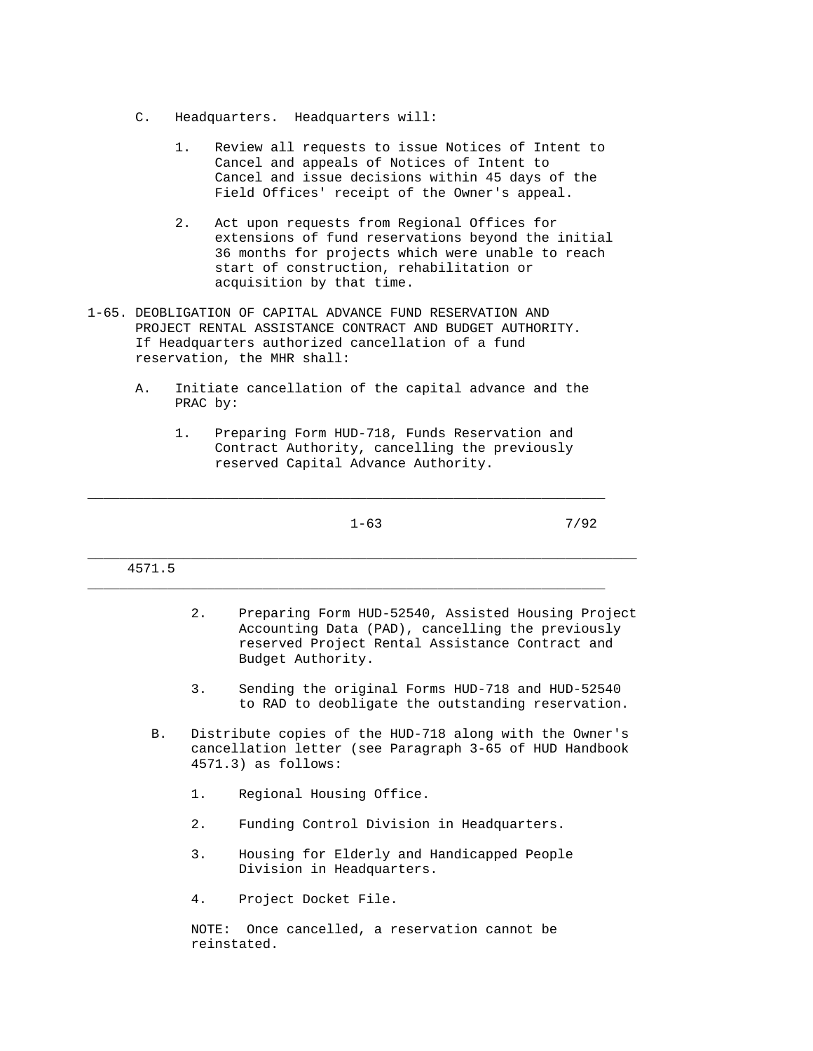C. Headquarters. Headquarters will:

1. Review all requests to issue Notices of Intent to Cancel and appeals of Notices of Intent to Cancel and issue decisions within 45 days of the Field Offices' receipt of the Owner's appeal.

2. Act upon requests from Regional Offices for extensions of fund reservations beyond the initial 36 months for projects which were unable to reach start of construction, rehabilitation or acquisition by that time.

1-65. DEOBLIGATION OF CAPITAL ADVANCE FUND RESERVATION AND PROJECT RENTAL ASSISTANCE CONTRACT AND BUDGET AUTHORITY. If Headquarters authorized cancellation of a fund reservation, the MHR shall:

A. Initiate cancellation of the capital advance and the PRAC by:

1. Preparing Form HUD-718, Funds Reservation and Contract Authority, cancelling the previously reserved Capital Advance Authority.

2. Preparing Form HUD-52540, Assisted Housing Project Accounting Data (PAD), cancelling the previously reserved Project Rental Assistance Contract and Budget Authority.

3. Sending the original Forms HUD-718 and HUD-52540 to RAD to deobligate the outstanding reservation.

B. Distribute copies of the HUD-718 along with the Owner's cancellation letter (see Paragraph 3-65 of HUD Handbook 4571.3) as follows:

1. Regional Housing Office.

2. Funding Control Division in Headquarters.

3. Housing for Elderly and Handicapped People Division in Headquarters.

4. Project Docket File.

NOTE: Once cancelled, a reservation cannot be reinstated.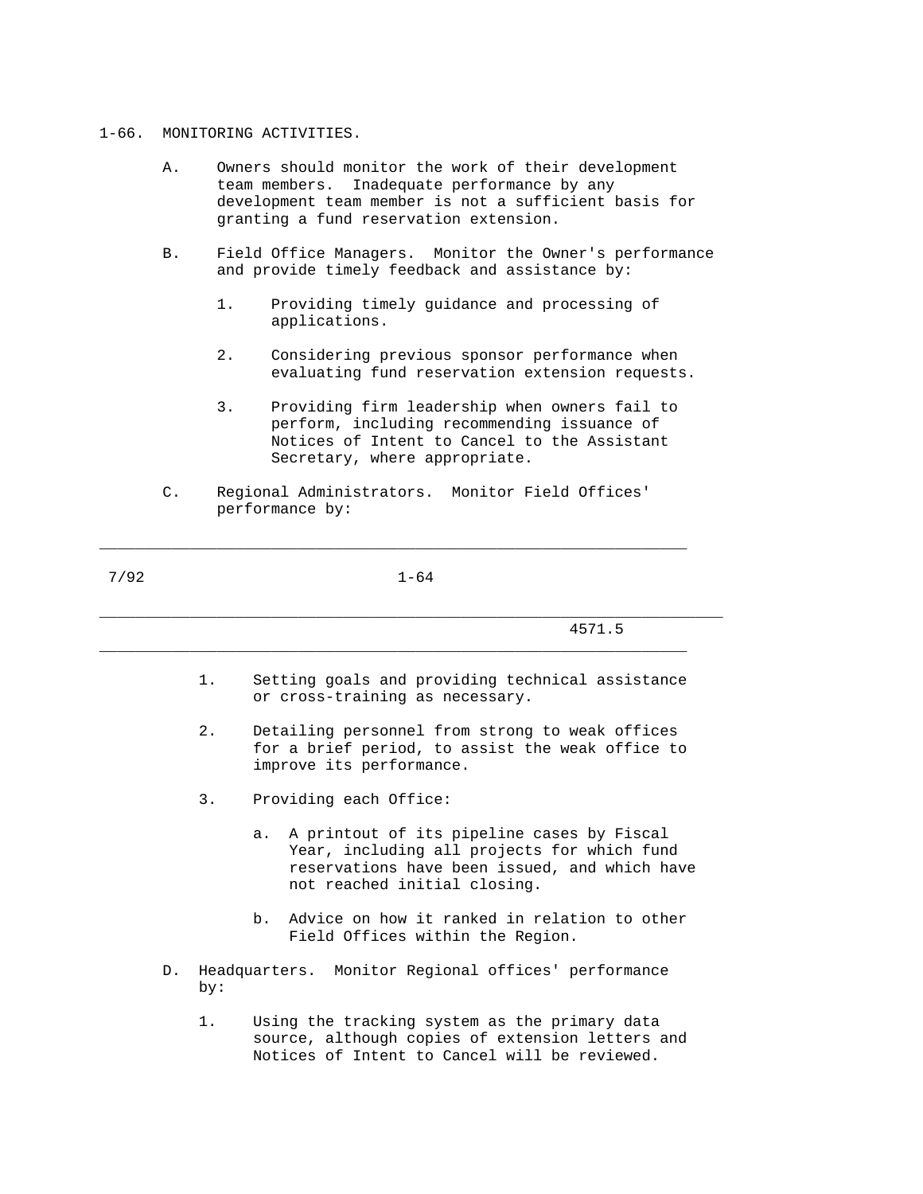## 1-66. MONITORING ACTIVITIES.

A. Owners should monitor the work of their development team members. Inadequate performance by any development team member is not a sufficient basis for granting a fund reservation extension.

B. Field Office Managers. Monitor the Owner's performance and provide timely feedback and assistance by:

1. Providing timely guidance and processing of applications.
2. Considering previous sponsor performance when evaluating fund reservation extension requests.
3. Providing firm leadership when owners fail to perform, including recommending issuance of Notices of Intent to Cancel to the Assistant Secretary, where appropriate.

C. Regional Administrators. Monitor Field Offices' performance by:

1. Setting goals and providing technical assistance or cross-training as necessary.
2. Detailing personnel from strong to weak offices for a brief period, to assist the weak office to improve its performance.
3. Providing each Office:
   a. A printout of its pipeline cases by Fiscal Year, including all projects for which fund reservations have been issued, and which have not reached initial closing.
   b. Advice on how it ranked in relation to other Field Offices within the Region.

D. Headquarters. Monitor Regional offices' performance by:

1. Using the tracking system as the primary data source, although copies of extension letters and Notices of Intent to Cancel will be reviewed.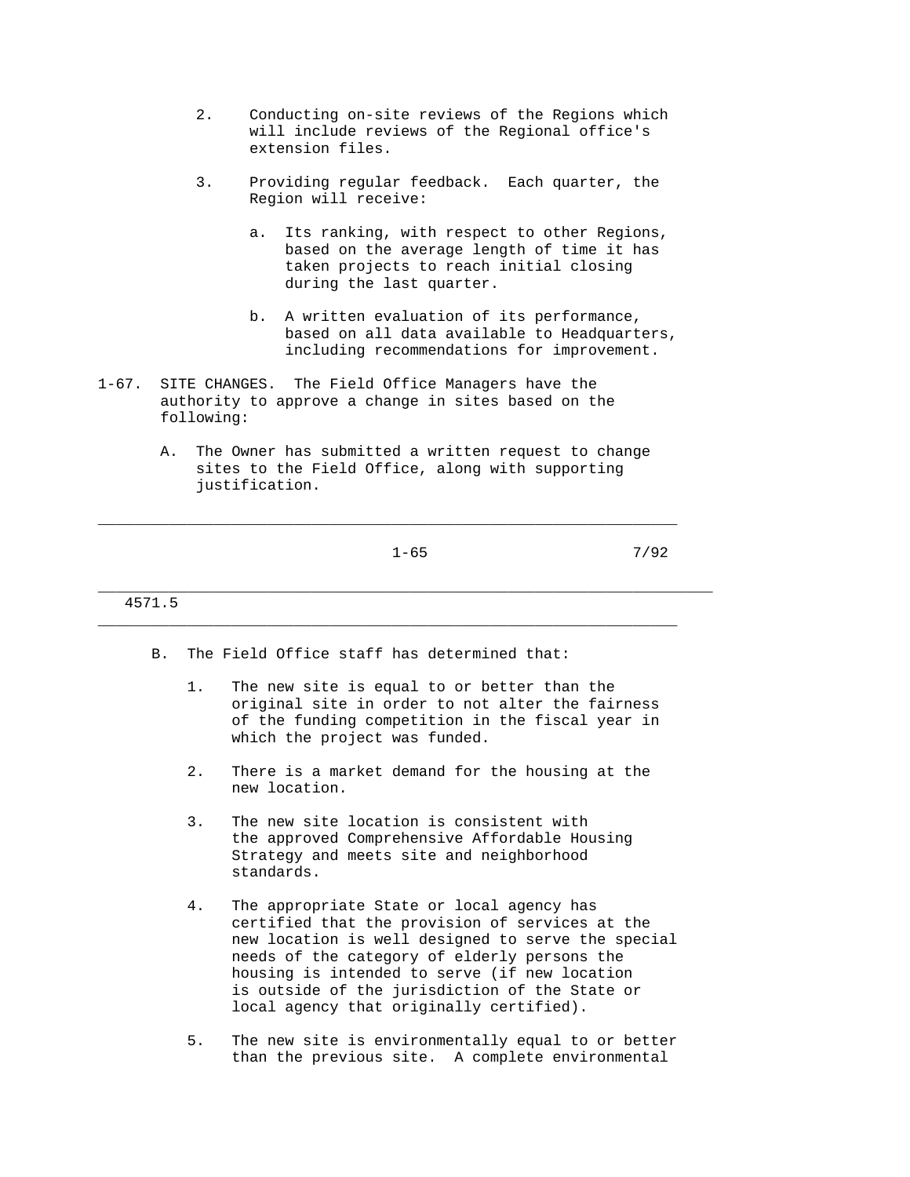2. Conducting on-site reviews of the Regions which will include reviews of the Regional office's extension files.

3. Providing regular feedback. Each quarter, the Region will receive:

   a. Its ranking, with respect to other Regions, based on the average length of time it has taken projects to reach initial closing during the last quarter.

   b. A written evaluation of its performance, based on all data available to Headquarters, including recommendations for improvement.

1-67. SITE CHANGES. The Field Office Managers have the authority to approve a change in sites based on the following:

A. The Owner has submitted a written request to change sites to the Field Office, along with supporting justification.

B. The Field Office staff has determined that:

   1. The new site is equal to or better than the original site in order to not alter the fairness of the funding competition in the fiscal year in which the project was funded.

   2. There is a market demand for the housing at the new location.

   3. The new site location is consistent with the approved Comprehensive Affordable Housing Strategy and meets site and neighborhood standards.

   4. The appropriate State or local agency has certified that the provision of services at the new location is well designed to serve the special needs of the category of elderly persons the housing is intended to serve (if new location is outside of the jurisdiction of the State or local agency that originally certified).

   5. The new site is environmentally equal to or better than the previous site. A complete environmental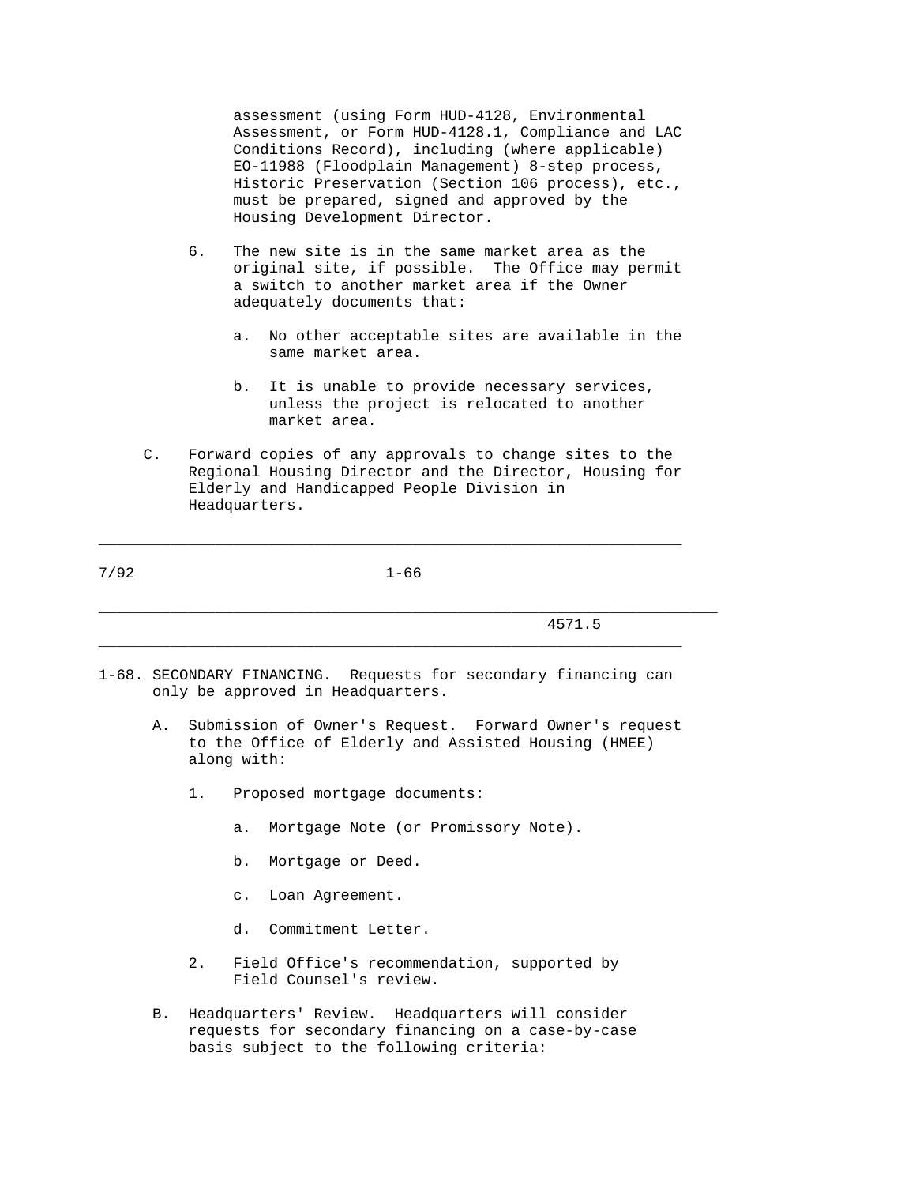assessment (using Form HUD-4128, Environmental Assessment, or Form HUD-4128.1, Compliance and LAC Conditions Record), including (where applicable) EO-11988 (Floodplain Management) 8-step process, Historic Preservation (Section 106 process), etc., must be prepared, signed and approved by the Housing Development Director.

6. The new site is in the same market area as the original site, if possible. The Office may permit a switch to another market area if the Owner adequately documents that:

   a. No other acceptable sites are available in the same market area.

   b. It is unable to provide necessary services, unless the project is relocated to another market area.

C. Forward copies of any approvals to change sites to the Regional Housing Director and the Director, Housing for Elderly and Handicapped People Division in Headquarters.

1-68. SECONDARY FINANCING. Requests for secondary financing can only be approved in Headquarters.

A. Submission of Owner's Request. Forward Owner's request to the Office of Elderly and Assisted Housing (HMEE) along with:

1. Proposed mortgage documents:

   a. Mortgage Note (or Promissory Note).

   b. Mortgage or Deed.

   c. Loan Agreement.

   d. Commitment Letter.

2. Field Office's recommendation, supported by Field Counsel's review.

B. Headquarters' Review. Headquarters will consider requests for secondary financing on a case-by-case basis subject to the following criteria: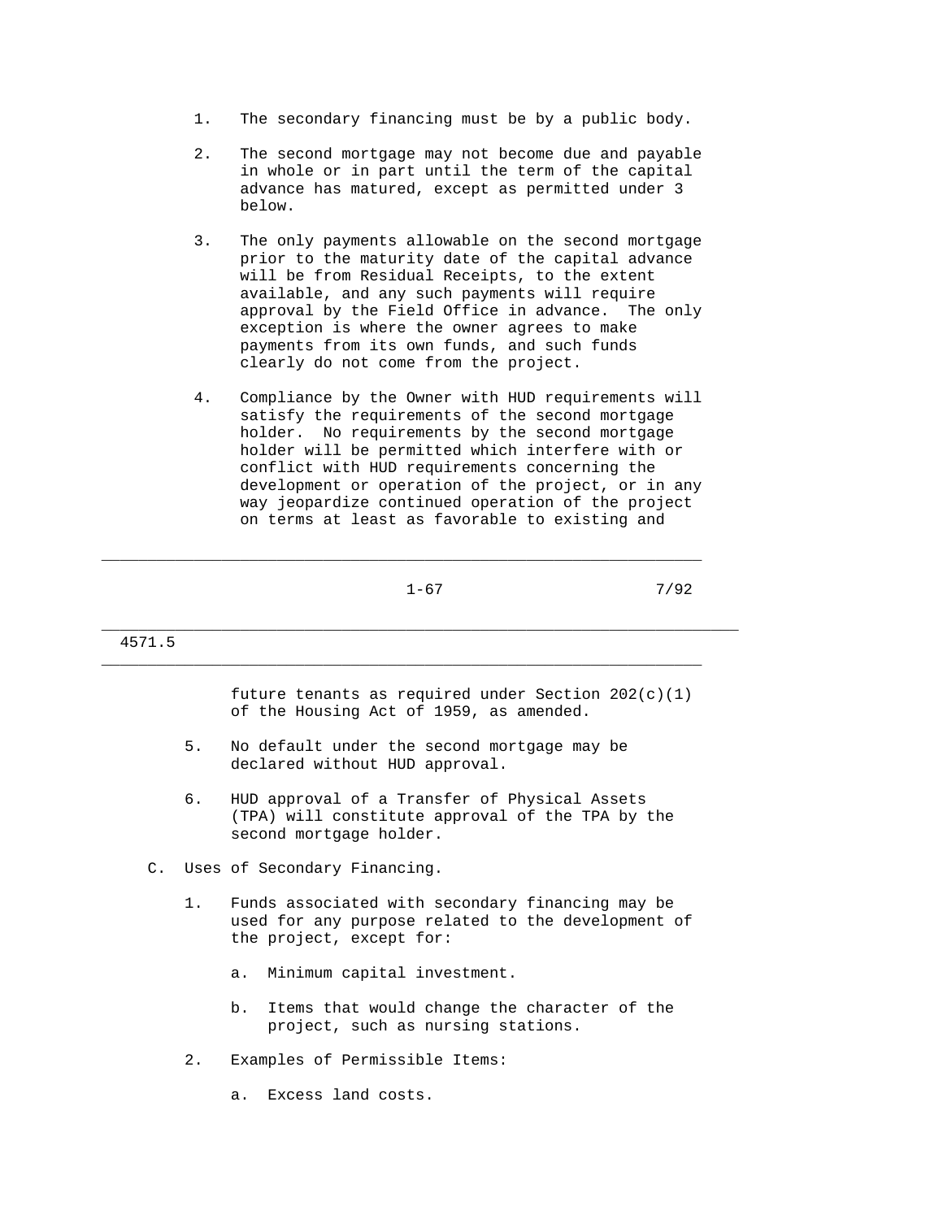1. The secondary financing must be by a public body.

2. The second mortgage may not become due and payable in whole or in part until the term of the capital advance has matured, except as permitted under 3 below.

3. The only payments allowable on the second mortgage prior to the maturity date of the capital advance will be from Residual Receipts, to the extent available, and any such payments will require approval by the Field Office in advance. The only exception is where the owner agrees to make payments from its own funds, and such funds clearly do not come from the project.

4. Compliance by the Owner with HUD requirements will satisfy the requirements of the second mortgage holder. No requirements by the second mortgage holder will be permitted which interfere with or conflict with HUD requirements concerning the development or operation of the project, or in any way jeopardize continued operation of the project on terms at least as favorable to existing and future tenants as required under Section 202(c)(1) of the Housing Act of 1959, as amended.

5. No default under the second mortgage may be declared without HUD approval.

6. HUD approval of a Transfer of Physical Assets (TPA) will constitute approval of the TPA by the second mortgage holder.

C. Uses of Secondary Financing.

1. Funds associated with secondary financing may be used for any purpose related to the development of the project, except for:

   a. Minimum capital investment.

   b. Items that would change the character of the project, such as nursing stations.

2. Examples of Permissible Items:

   a. Excess land costs.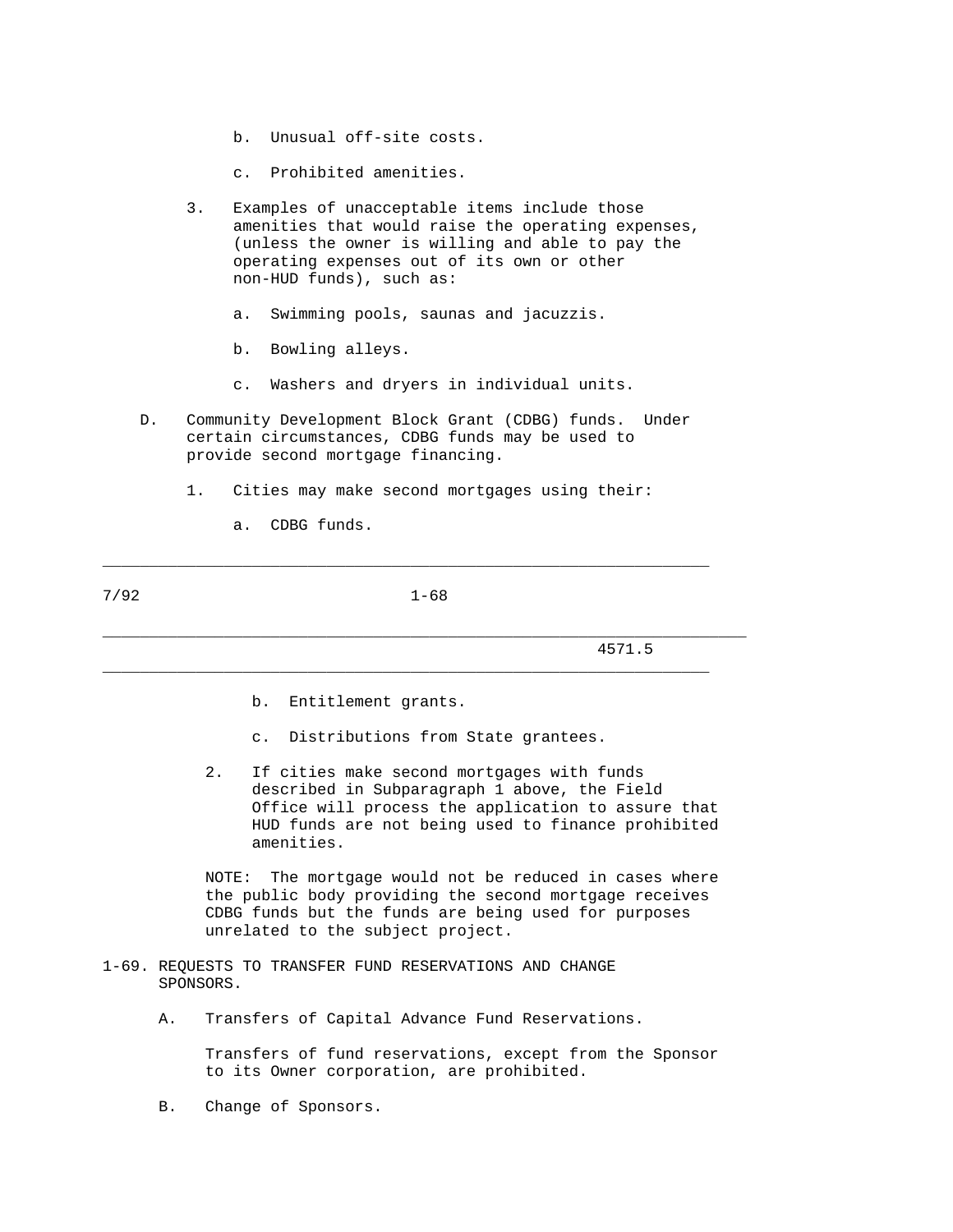b. Unusual off-site costs.

c. Prohibited amenities.

3. Examples of unacceptable items include those amenities that would raise the operating expenses, (unless the owner is willing and able to pay the operating expenses out of its own or other non-HUD funds), such as:

   a. Swimming pools, saunas and jacuzzis.

   b. Bowling alleys.

   c. Washers and dryers in individual units.

D. Community Development Block Grant (CDBG) funds. Under certain circumstances, CDBG funds may be used to provide second mortgage financing.

1. Cities may make second mortgages using their:

   a. CDBG funds.

   b. Entitlement grants.

   c. Distributions from State grantees.

2. If cities make second mortgages with funds described in Subparagraph 1 above, the Field Office will process the application to assure that HUD funds are not being used to finance prohibited amenities.

NOTE: The mortgage would not be reduced in cases where the public body providing the second mortgage receives CDBG funds but the funds are being used for purposes unrelated to the subject project.

1-69. REQUESTS TO TRANSFER FUND RESERVATIONS AND CHANGE SPONSORS.

A. Transfers of Capital Advance Fund Reservations.

Transfers of fund reservations, except from the Sponsor to its Owner corporation, are prohibited.

B. Change of Sponsors.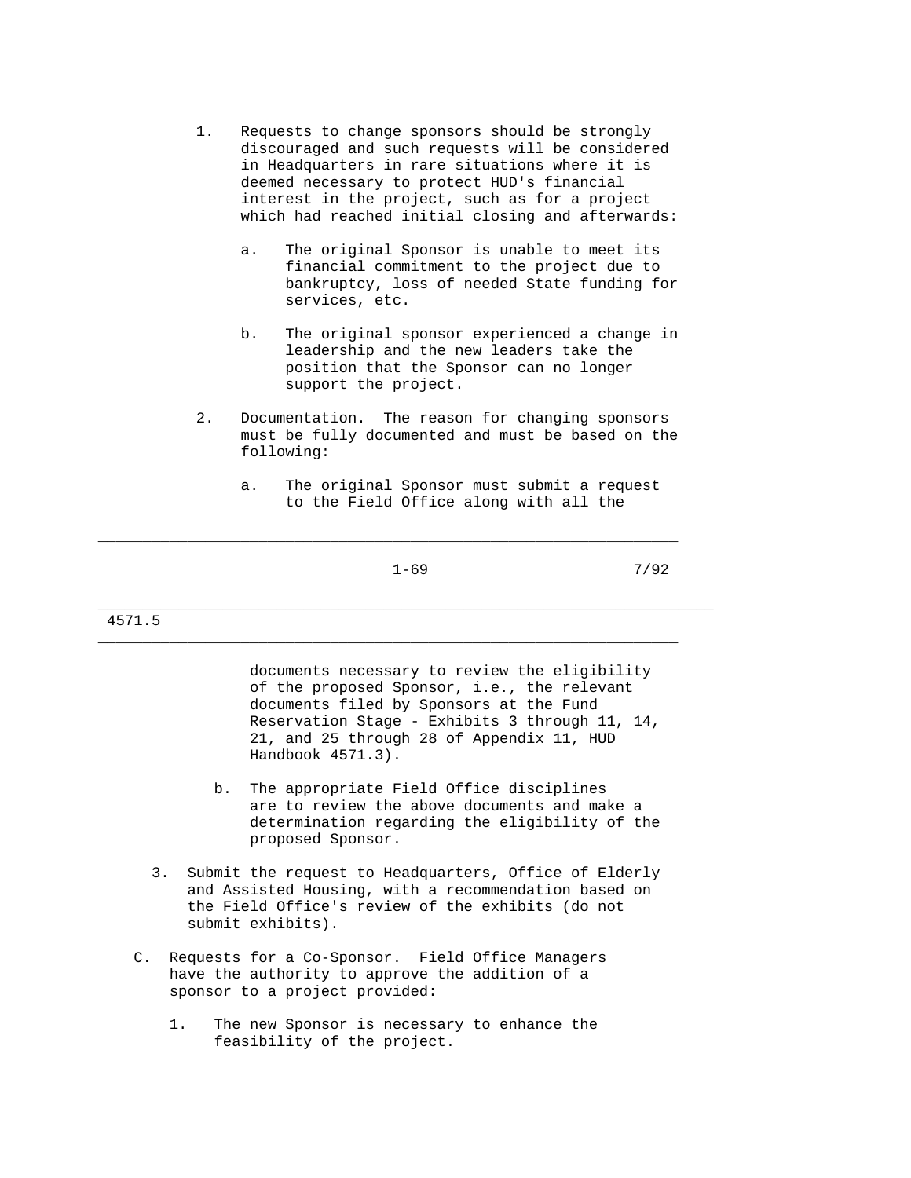1. Requests to change sponsors should be strongly discouraged and such requests will be considered in Headquarters in rare situations where it is deemed necessary to protect HUD's financial interest in the project, such as for a project which had reached initial closing and afterwards:

   a. The original Sponsor is unable to meet its financial commitment to the project due to bankruptcy, loss of needed State funding for services, etc.

   b. The original sponsor experienced a change in leadership and the new leaders take the position that the Sponsor can no longer support the project.

2. Documentation. The reason for changing sponsors must be fully documented and must be based on the following:

   a. The original Sponsor must submit a request to the Field Office along with all the documents necessary to review the eligibility of the proposed Sponsor, i.e., the relevant documents filed by Sponsors at the Fund Reservation Stage - Exhibits 3 through 11, 14, 21, and 25 through 28 of Appendix 11, HUD Handbook 4571.3).

   b. The appropriate Field Office disciplines are to review the above documents and make a determination regarding the eligibility of the proposed Sponsor.

3. Submit the request to Headquarters, Office of Elderly and Assisted Housing, with a recommendation based on the Field Office's review of the exhibits (do not submit exhibits).

C. Requests for a Co-Sponsor. Field Office Managers have the authority to approve the addition of a sponsor to a project provided:

   1. The new Sponsor is necessary to enhance the feasibility of the project.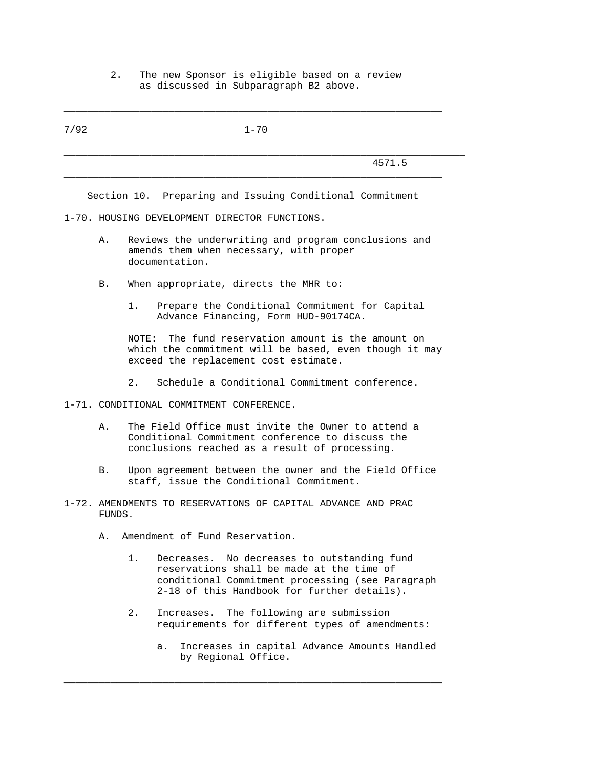2. The new Sponsor is eligible based on a review as discussed in Subparagraph B2 above.

## Section 10. Preparing and Issuing Conditional Commitment

### 1-70. HOUSING DEVELOPMENT DIRECTOR FUNCTIONS.

A. Reviews the underwriting and program conclusions and amends them when necessary, with proper documentation.

B. When appropriate, directs the MHR to:

1. Prepare the Conditional Commitment for Capital Advance Financing, Form HUD-90174CA.

NOTE: The fund reservation amount is the amount on which the commitment will be based, even though it may exceed the replacement cost estimate.

2. Schedule a Conditional Commitment conference.

### 1-71. CONDITIONAL COMMITMENT CONFERENCE.

A. The Field Office must invite the Owner to attend a Conditional Commitment conference to discuss the conclusions reached as a result of processing.

B. Upon agreement between the owner and the Field Office staff, issue the Conditional Commitment.

### 1-72. AMENDMENTS TO RESERVATIONS OF CAPITAL ADVANCE AND PRAC FUNDS.

A. Amendment of Fund Reservation.

1. Decreases. No decreases to outstanding fund reservations shall be made at the time of conditional Commitment processing (see Paragraph 2-18 of this Handbook for further details).

2. Increases. The following are submission requirements for different types of amendments:

a. Increases in capital Advance Amounts Handled by Regional Office.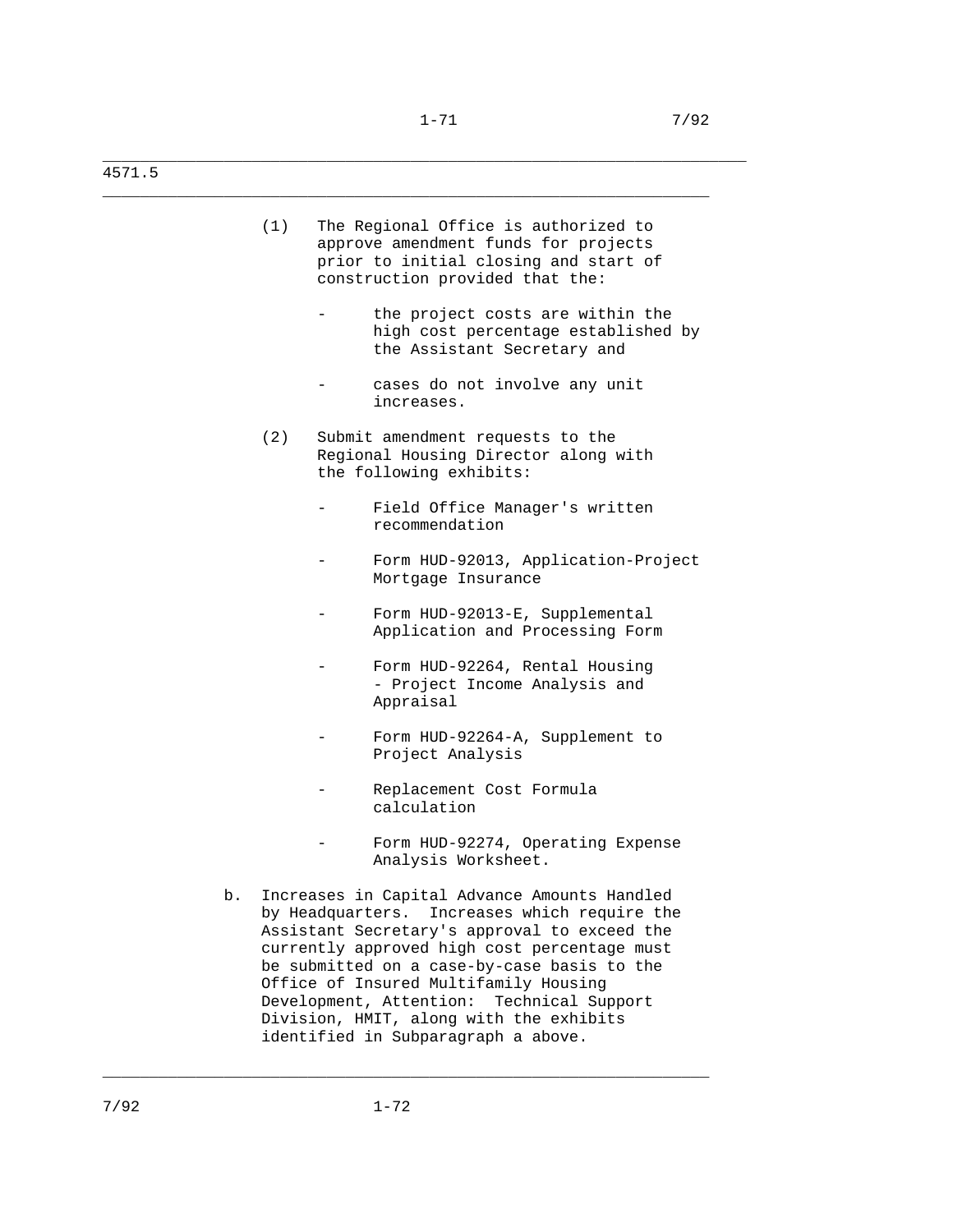(1) The Regional Office is authorized to approve amendment funds for projects prior to initial closing and start of construction provided that the:

- the project costs are within the high cost percentage established by the Assistant Secretary and

- cases do not involve any unit increases.

(2) Submit amendment requests to the Regional Housing Director along with the following exhibits:

- Field Office Manager's written recommendation

- Form HUD-92013, Application-Project Mortgage Insurance

- Form HUD-92013-E, Supplemental Application and Processing Form

- Form HUD-92264, Rental Housing - Project Income Analysis and Appraisal

- Form HUD-92264-A, Supplement to Project Analysis

- Replacement Cost Formula calculation

- Form HUD-92274, Operating Expense Analysis Worksheet.

b. Increases in Capital Advance Amounts Handled by Headquarters. Increases which require the Assistant Secretary's approval to exceed the currently approved high cost percentage must be submitted on a case-by-case basis to the Office of Insured Multifamily Housing Development, Attention: Technical Support Division, HMIT, along with the exhibits identified in Subparagraph a above.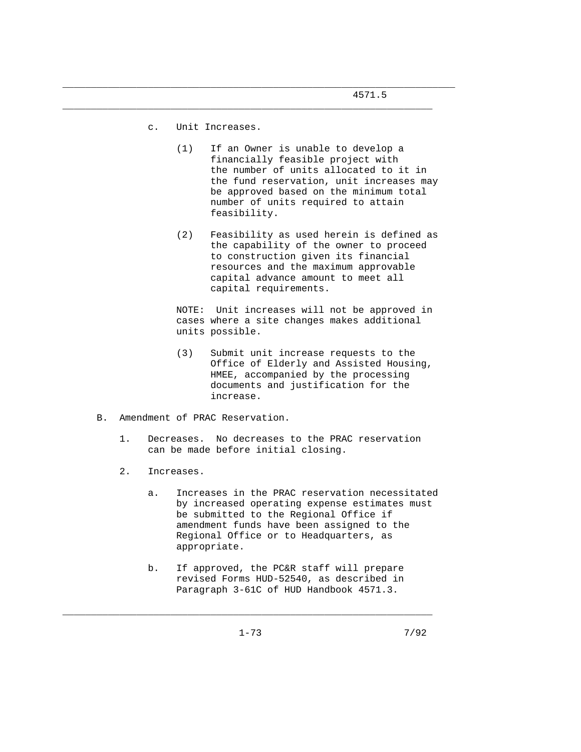c. Unit Increases.

(1) If an Owner is unable to develop a financially feasible project with the number of units allocated to it in the fund reservation, unit increases may be approved based on the minimum total number of units required to attain feasibility.

(2) Feasibility as used herein is defined as the capability of the owner to proceed to construction given its financial resources and the maximum approvable capital advance amount to meet all capital requirements.

NOTE: Unit increases will not be approved in cases where a site changes makes additional units possible.

(3) Submit unit increase requests to the Office of Elderly and Assisted Housing, HMEE, accompanied by the processing documents and justification for the increase.

B. Amendment of PRAC Reservation.

1. Decreases. No decreases to the PRAC reservation can be made before initial closing.

2. Increases.

a. Increases in the PRAC reservation necessitated by increased operating expense estimates must be submitted to the Regional Office if amendment funds have been assigned to the Regional Office or to Headquarters, as appropriate.

b. If approved, the PC&R staff will prepare revised Forms HUD-52540, as described in Paragraph 3-61C of HUD Handbook 4571.3.